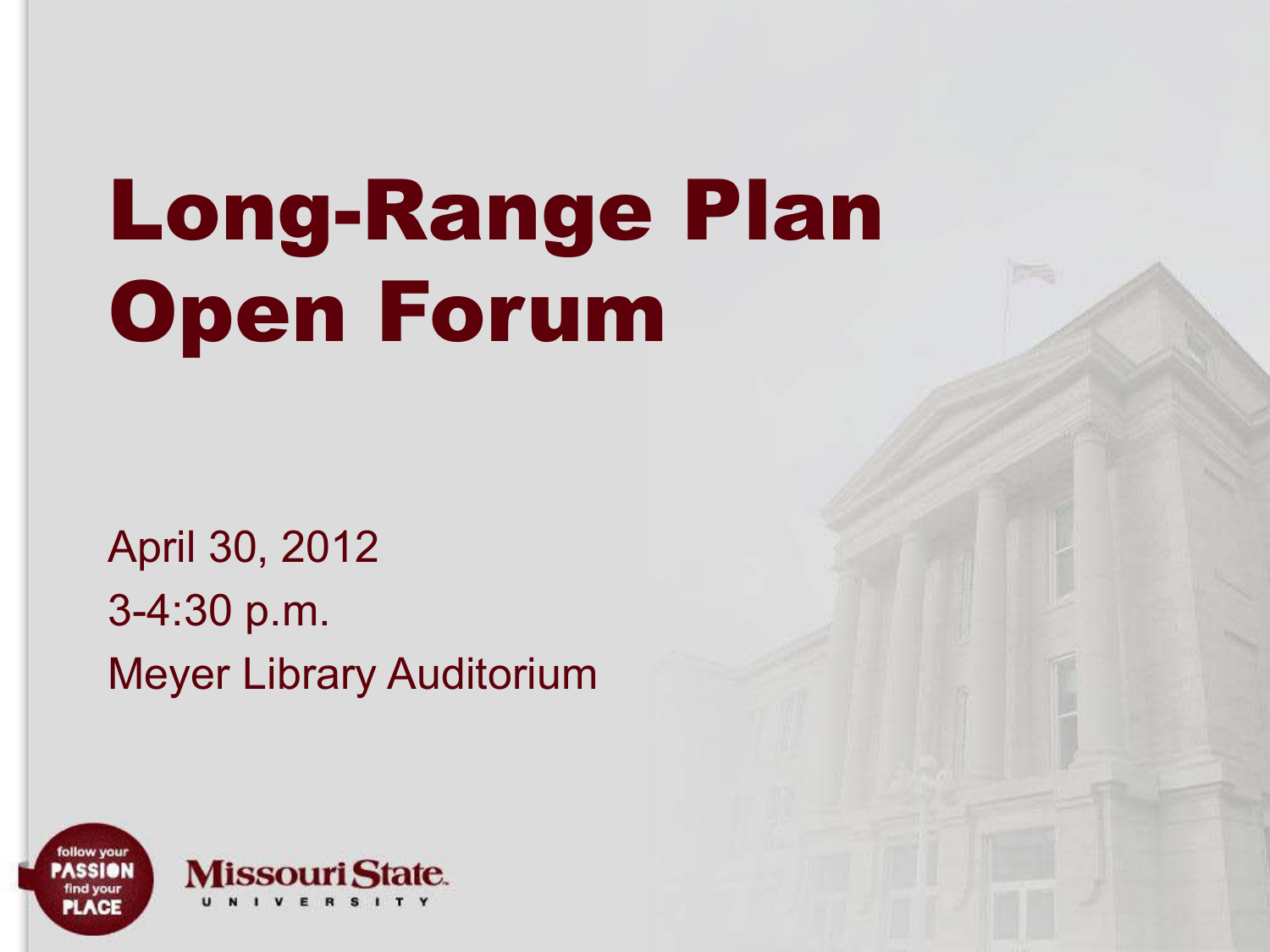# Long-Range Plan Open Forum

April 30, 2012

3-4:30 p.m.

Meyer Library Auditorium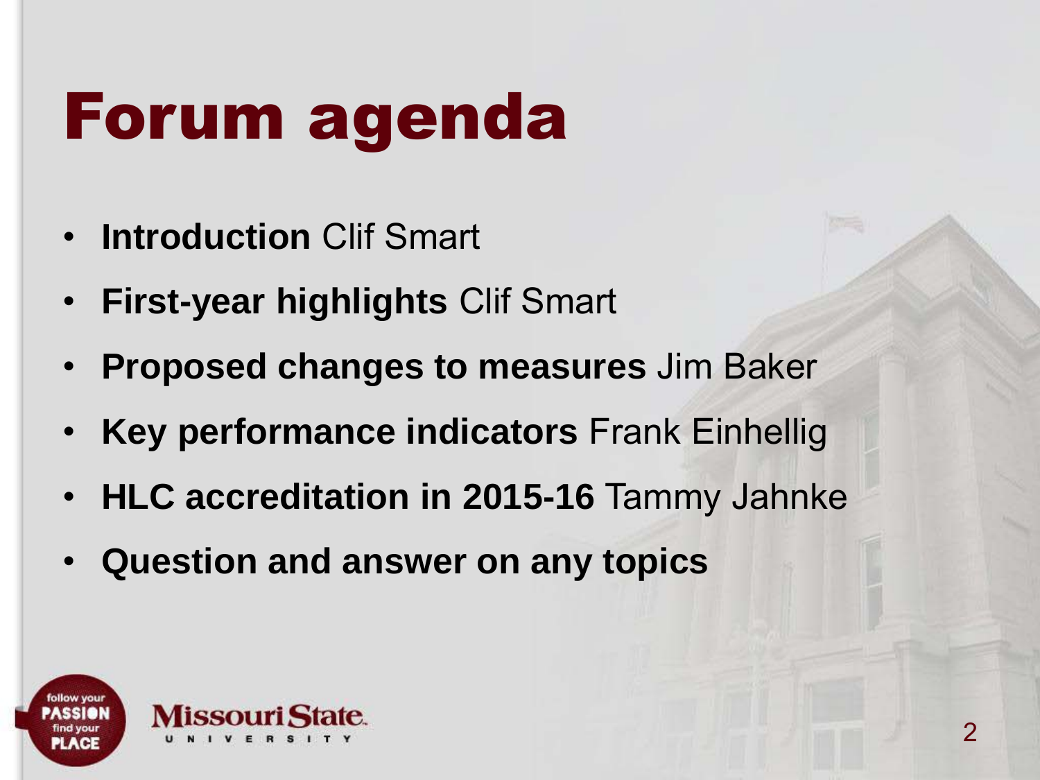# Forum agenda

- **Introduction** Clif Smart
- **First-year highlights** Clif Smart
- **Proposed changes to measures** Jim Baker
- **Key performance indicators** Frank Einhellig
- **HLC accreditation in 2015-16** Tammy Jahnke
- **Question and answer on any topics**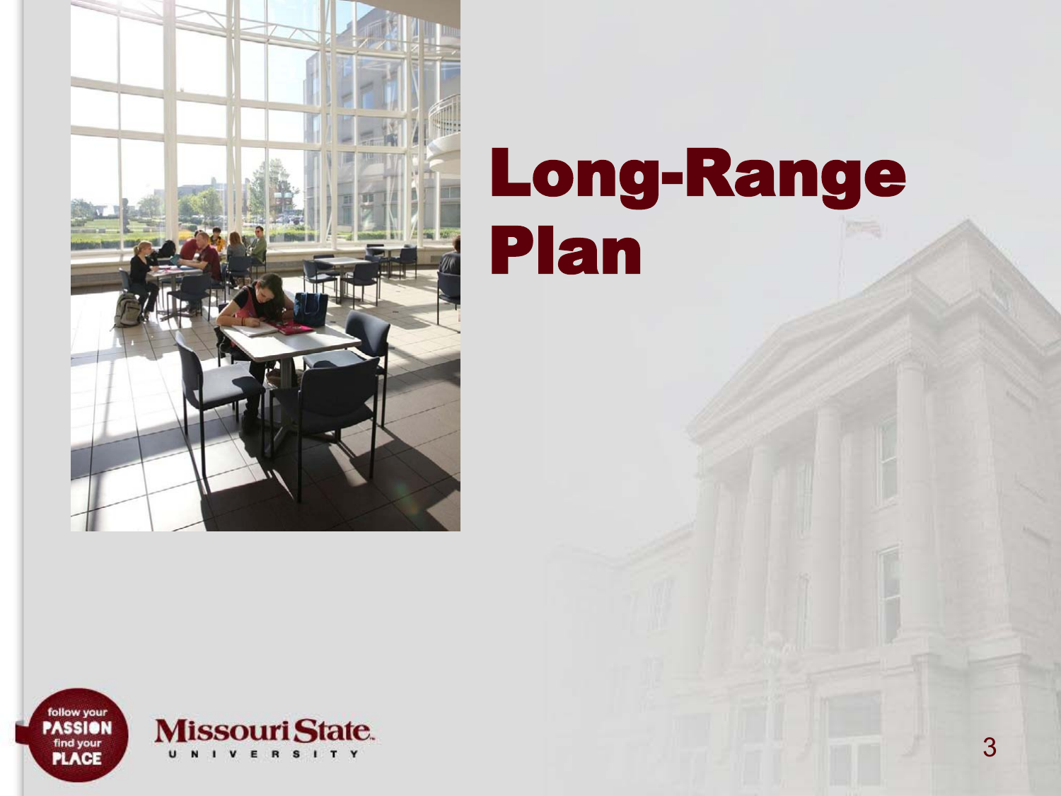# Long-Range Plan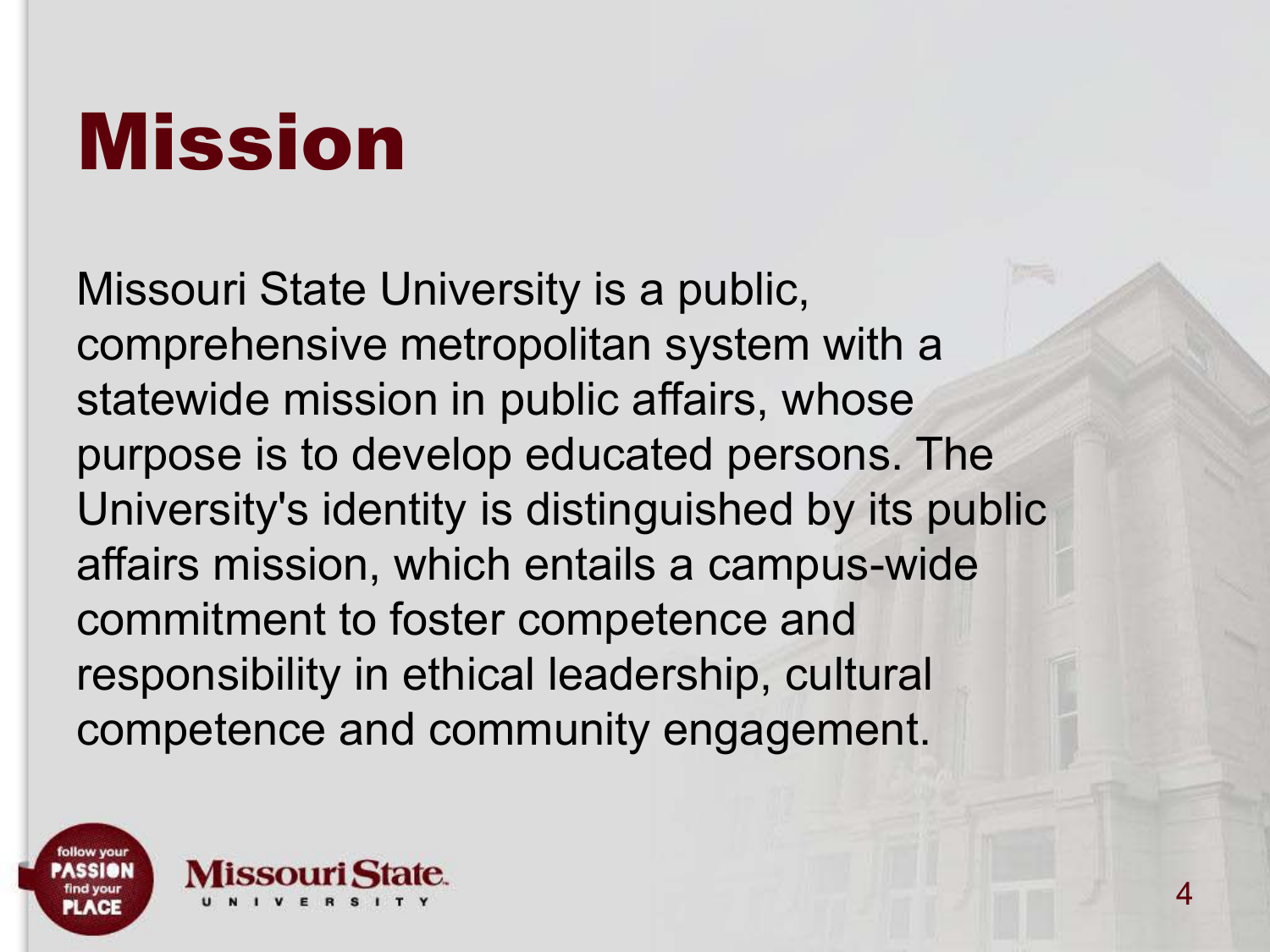# Mission

Missouri State University is a public, comprehensive metropolitan system with a statewide mission in public affairs, whose purpose is to develop educated persons. The University's identity is distinguished by its public affairs mission, which entails a campus-wide commitment to foster competence and responsibility in ethical leadership, cultural competence and community engagement.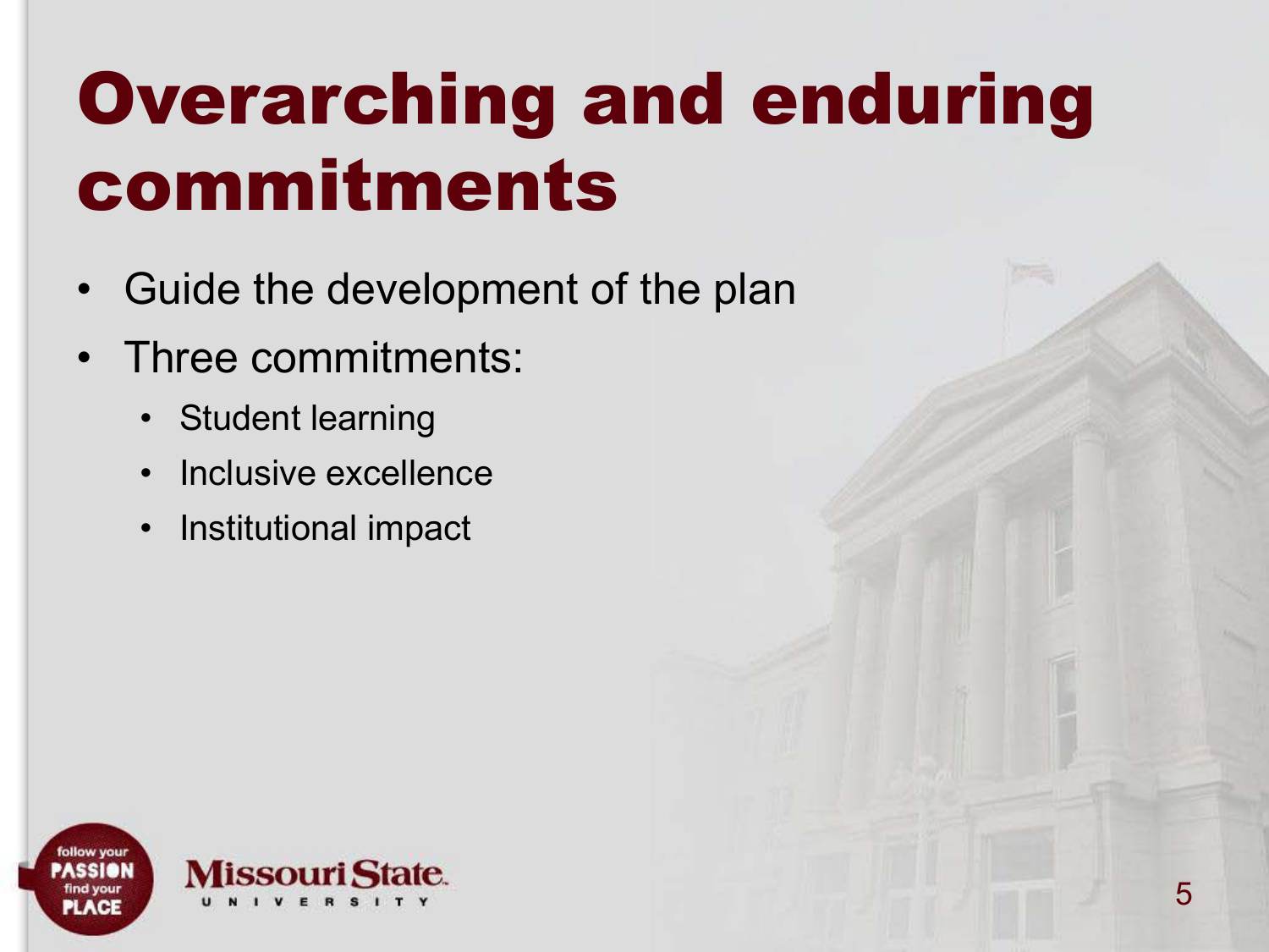# Overarching and enduring commitments

- Guide the development of the plan
- Three commitments:
  - Student learning
  - Inclusive excellence
  - Institutional impact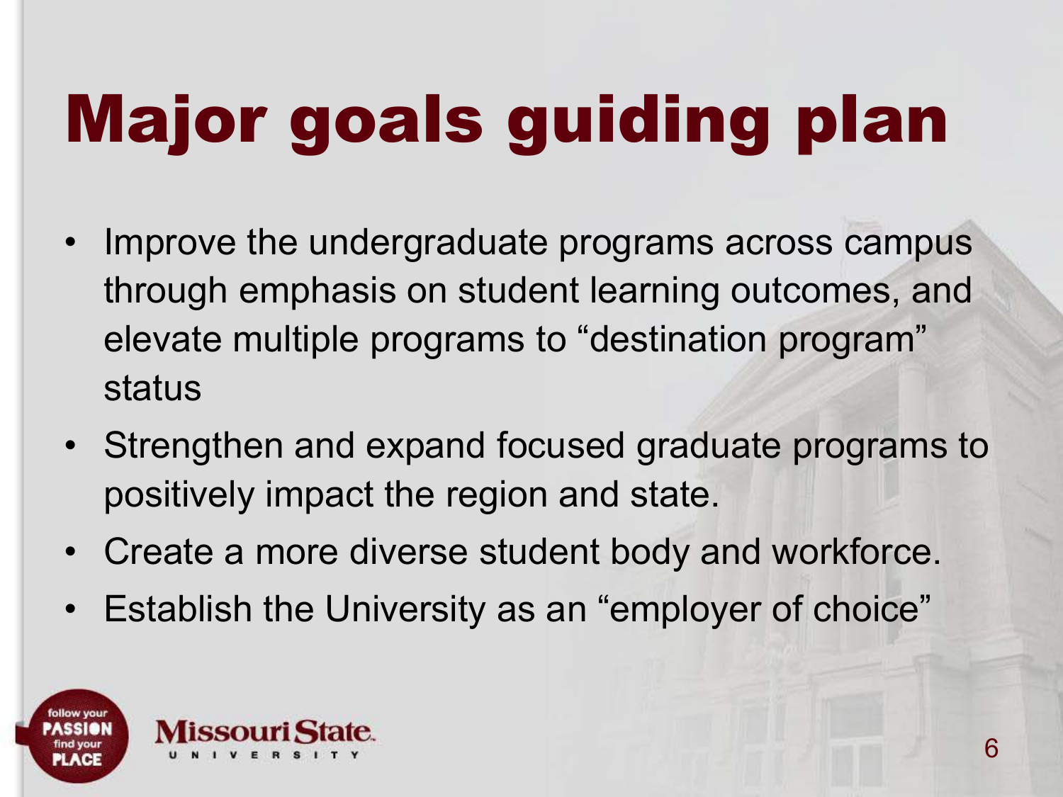# Major goals guiding plan

- Improve the undergraduate programs across campus through emphasis on student learning outcomes, and elevate multiple programs to "destination program" status
- Strengthen and expand focused graduate programs to positively impact the region and state.
- Create a more diverse student body and workforce.
- Establish the University as an "employer of choice"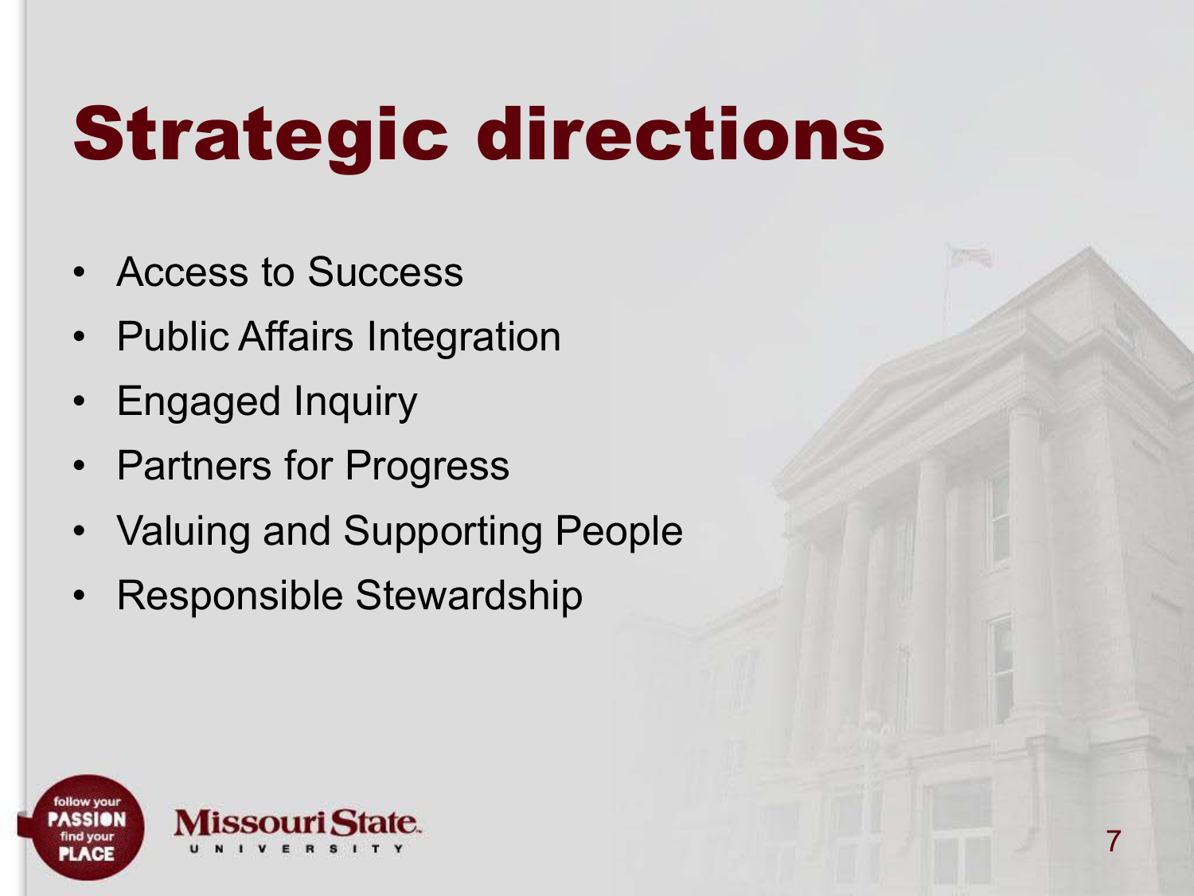# Strategic directions

- Access to Success
- Public Affairs Integration
- Engaged Inquiry
- Partners for Progress
- Valuing and Supporting People
- Responsible Stewardship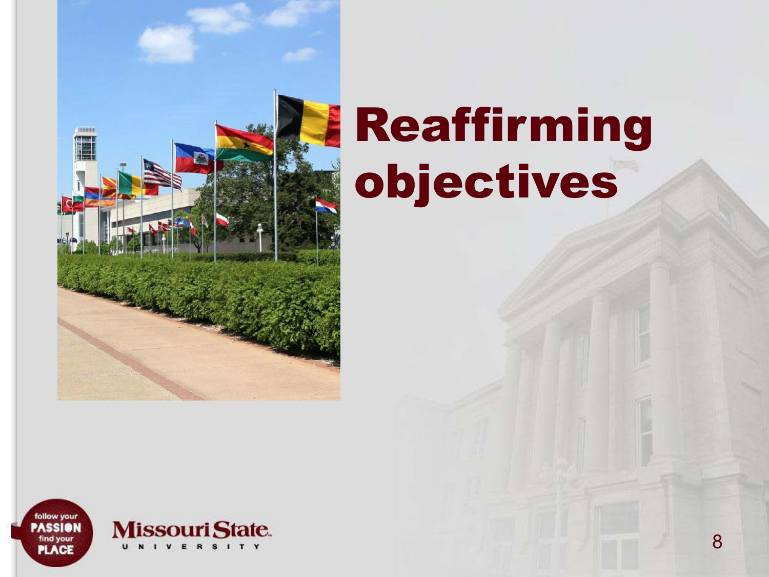# Reaffirming objectives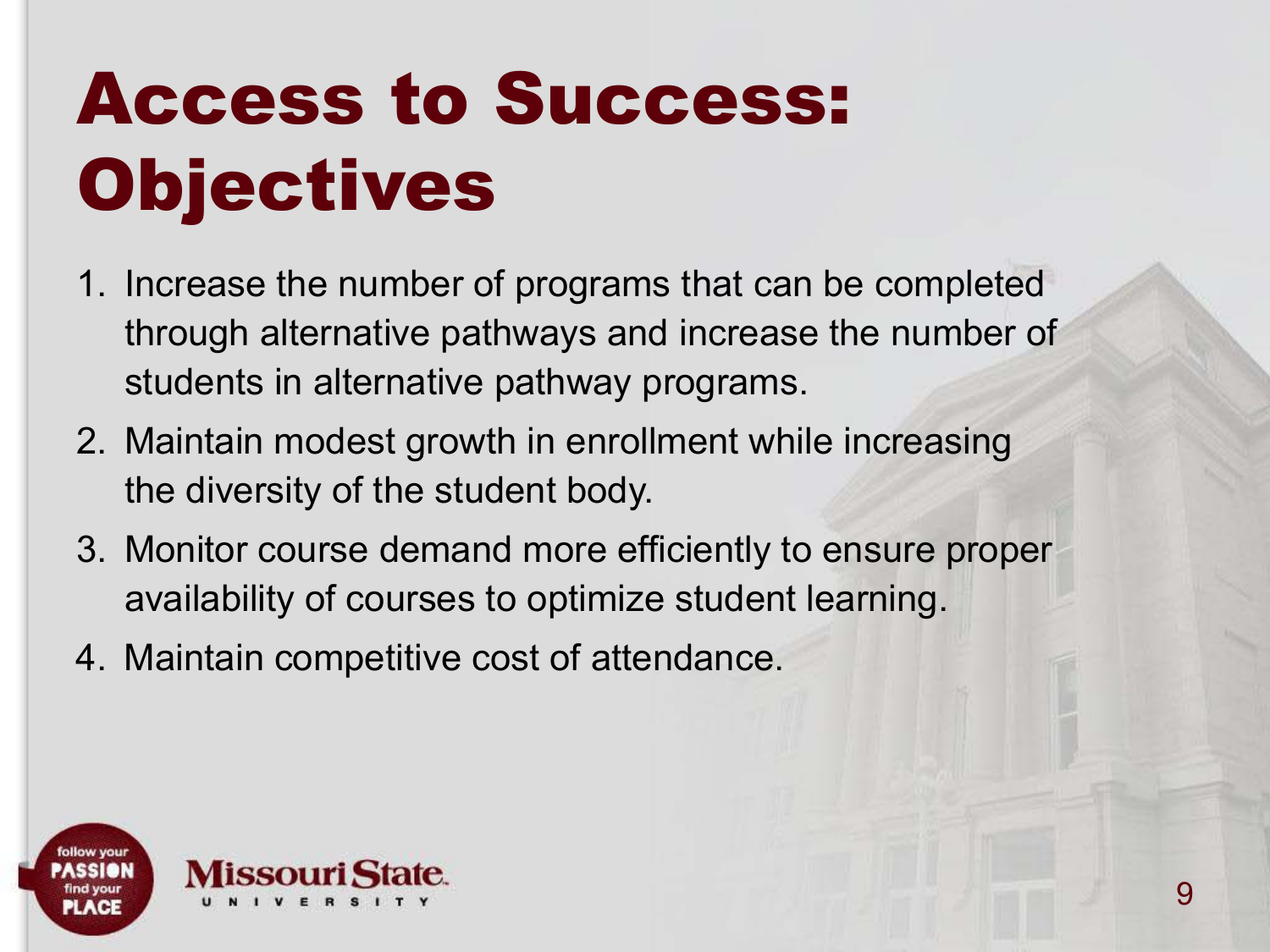# Access to Success: Objectives

1. Increase the number of programs that can be completed through alternative pathways and increase the number of students in alternative pathway programs.
2. Maintain modest growth in enrollment while increasing the diversity of the student body.
3. Monitor course demand more efficiently to ensure proper availability of courses to optimize student learning.
4. Maintain competitive cost of attendance.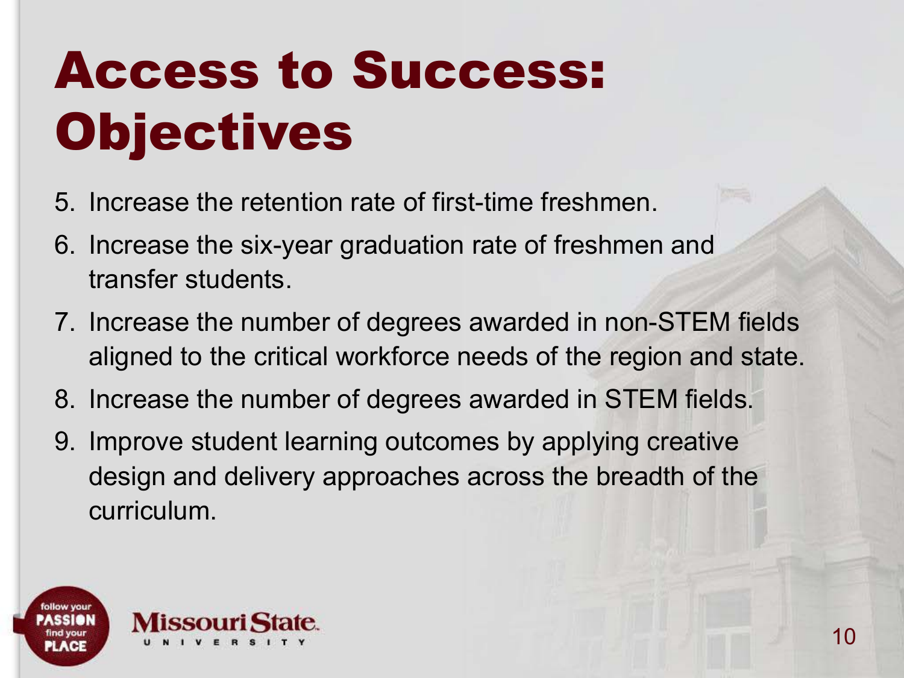# Access to Success: Objectives

5. Increase the retention rate of first-time freshmen.
6. Increase the six-year graduation rate of freshmen and transfer students.
7. Increase the number of degrees awarded in non-STEM fields aligned to the critical workforce needs of the region and state.
8. Increase the number of degrees awarded in STEM fields.
9. Improve student learning outcomes by applying creative design and delivery approaches across the breadth of the curriculum.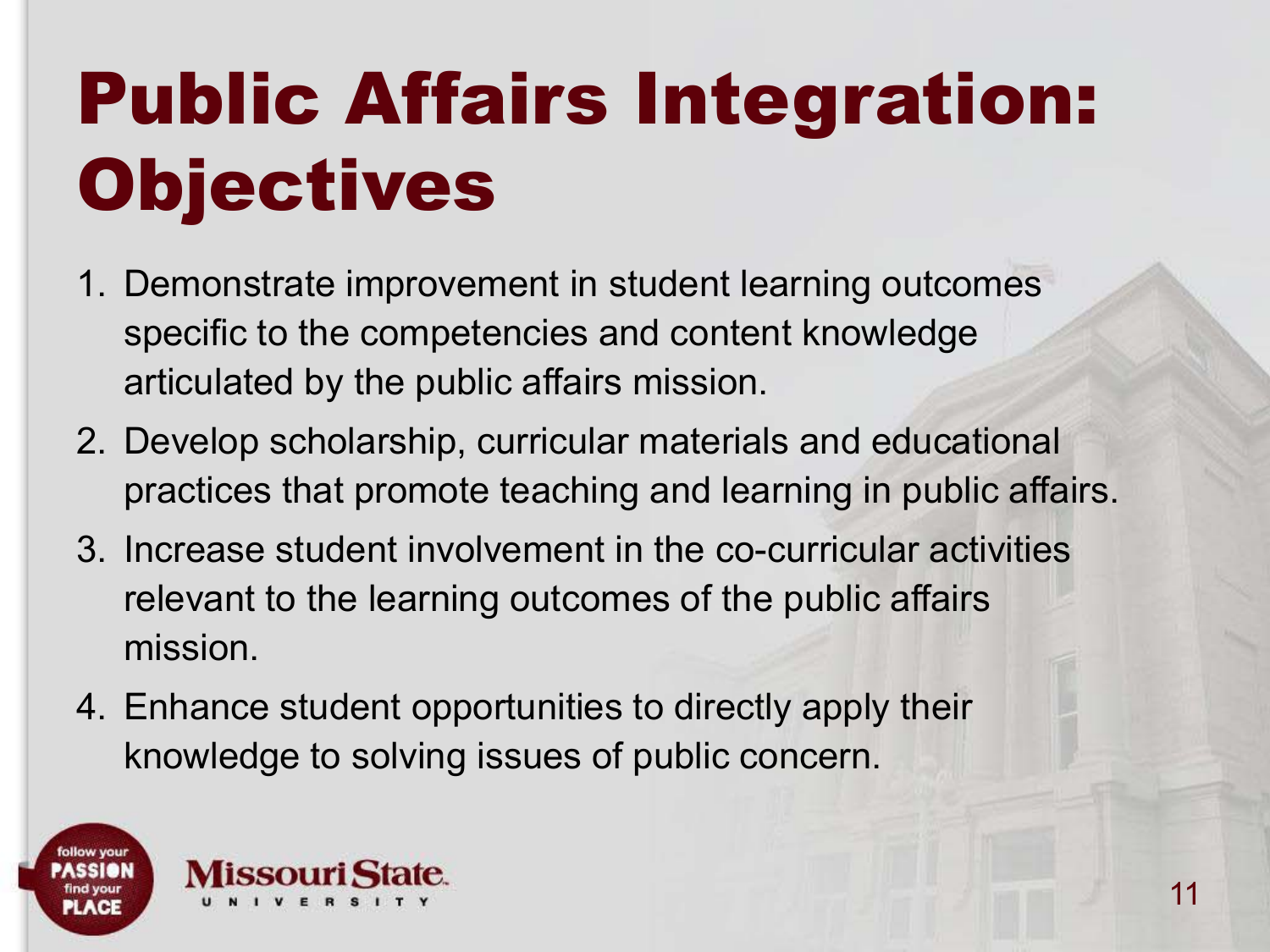# Public Affairs Integration: Objectives

1. Demonstrate improvement in student learning outcomes specific to the competencies and content knowledge articulated by the public affairs mission.
2. Develop scholarship, curricular materials and educational practices that promote teaching and learning in public affairs.
3. Increase student involvement in the co-curricular activities relevant to the learning outcomes of the public affairs mission.
4. Enhance student opportunities to directly apply their knowledge to solving issues of public concern.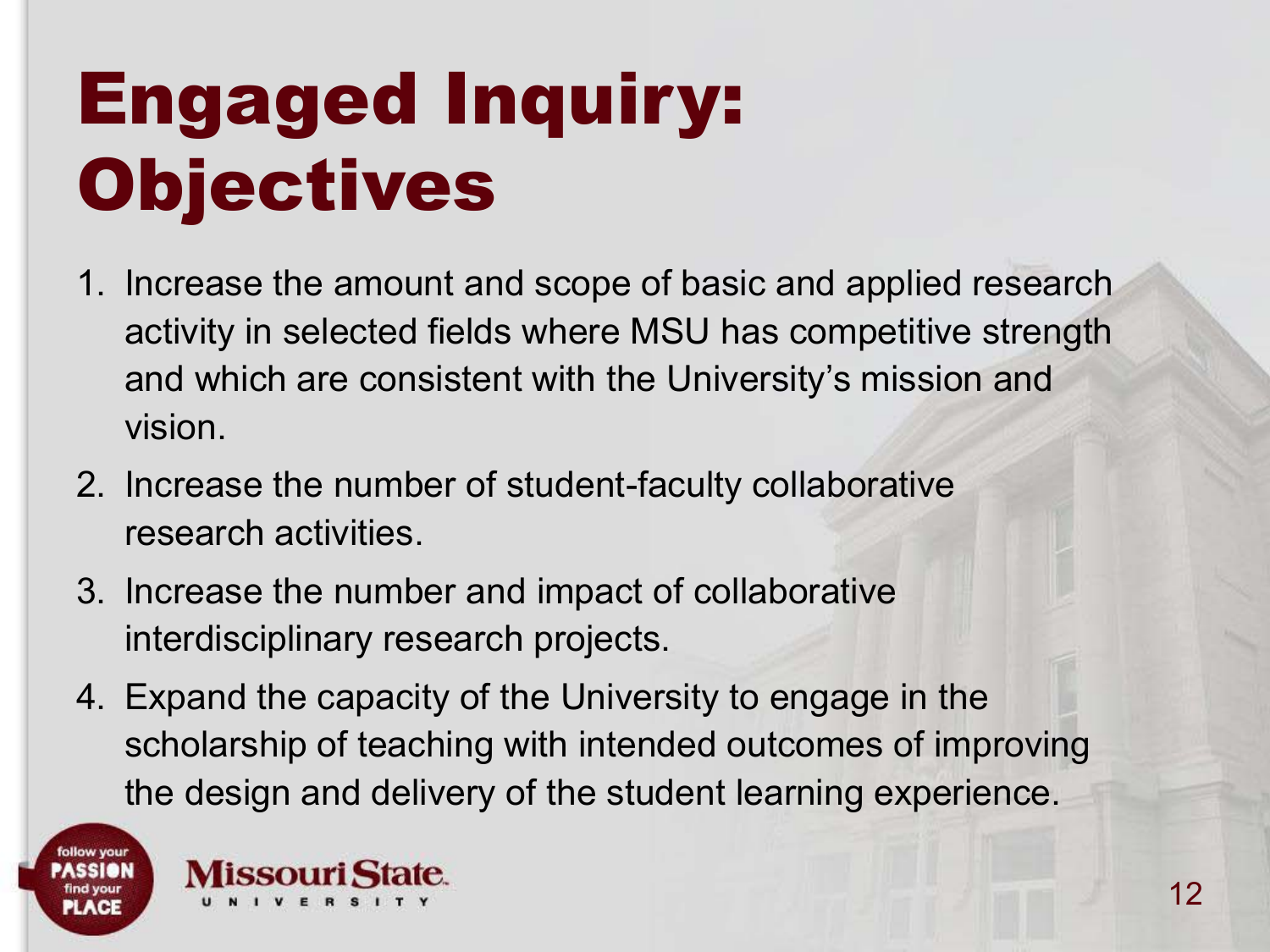# Engaged Inquiry: Objectives

1. Increase the amount and scope of basic and applied research activity in selected fields where MSU has competitive strength and which are consistent with the University's mission and vision.
2. Increase the number of student-faculty collaborative research activities.
3. Increase the number and impact of collaborative interdisciplinary research projects.
4. Expand the capacity of the University to engage in the scholarship of teaching with intended outcomes of improving the design and delivery of the student learning experience.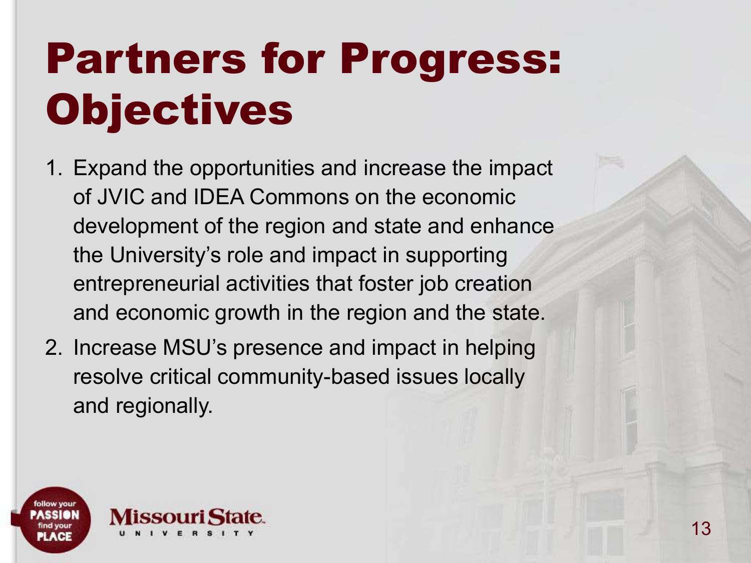# Partners for Progress: Objectives

1. Expand the opportunities and increase the impact of JVIC and IDEA Commons on the economic development of the region and state and enhance the University's role and impact in supporting entrepreneurial activities that foster job creation and economic growth in the region and the state.
2. Increase MSU's presence and impact in helping resolve critical community-based issues locally and regionally.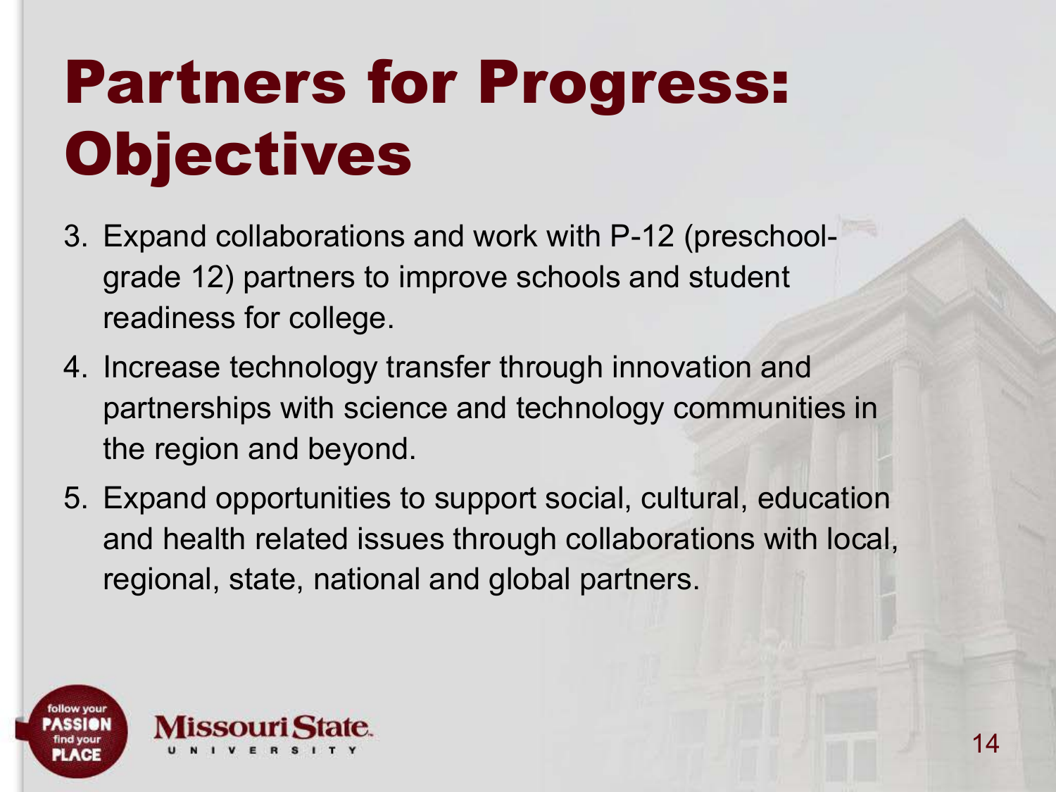# Partners for Progress: Objectives

3. Expand collaborations and work with P-12 (preschool-grade 12) partners to improve schools and student readiness for college.
4. Increase technology transfer through innovation and partnerships with science and technology communities in the region and beyond.
5. Expand opportunities to support social, cultural, education and health related issues through collaborations with local, regional, state, national and global partners.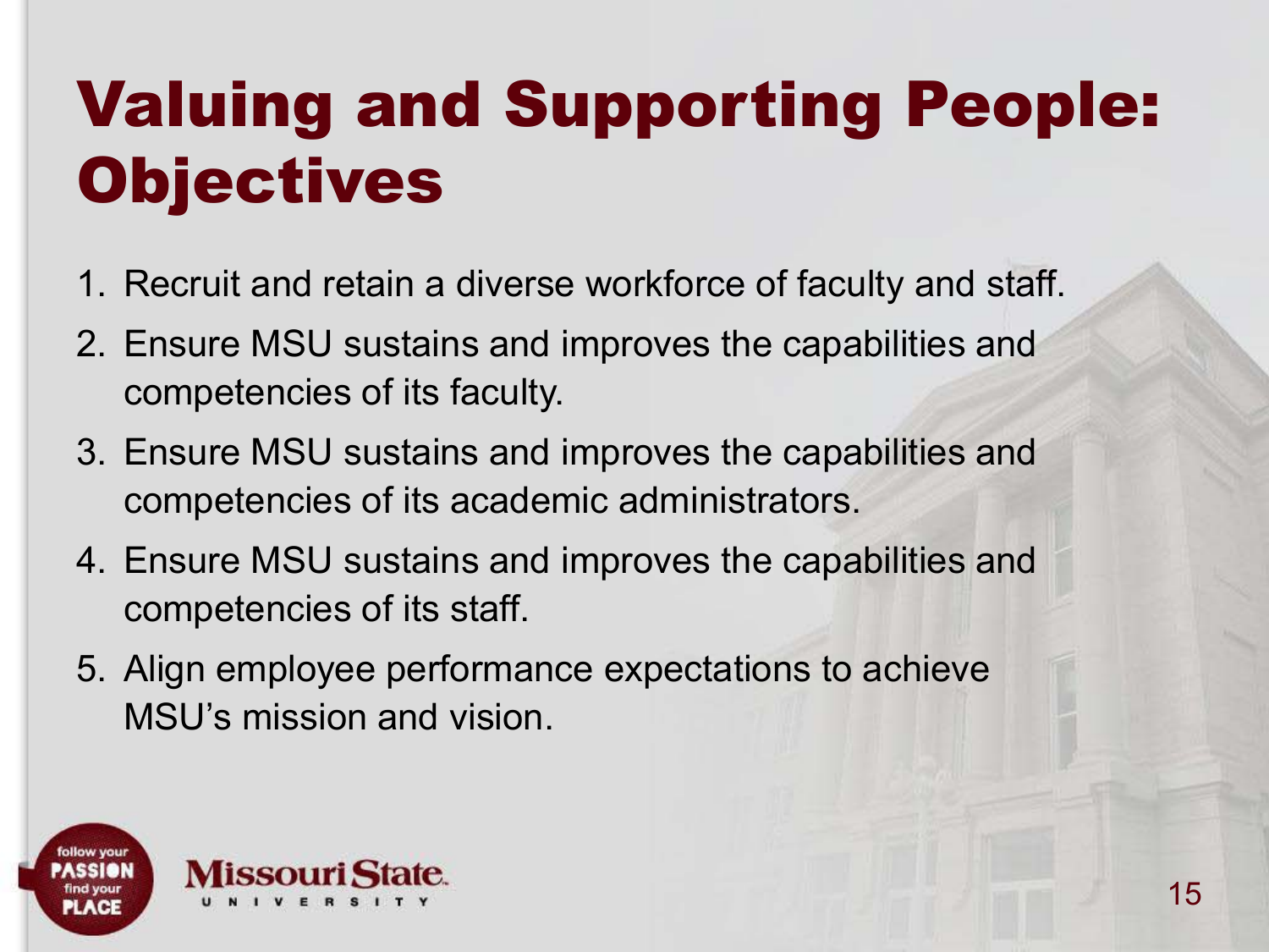# Valuing and Supporting People: Objectives

1. Recruit and retain a diverse workforce of faculty and staff.
2. Ensure MSU sustains and improves the capabilities and competencies of its faculty.
3. Ensure MSU sustains and improves the capabilities and competencies of its academic administrators.
4. Ensure MSU sustains and improves the capabilities and competencies of its staff.
5. Align employee performance expectations to achieve MSU's mission and vision.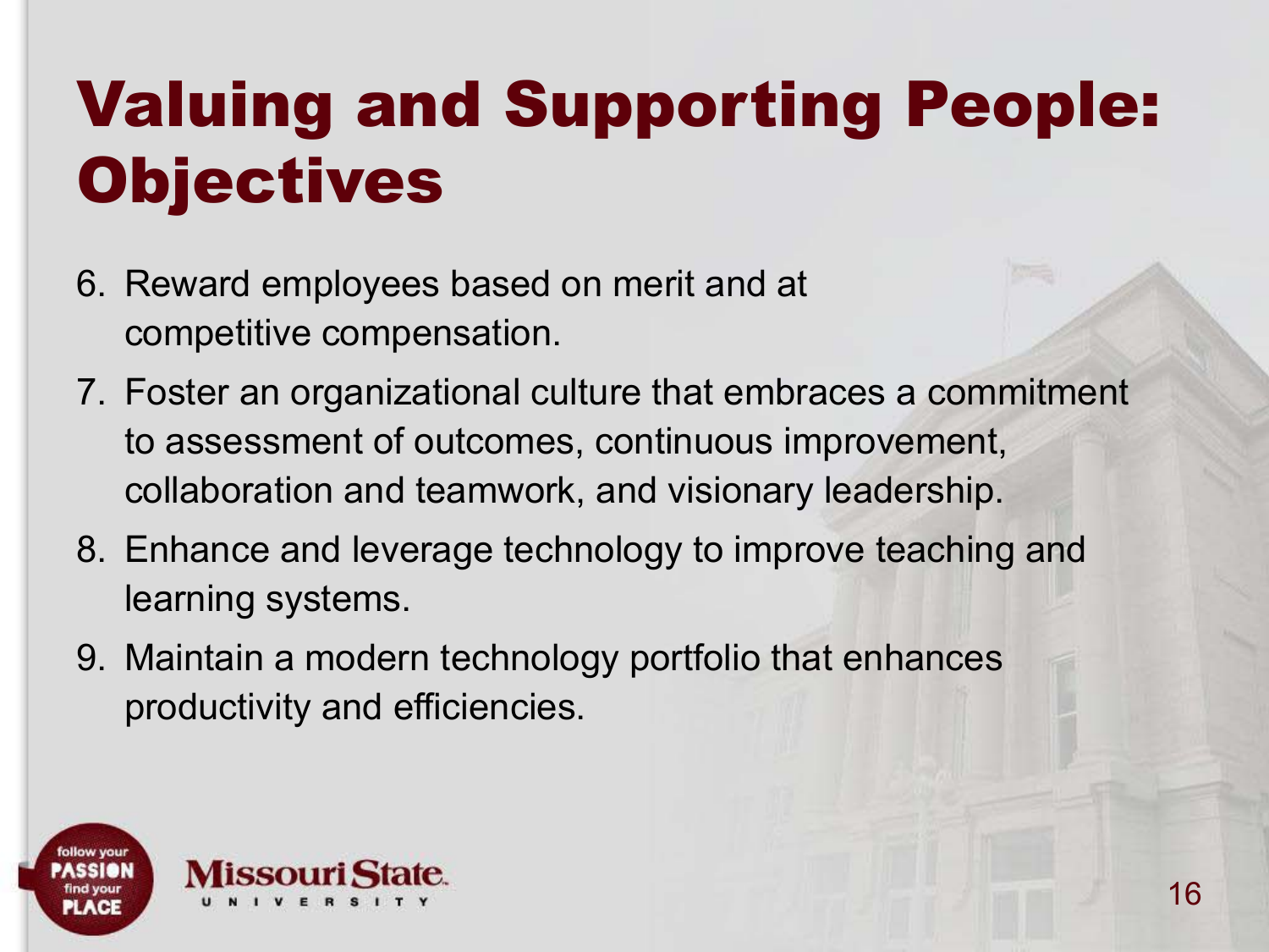# Valuing and Supporting People: Objectives

6. Reward employees based on merit and at competitive compensation.
7. Foster an organizational culture that embraces a commitment to assessment of outcomes, continuous improvement, collaboration and teamwork, and visionary leadership.
8. Enhance and leverage technology to improve teaching and learning systems.
9. Maintain a modern technology portfolio that enhances productivity and efficiencies.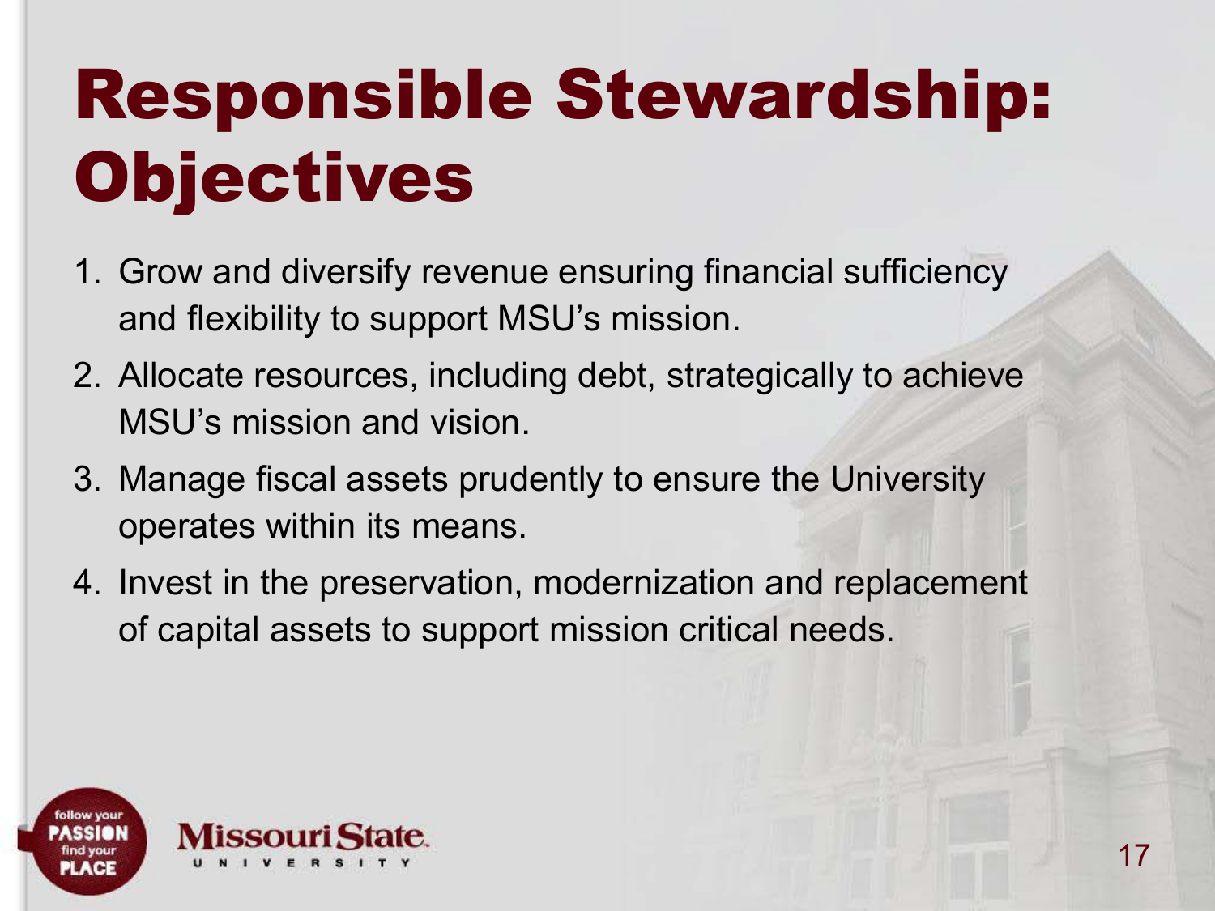# Responsible Stewardship: Objectives

1. Grow and diversify revenue ensuring financial sufficiency and flexibility to support MSU's mission.
2. Allocate resources, including debt, strategically to achieve MSU's mission and vision.
3. Manage fiscal assets prudently to ensure the University operates within its means.
4. Invest in the preservation, modernization and replacement of capital assets to support mission critical needs.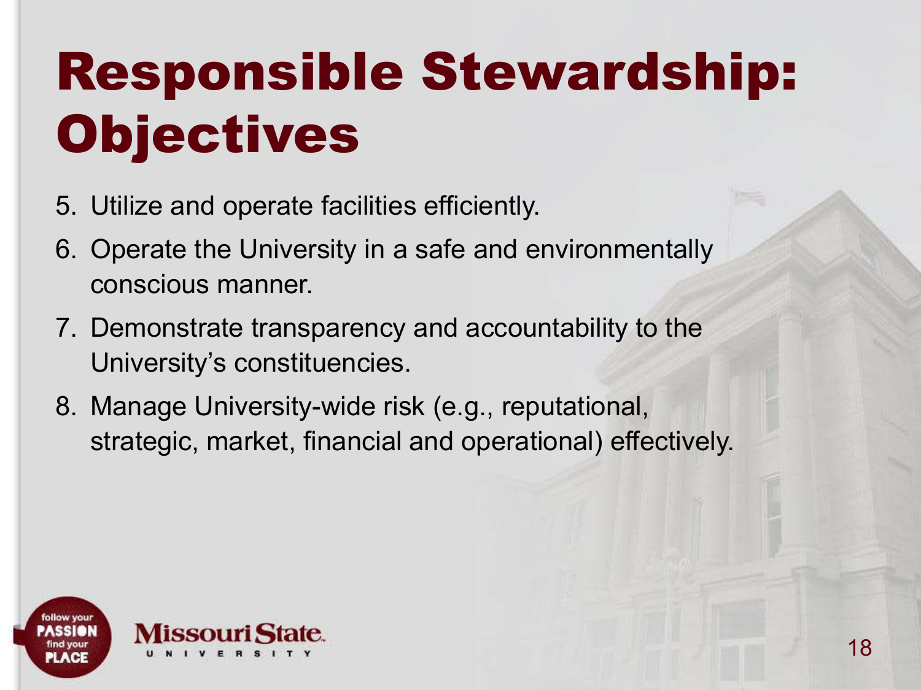# Responsible Stewardship: Objectives

5. Utilize and operate facilities efficiently.
6. Operate the University in a safe and environmentally conscious manner.
7. Demonstrate transparency and accountability to the University's constituencies.
8. Manage University-wide risk (e.g., reputational, strategic, market, financial and operational) effectively.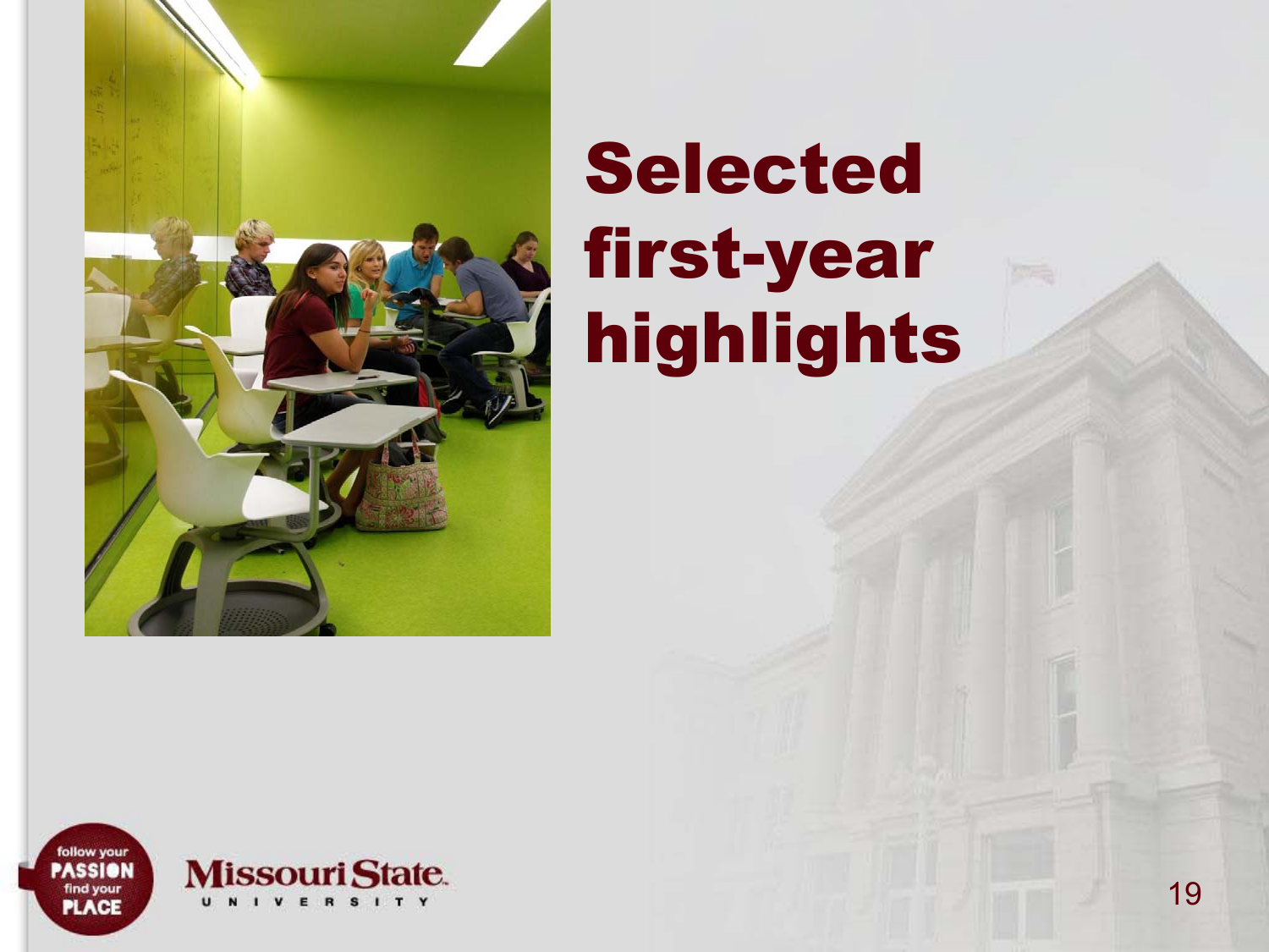# Selected first-year highlights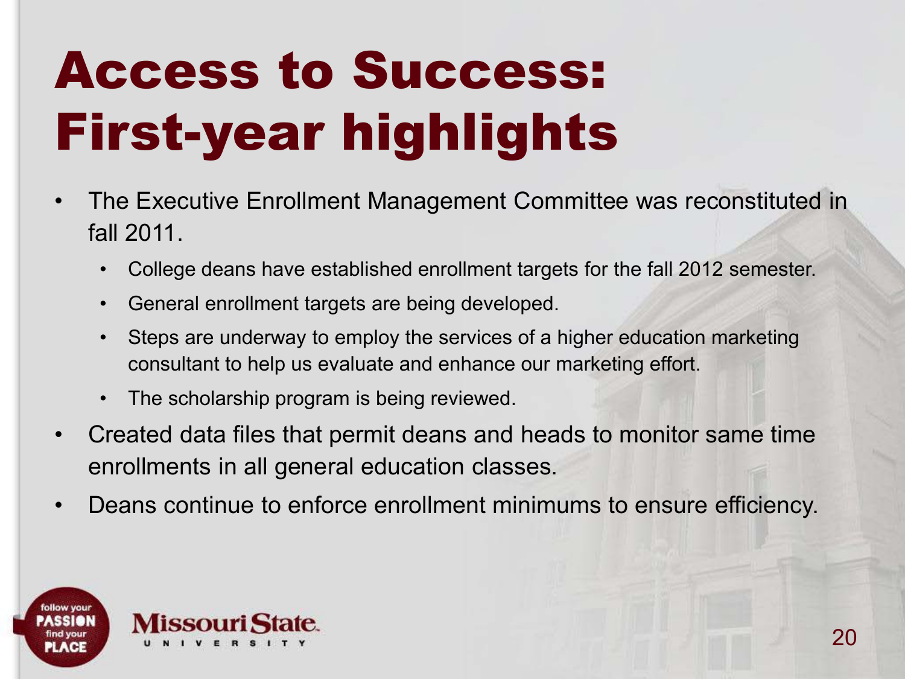# Access to Success: First-year highlights

- The Executive Enrollment Management Committee was reconstituted in fall 2011.
  - College deans have established enrollment targets for the fall 2012 semester.
  - General enrollment targets are being developed.
  - Steps are underway to employ the services of a higher education marketing consultant to help us evaluate and enhance our marketing effort.
  - The scholarship program is being reviewed.
- Created data files that permit deans and heads to monitor same time enrollments in all general education classes.
- Deans continue to enforce enrollment minimums to ensure efficiency.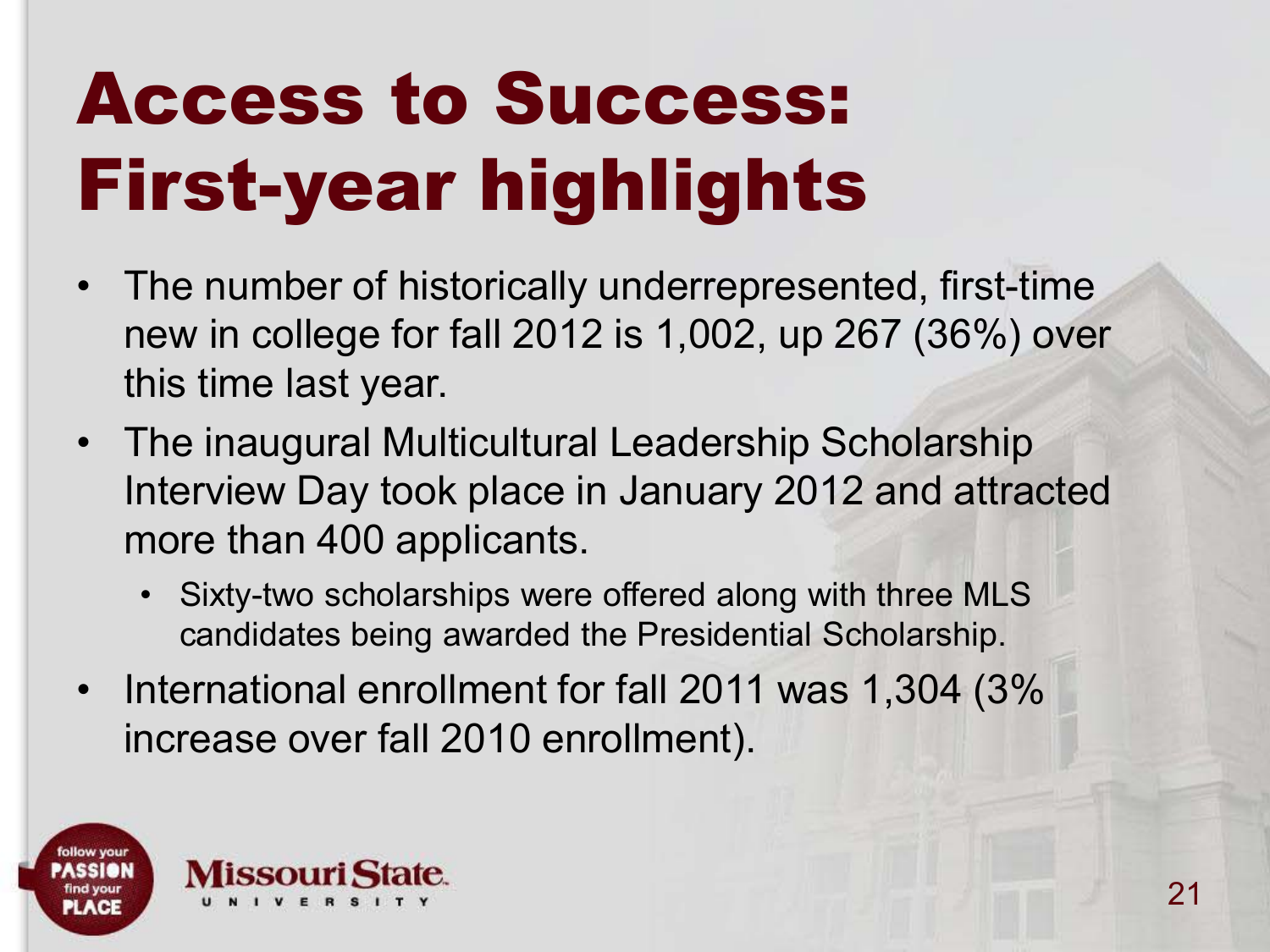# Access to Success: First-year highlights

- The number of historically underrepresented, first-time new in college for fall 2012 is 1,002, up 267 (36%) over this time last year.
- The inaugural Multicultural Leadership Scholarship Interview Day took place in January 2012 and attracted more than 400 applicants.
  - Sixty-two scholarships were offered along with three MLS candidates being awarded the Presidential Scholarship.
- International enrollment for fall 2011 was 1,304 (3% increase over fall 2010 enrollment).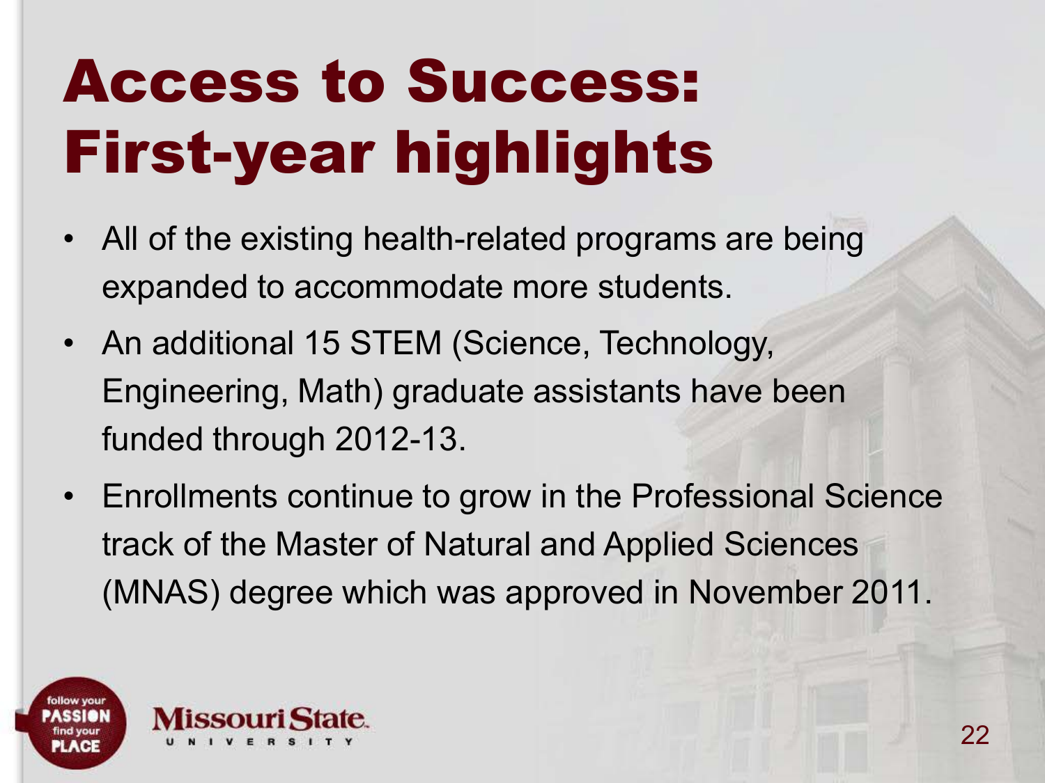# Access to Success: First-year highlights

- All of the existing health-related programs are being expanded to accommodate more students.
- An additional 15 STEM (Science, Technology, Engineering, Math) graduate assistants have been funded through 2012-13.
- Enrollments continue to grow in the Professional Science track of the Master of Natural and Applied Sciences (MNAS) degree which was approved in November 2011.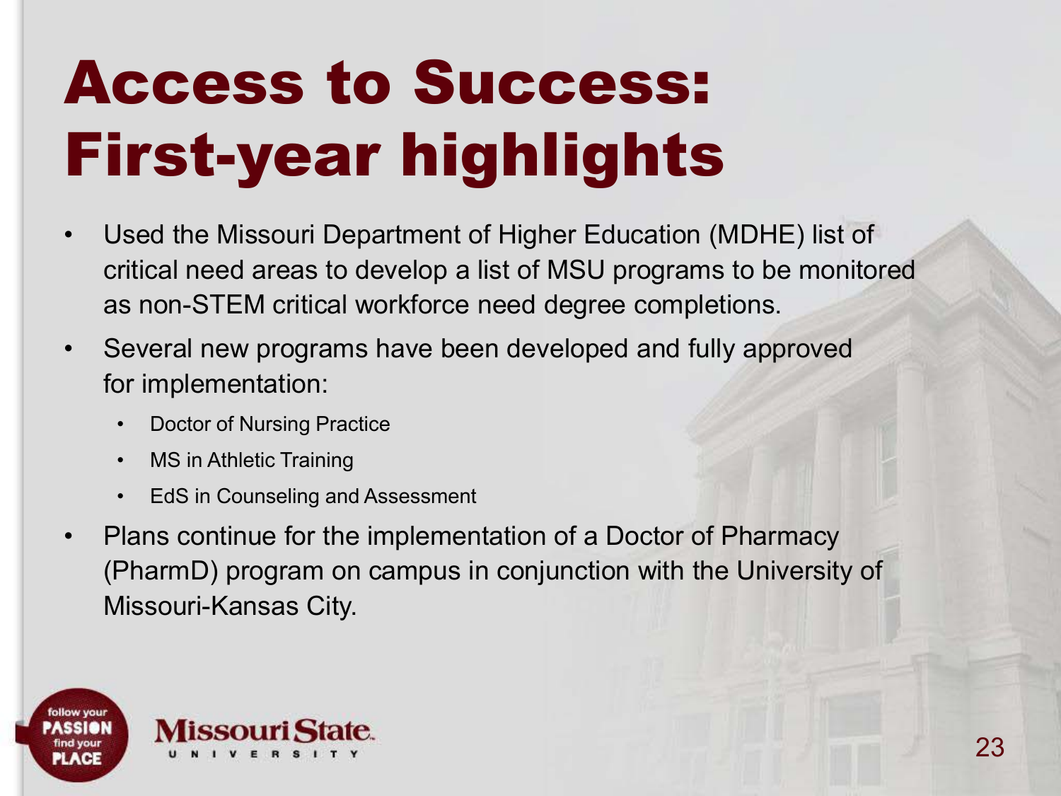# Access to Success: First-year highlights

- Used the Missouri Department of Higher Education (MDHE) list of critical need areas to develop a list of MSU programs to be monitored as non-STEM critical workforce need degree completions.
- Several new programs have been developed and fully approved for implementation:
  - Doctor of Nursing Practice
  - MS in Athletic Training
  - EdS in Counseling and Assessment
- Plans continue for the implementation of a Doctor of Pharmacy (PharmD) program on campus in conjunction with the University of Missouri-Kansas City.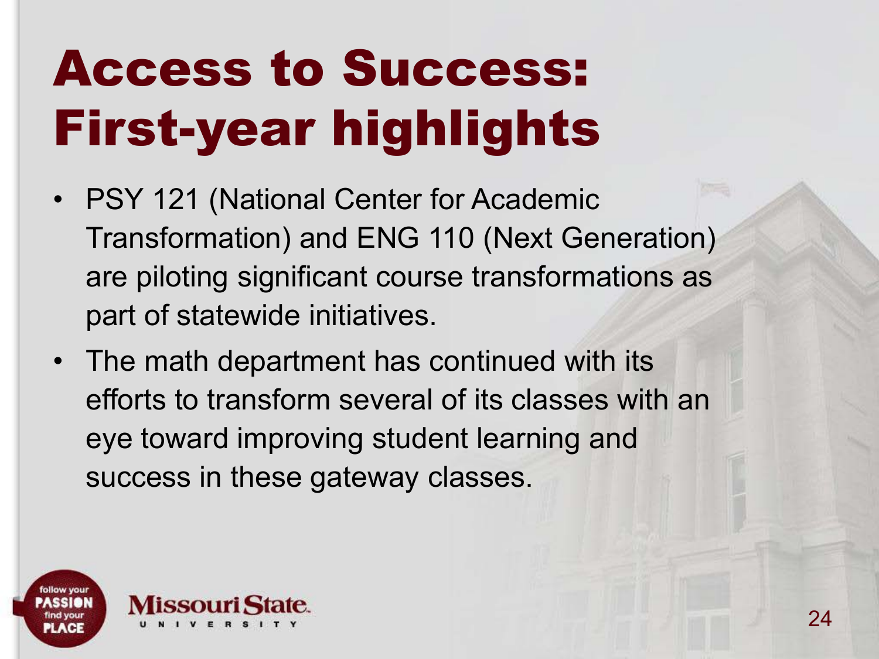# Access to Success: First-year highlights

- PSY 121 (National Center for Academic Transformation) and ENG 110 (Next Generation) are piloting significant course transformations as part of statewide initiatives.
- The math department has continued with its efforts to transform several of its classes with an eye toward improving student learning and success in these gateway classes.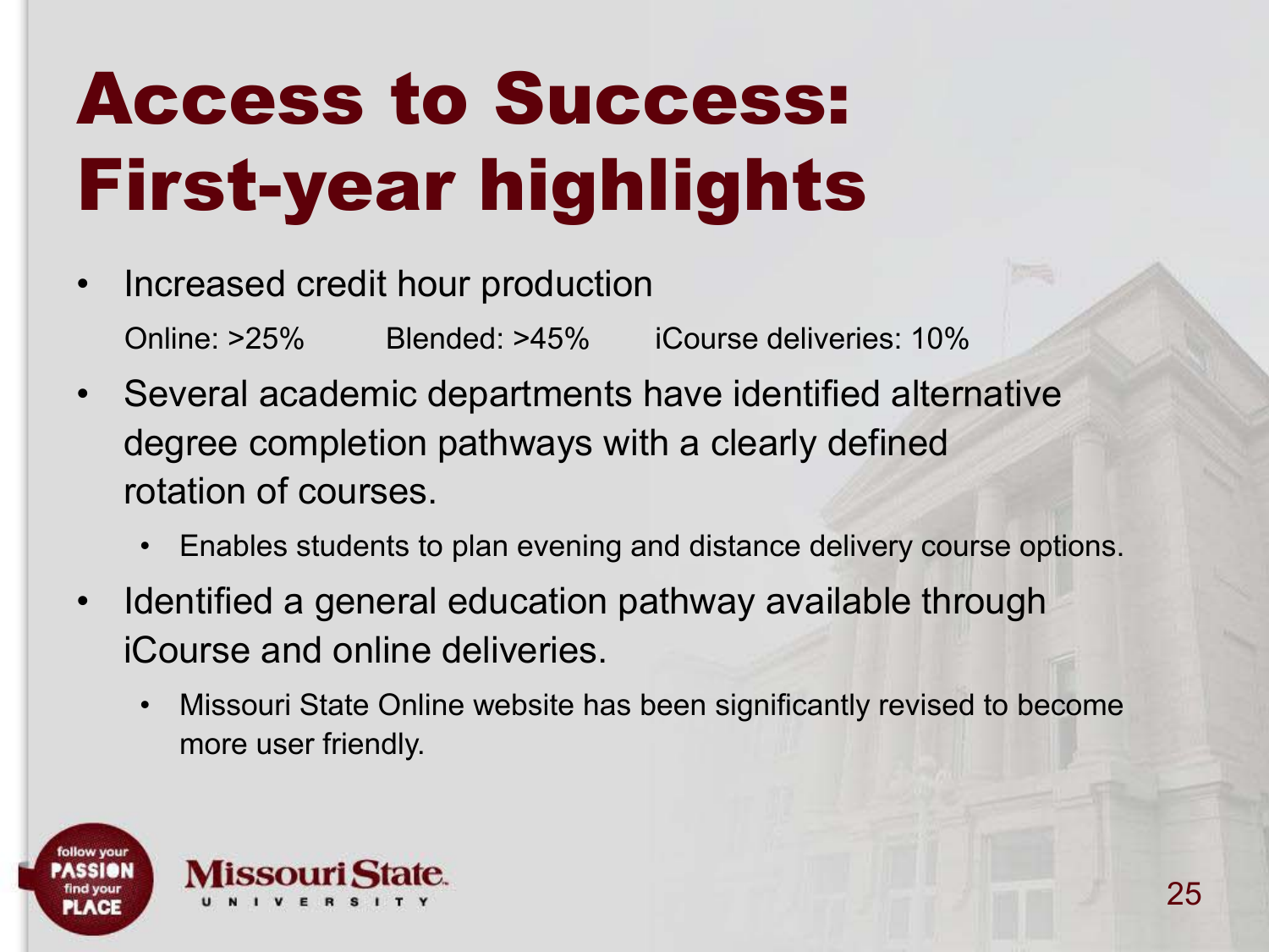# Access to Success: First-year highlights

- Increased credit hour production

  Online: >25%   Blended: >45%   iCourse deliveries: 10%

- Several academic departments have identified alternative degree completion pathways with a clearly defined rotation of courses.
  - Enables students to plan evening and distance delivery course options.
- Identified a general education pathway available through iCourse and online deliveries.
  - Missouri State Online website has been significantly revised to become more user friendly.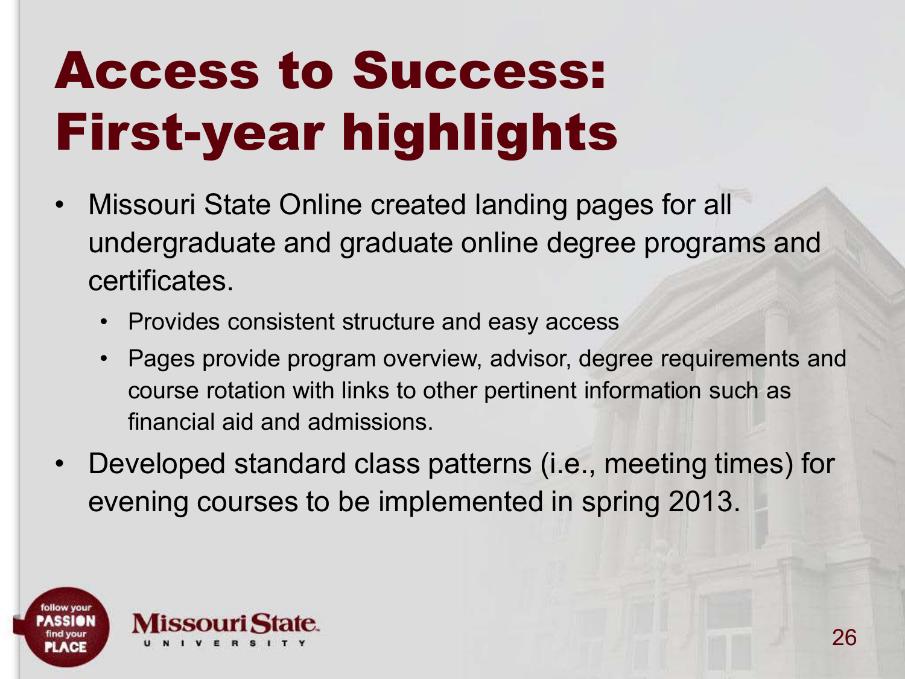# Access to Success: First-year highlights

- Missouri State Online created landing pages for all undergraduate and graduate online degree programs and certificates.
  - Provides consistent structure and easy access
  - Pages provide program overview, advisor, degree requirements and course rotation with links to other pertinent information such as financial aid and admissions.
- Developed standard class patterns (i.e., meeting times) for evening courses to be implemented in spring 2013.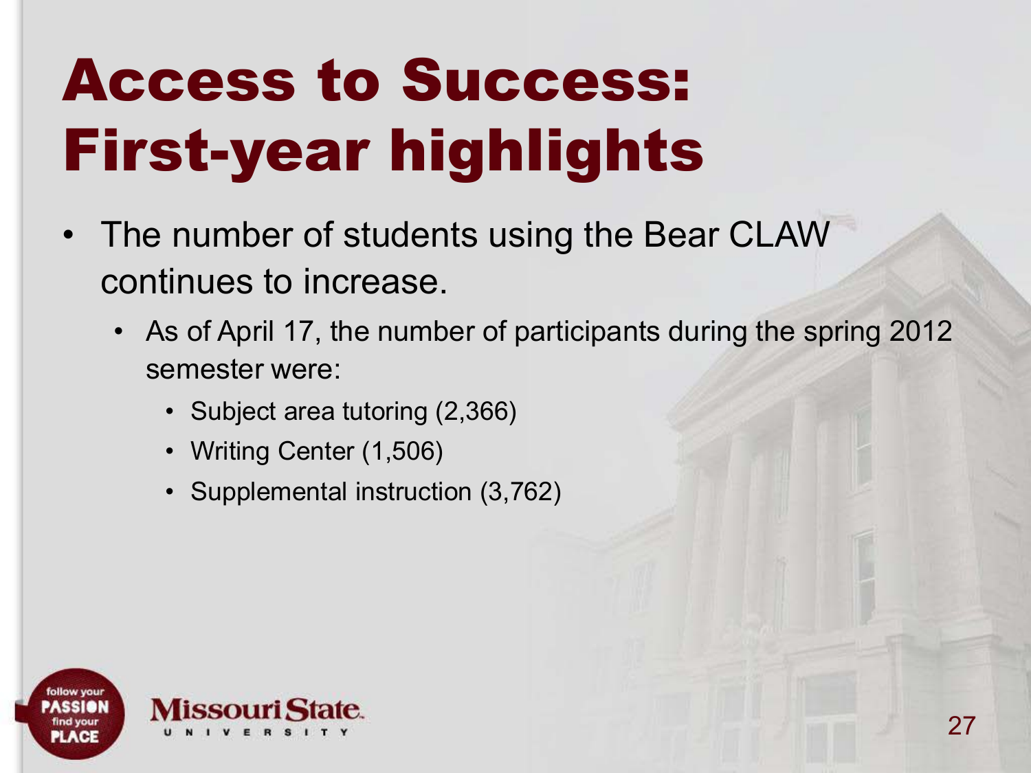# Access to Success: First-year highlights

- The number of students using the Bear CLAW continues to increase.
  - As of April 17, the number of participants during the spring 2012 semester were:
    - Subject area tutoring (2,366)
    - Writing Center (1,506)
    - Supplemental instruction (3,762)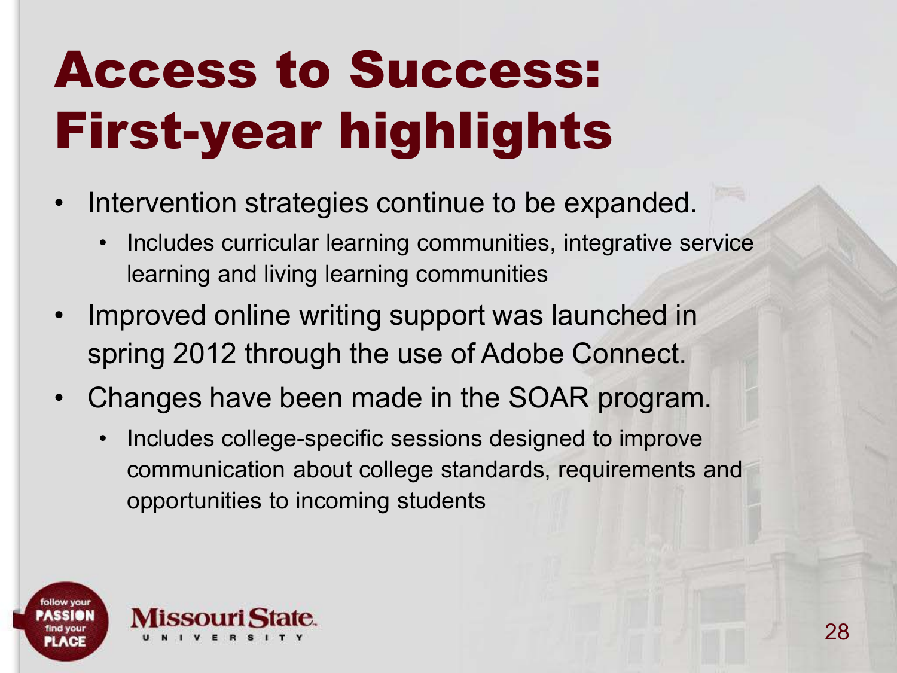# Access to Success: First-year highlights

- Intervention strategies continue to be expanded.
  - Includes curricular learning communities, integrative service learning and living learning communities
- Improved online writing support was launched in spring 2012 through the use of Adobe Connect.
- Changes have been made in the SOAR program.
  - Includes college-specific sessions designed to improve communication about college standards, requirements and opportunities to incoming students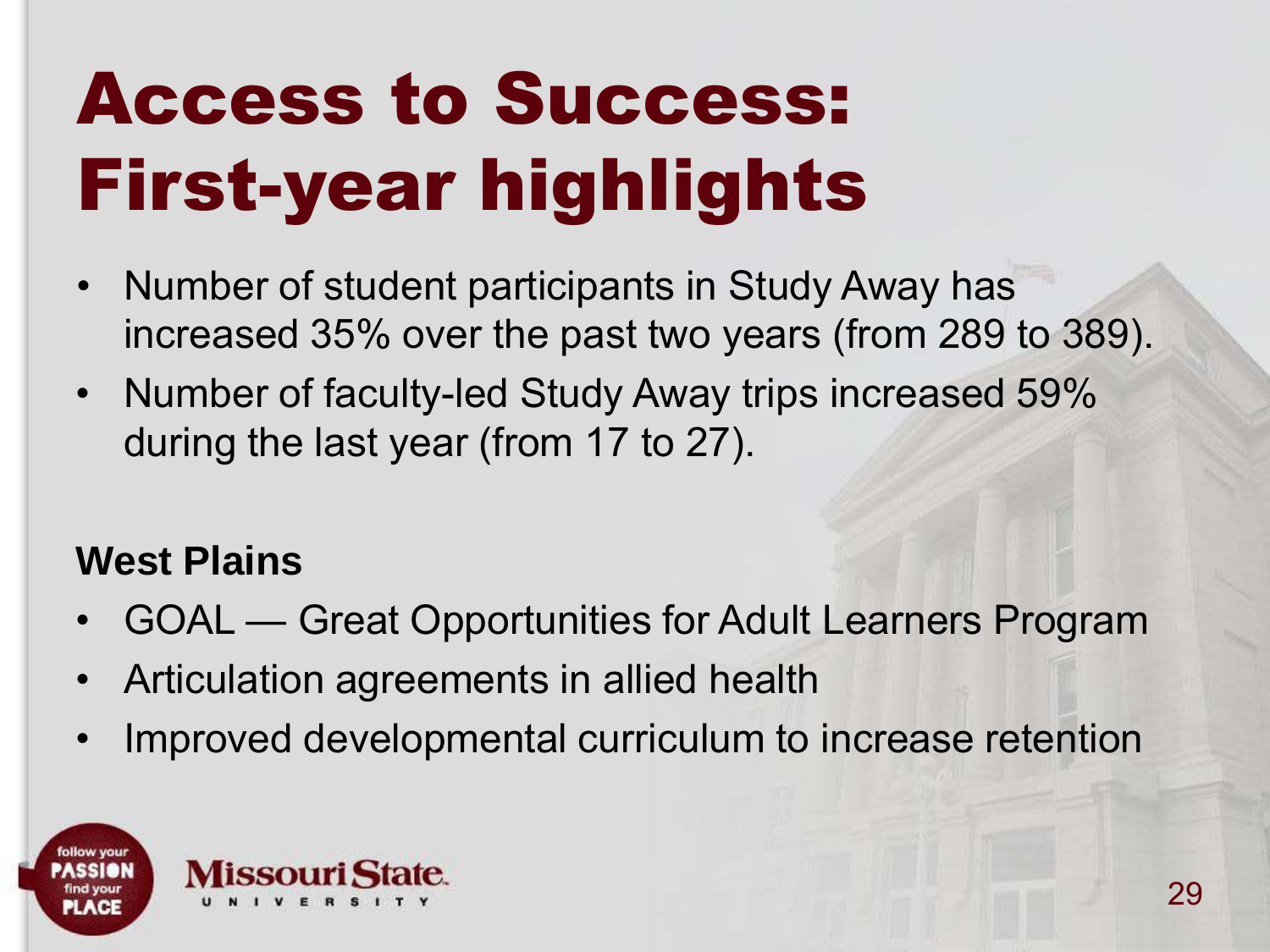# Access to Success: First-year highlights

- Number of student participants in Study Away has increased 35% over the past two years (from 289 to 389).
- Number of faculty-led Study Away trips increased 59% during the last year (from 17 to 27).

**West Plains**

- GOAL — Great Opportunities for Adult Learners Program
- Articulation agreements in allied health
- Improved developmental curriculum to increase retention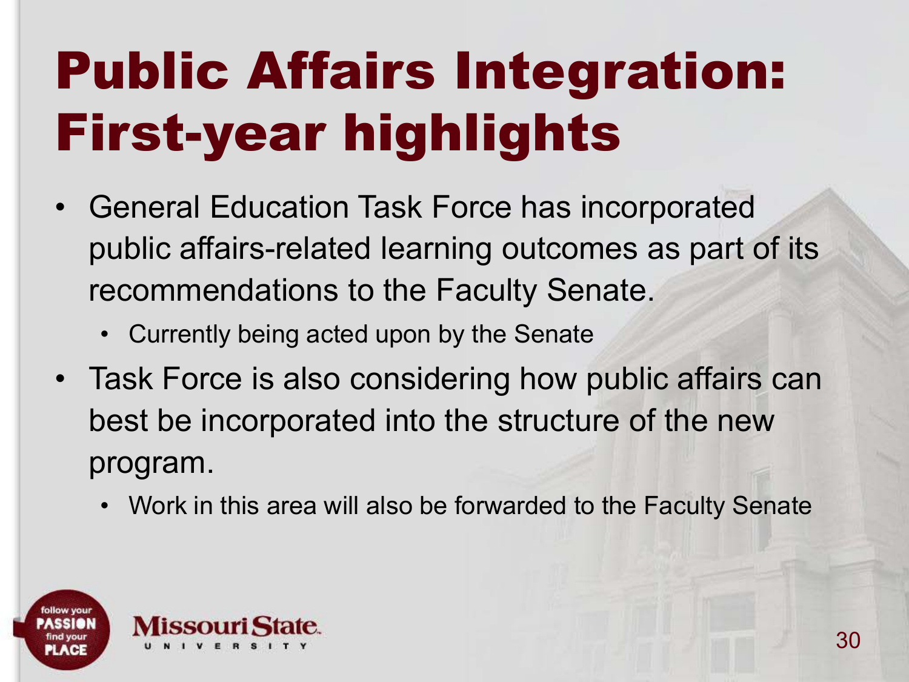# Public Affairs Integration: First-year highlights

- General Education Task Force has incorporated public affairs-related learning outcomes as part of its recommendations to the Faculty Senate.
  - Currently being acted upon by the Senate
- Task Force is also considering how public affairs can best be incorporated into the structure of the new program.
  - Work in this area will also be forwarded to the Faculty Senate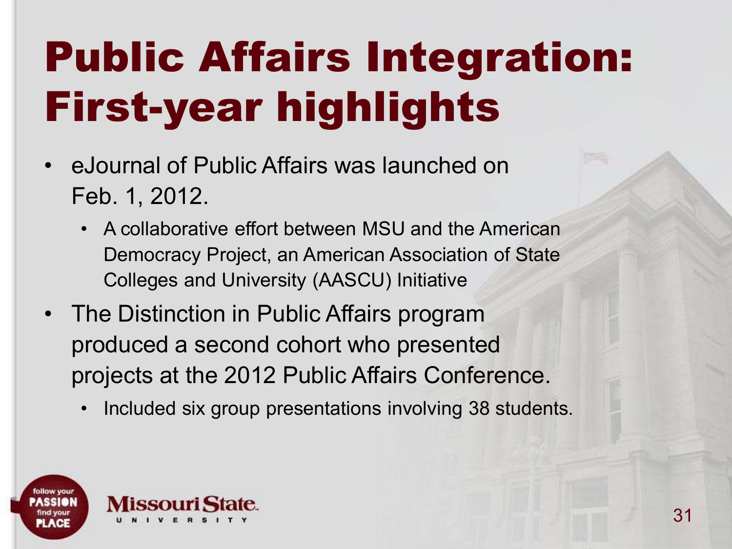# Public Affairs Integration: First-year highlights

- eJournal of Public Affairs was launched on Feb. 1, 2012.
  - A collaborative effort between MSU and the American Democracy Project, an American Association of State Colleges and University (AASCU) Initiative
- The Distinction in Public Affairs program produced a second cohort who presented projects at the 2012 Public Affairs Conference.
  - Included six group presentations involving 38 students.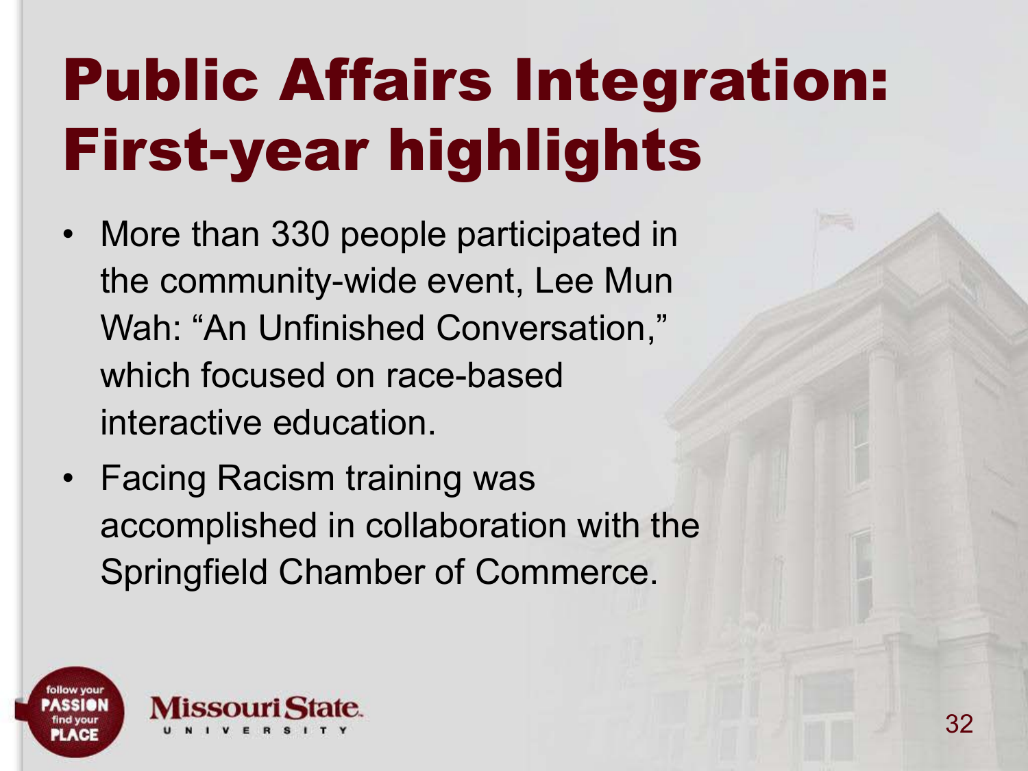# Public Affairs Integration: First-year highlights

- More than 330 people participated in the community-wide event, Lee Mun Wah: "An Unfinished Conversation," which focused on race-based interactive education.
- Facing Racism training was accomplished in collaboration with the Springfield Chamber of Commerce.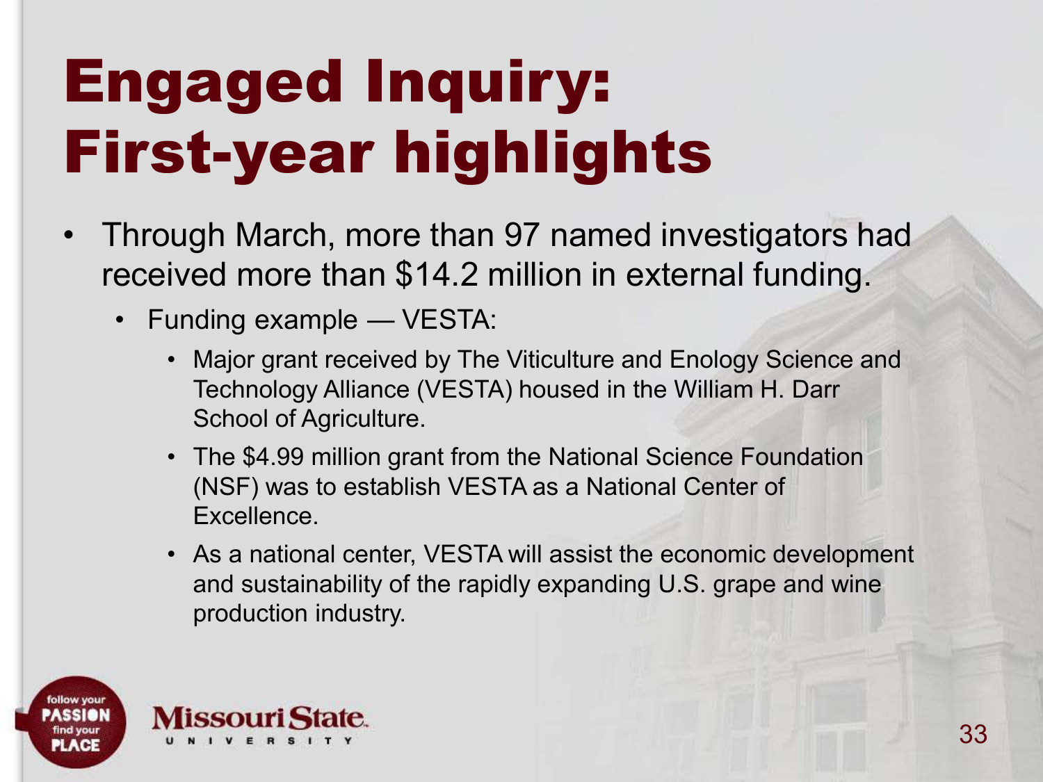# Engaged Inquiry: First-year highlights

- Through March, more than 97 named investigators had received more than $14.2 million in external funding.
  - Funding example — VESTA:
    - Major grant received by The Viticulture and Enology Science and Technology Alliance (VESTA) housed in the William H. Darr School of Agriculture.
    - The $4.99 million grant from the National Science Foundation (NSF) was to establish VESTA as a National Center of Excellence.
    - As a national center, VESTA will assist the economic development and sustainability of the rapidly expanding U.S. grape and wine production industry.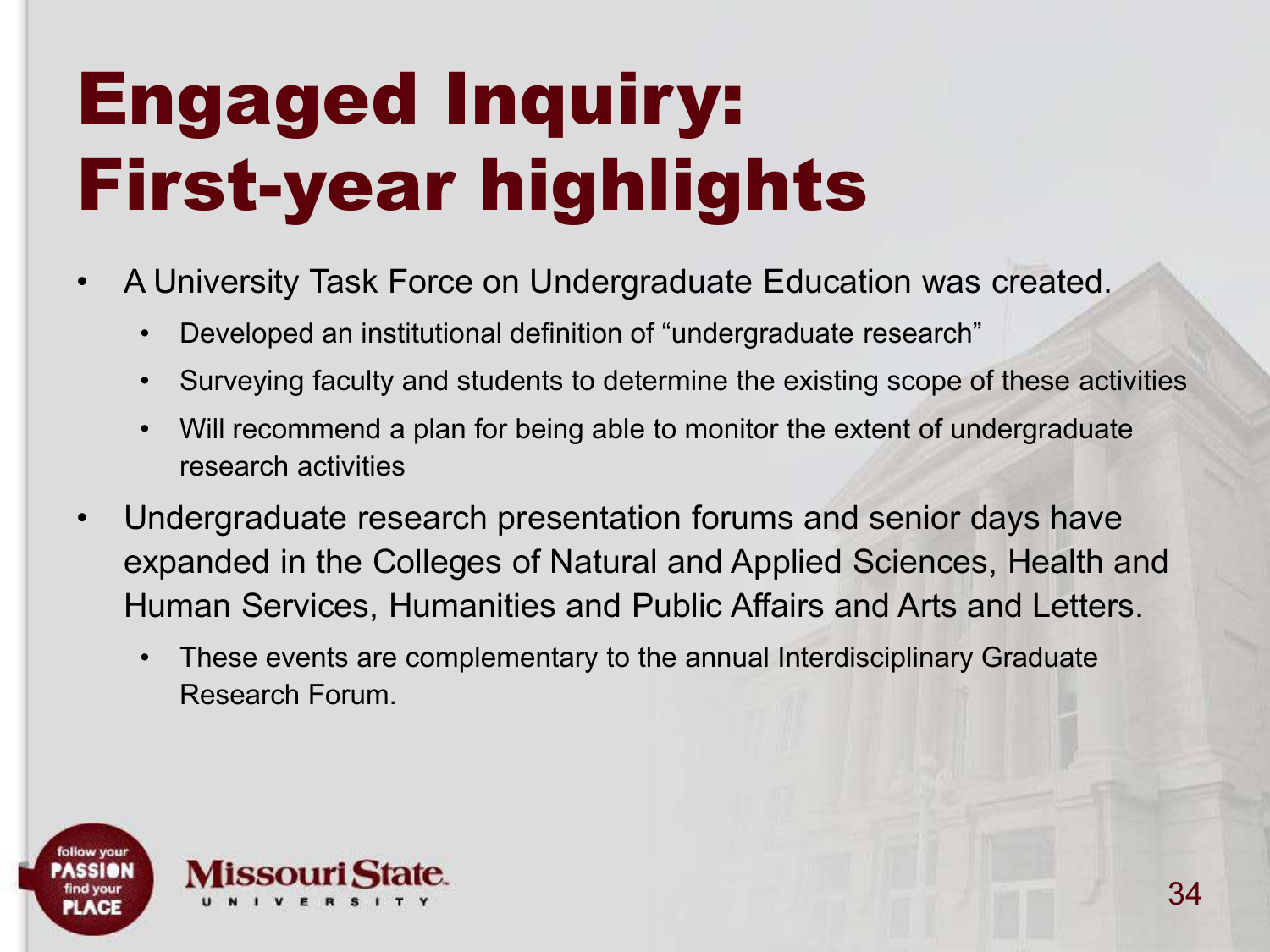# Engaged Inquiry: First-year highlights

- A University Task Force on Undergraduate Education was created.
  - Developed an institutional definition of "undergraduate research"
  - Surveying faculty and students to determine the existing scope of these activities
  - Will recommend a plan for being able to monitor the extent of undergraduate research activities
- Undergraduate research presentation forums and senior days have expanded in the Colleges of Natural and Applied Sciences, Health and Human Services, Humanities and Public Affairs and Arts and Letters.
  - These events are complementary to the annual Interdisciplinary Graduate Research Forum.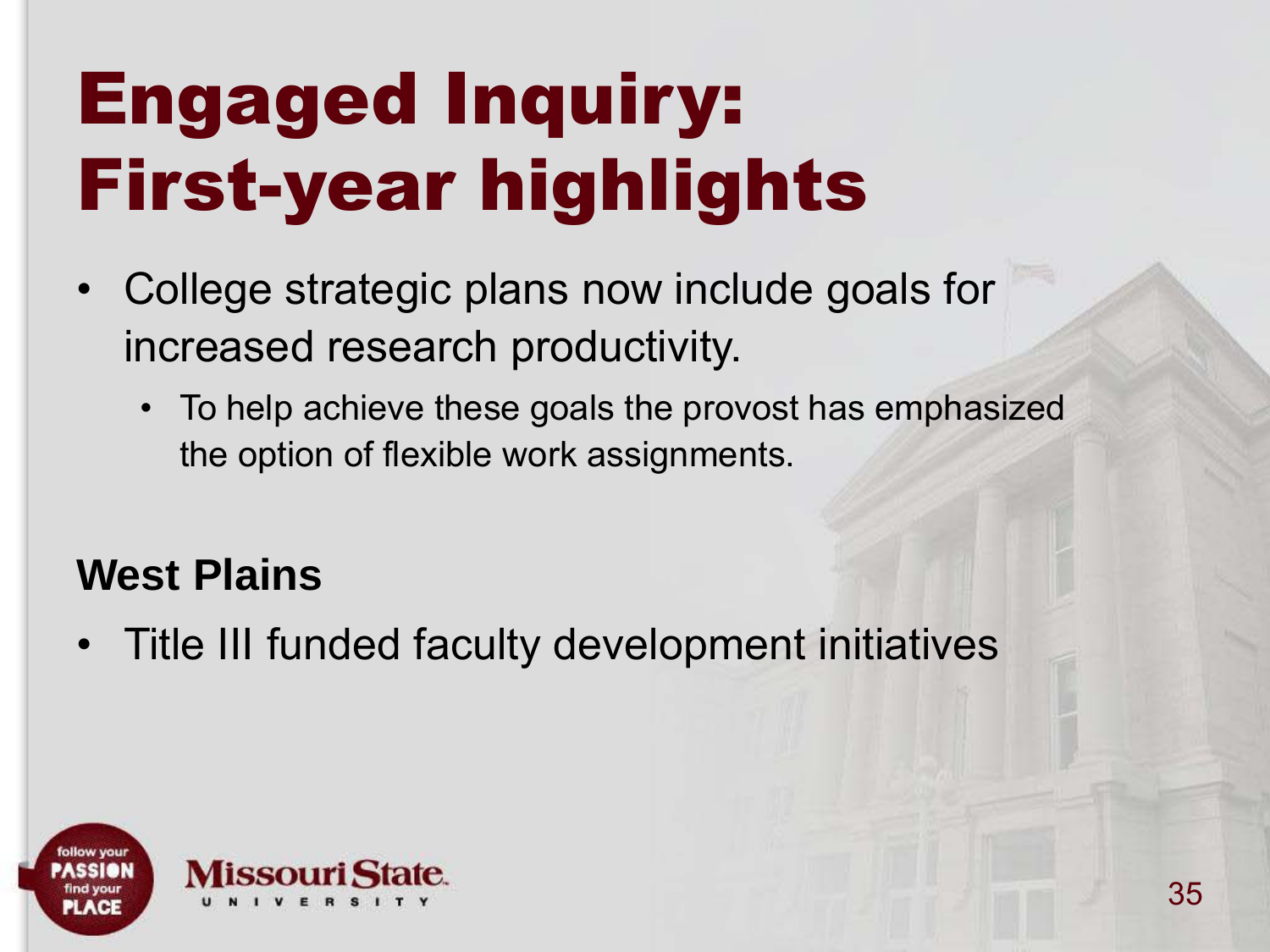# Engaged Inquiry: First-year highlights

- College strategic plans now include goals for increased research productivity.
  - To help achieve these goals the provost has emphasized the option of flexible work assignments.

**West Plains**

- Title III funded faculty development initiatives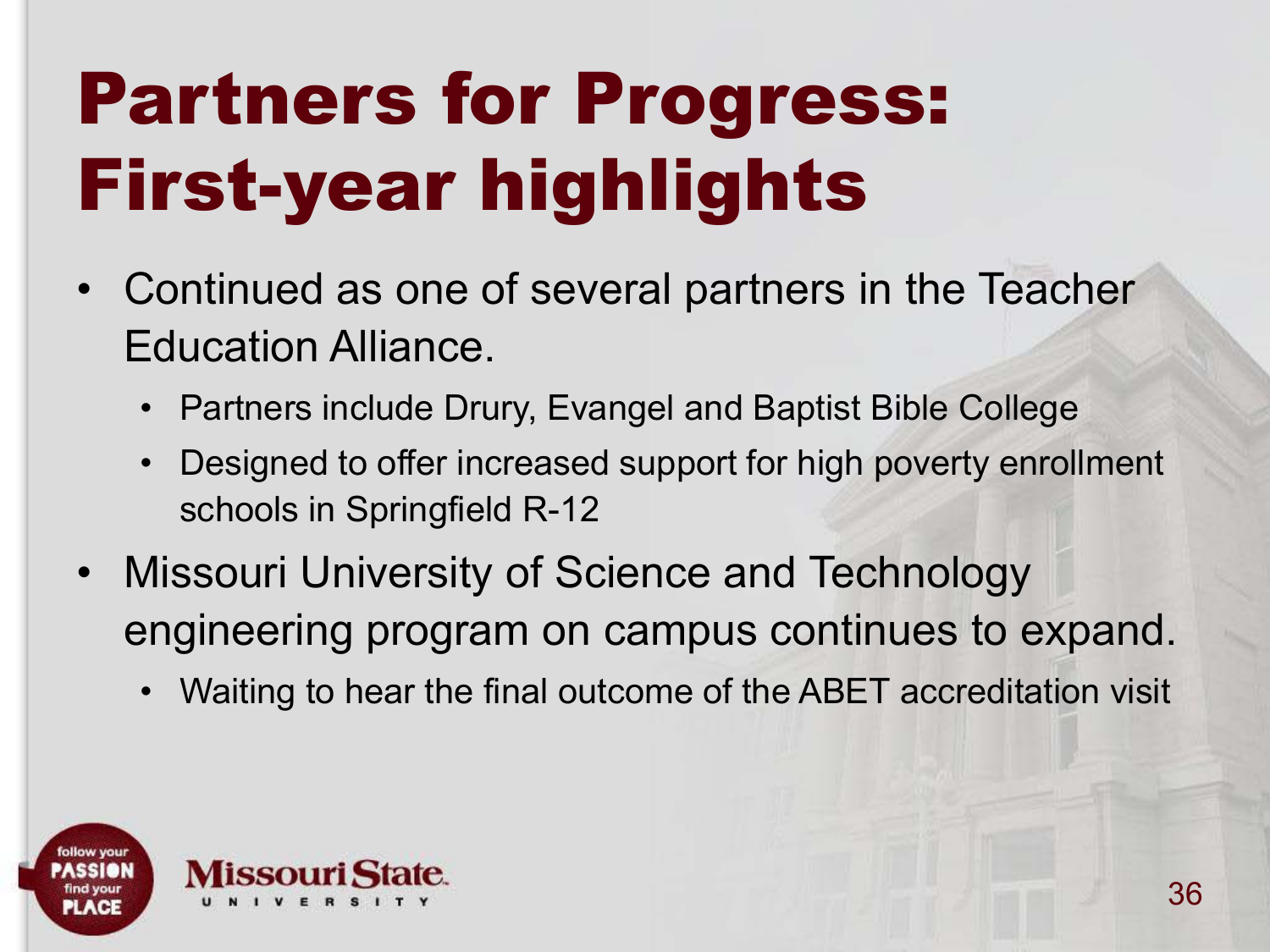# Partners for Progress: First-year highlights

- Continued as one of several partners in the Teacher Education Alliance.
  - Partners include Drury, Evangel and Baptist Bible College
  - Designed to offer increased support for high poverty enrollment schools in Springfield R-12
- Missouri University of Science and Technology engineering program on campus continues to expand.
  - Waiting to hear the final outcome of the ABET accreditation visit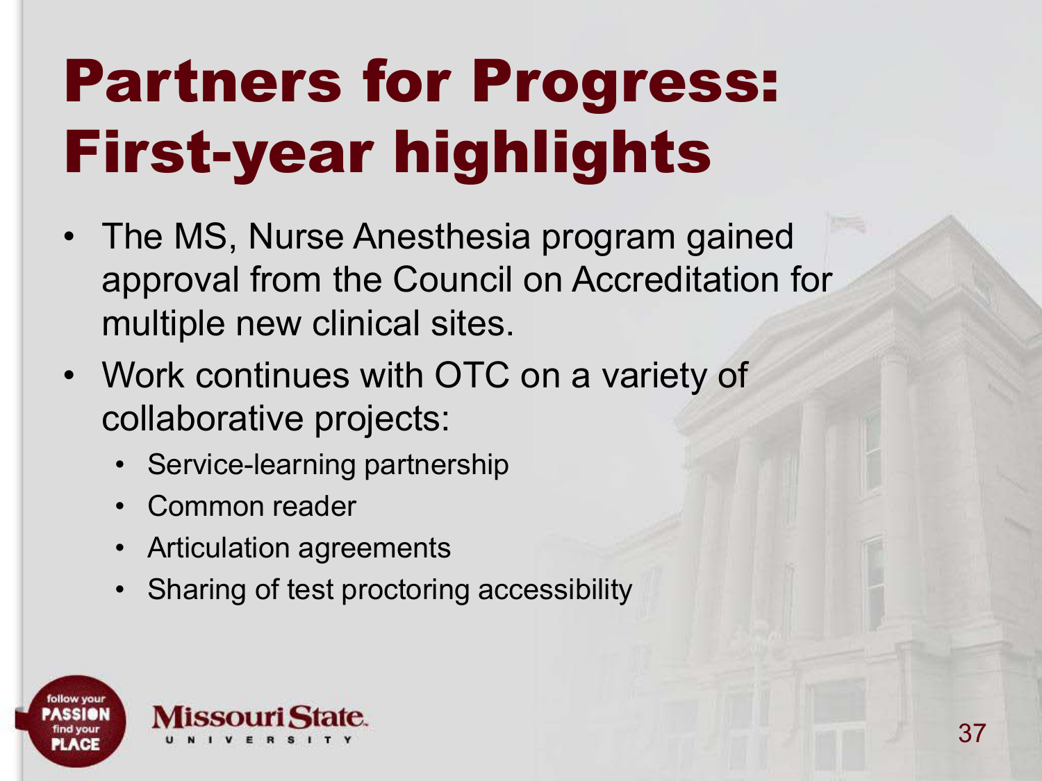# Partners for Progress: First-year highlights

- The MS, Nurse Anesthesia program gained approval from the Council on Accreditation for multiple new clinical sites.
- Work continues with OTC on a variety of collaborative projects:
  - Service-learning partnership
  - Common reader
  - Articulation agreements
  - Sharing of test proctoring accessibility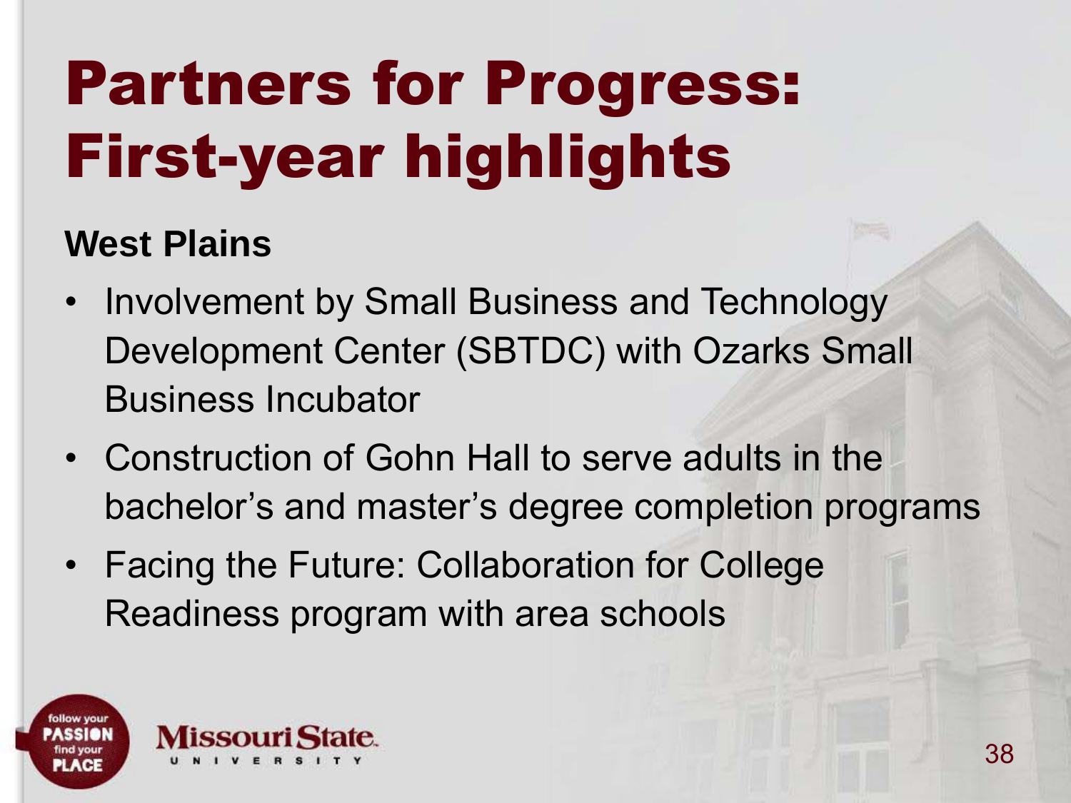# Partners for Progress: First-year highlights

**West Plains**

- Involvement by Small Business and Technology Development Center (SBTDC) with Ozarks Small Business Incubator
- Construction of Gohn Hall to serve adults in the bachelor's and master's degree completion programs
- Facing the Future: Collaboration for College Readiness program with area schools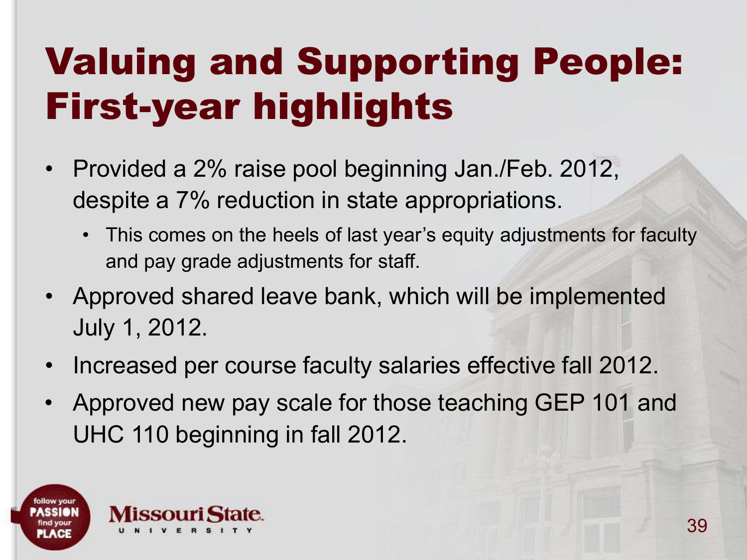# Valuing and Supporting People: First-year highlights

- Provided a 2% raise pool beginning Jan./Feb. 2012, despite a 7% reduction in state appropriations.
  - This comes on the heels of last year's equity adjustments for faculty and pay grade adjustments for staff.
- Approved shared leave bank, which will be implemented July 1, 2012.
- Increased per course faculty salaries effective fall 2012.
- Approved new pay scale for those teaching GEP 101 and UHC 110 beginning in fall 2012.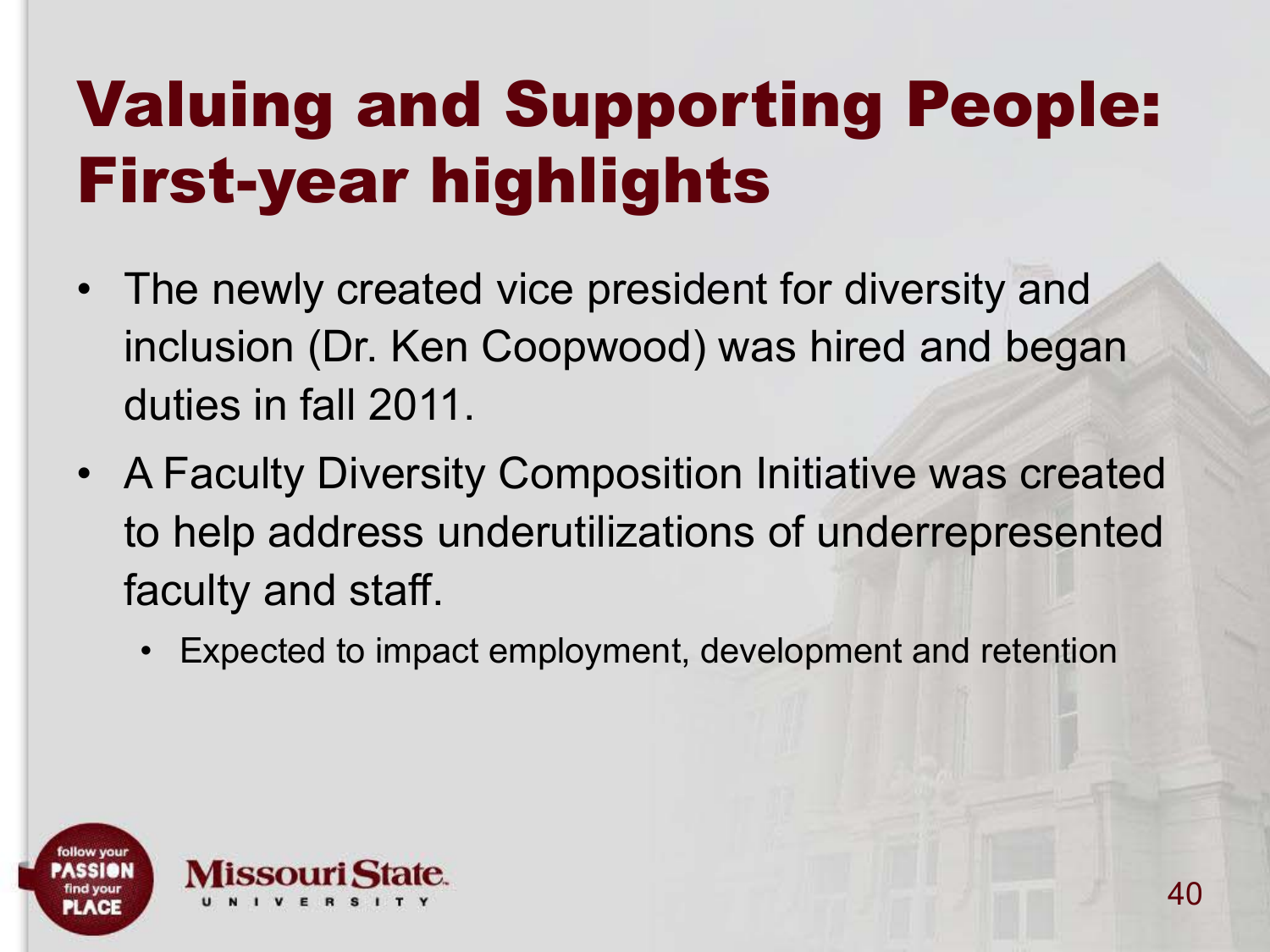# Valuing and Supporting People: First-year highlights

- The newly created vice president for diversity and inclusion (Dr. Ken Coopwood) was hired and began duties in fall 2011.
- A Faculty Diversity Composition Initiative was created to help address underutilizations of underrepresented faculty and staff.
  - Expected to impact employment, development and retention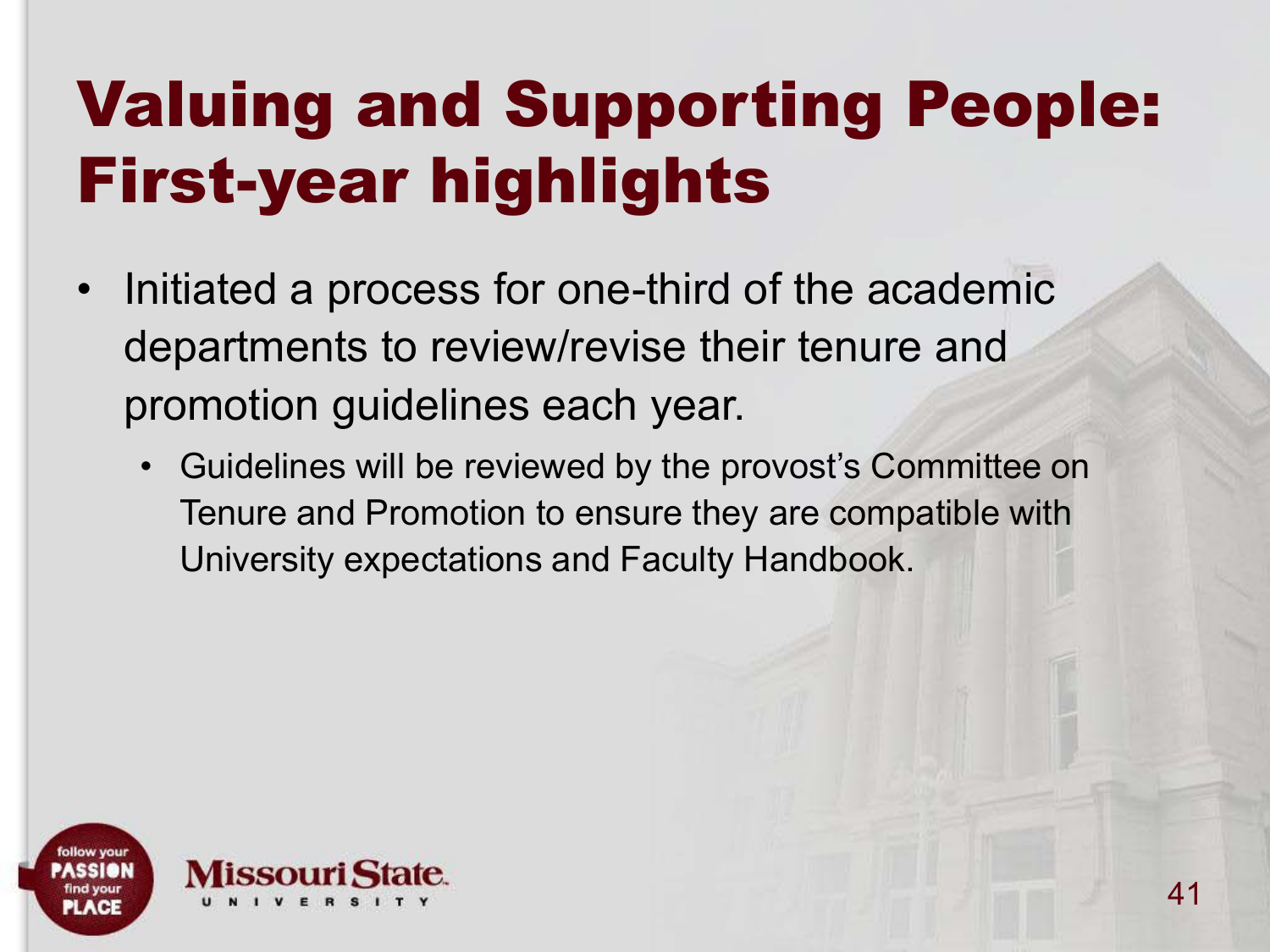# Valuing and Supporting People: First-year highlights

- Initiated a process for one-third of the academic departments to review/revise their tenure and promotion guidelines each year.
  - Guidelines will be reviewed by the provost's Committee on Tenure and Promotion to ensure they are compatible with University expectations and Faculty Handbook.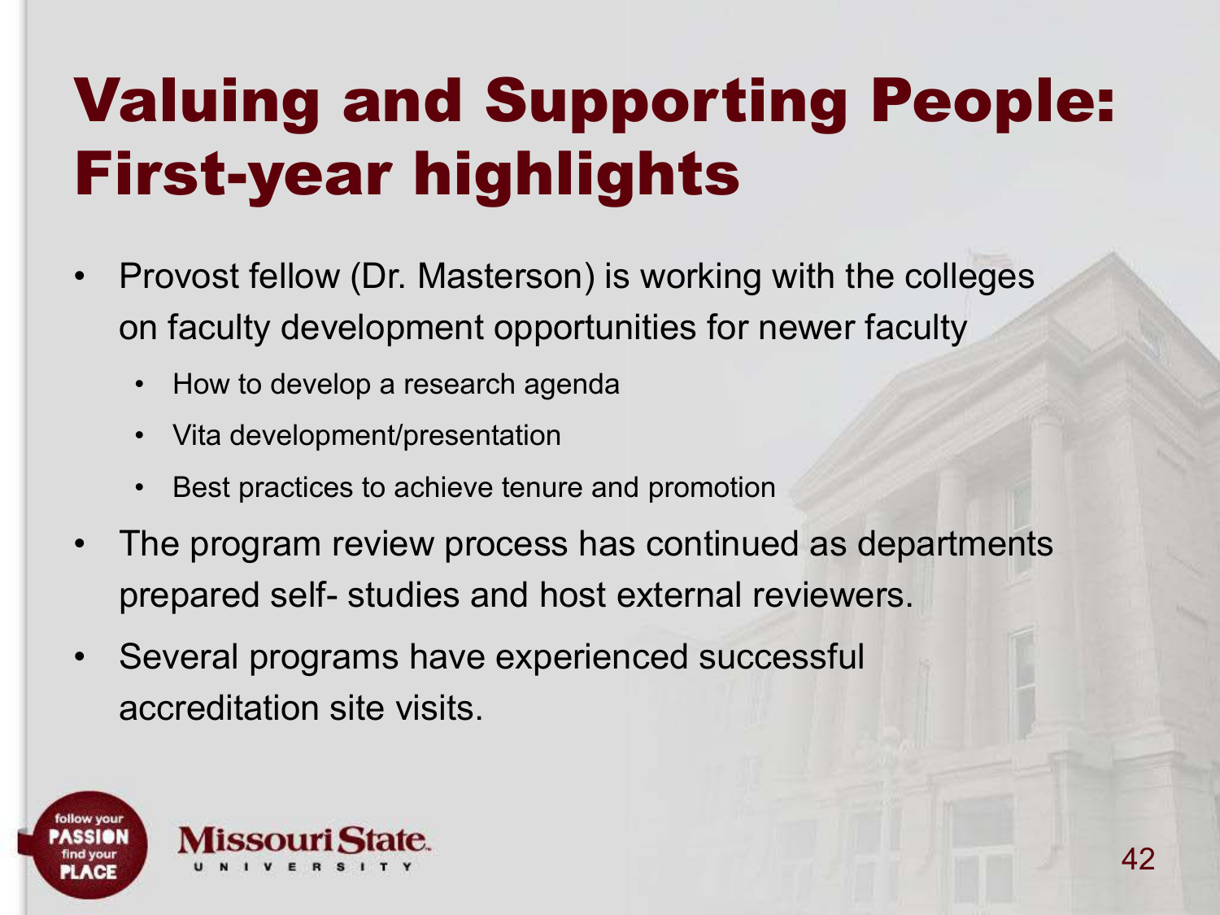# Valuing and Supporting People: First-year highlights

- Provost fellow (Dr. Masterson) is working with the colleges on faculty development opportunities for newer faculty
  - How to develop a research agenda
  - Vita development/presentation
  - Best practices to achieve tenure and promotion
- The program review process has continued as departments prepared self- studies and host external reviewers.
- Several programs have experienced successful accreditation site visits.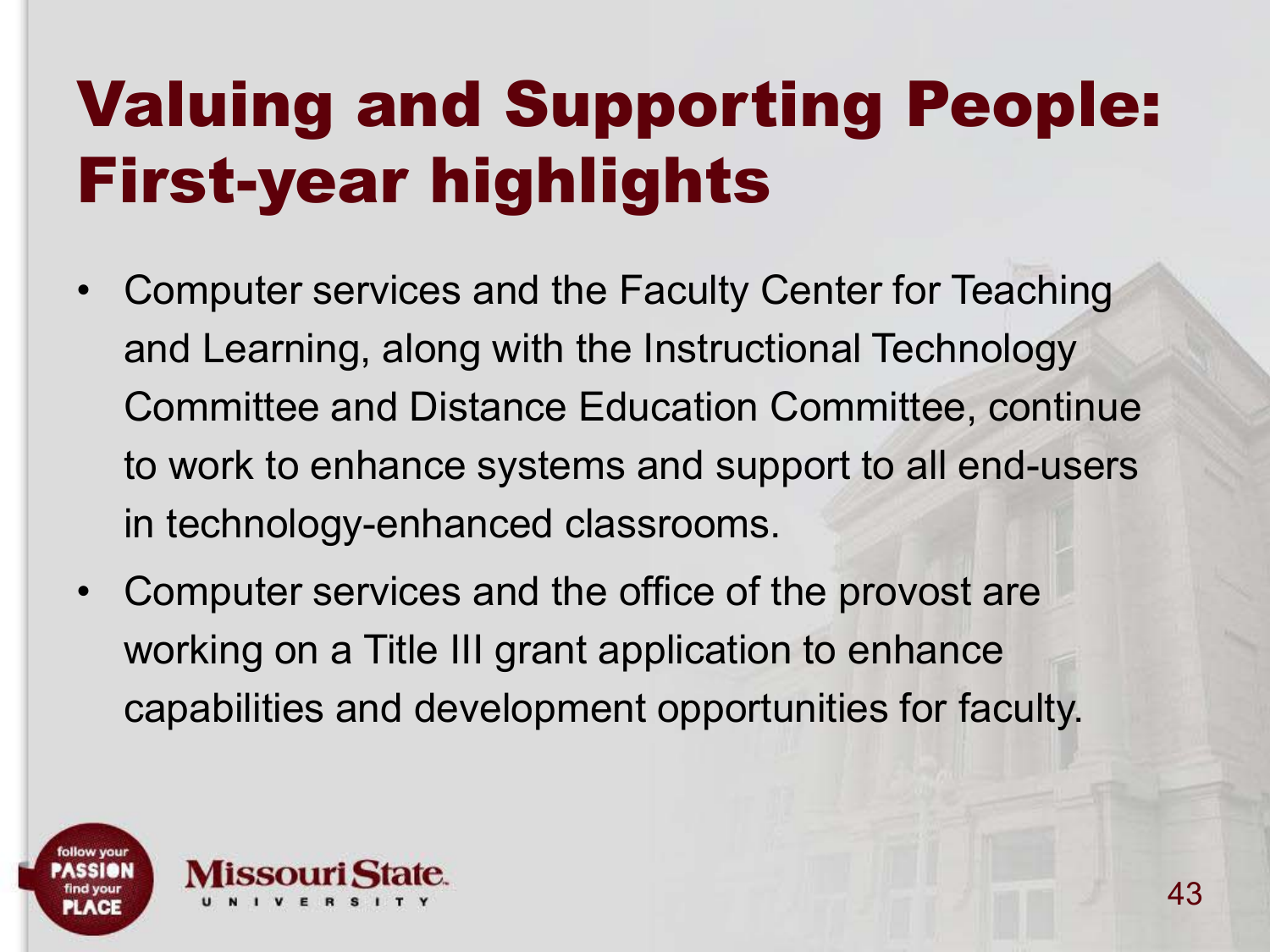# Valuing and Supporting People: First-year highlights

- Computer services and the Faculty Center for Teaching and Learning, along with the Instructional Technology Committee and Distance Education Committee, continue to work to enhance systems and support to all end-users in technology-enhanced classrooms.
- Computer services and the office of the provost are working on a Title III grant application to enhance capabilities and development opportunities for faculty.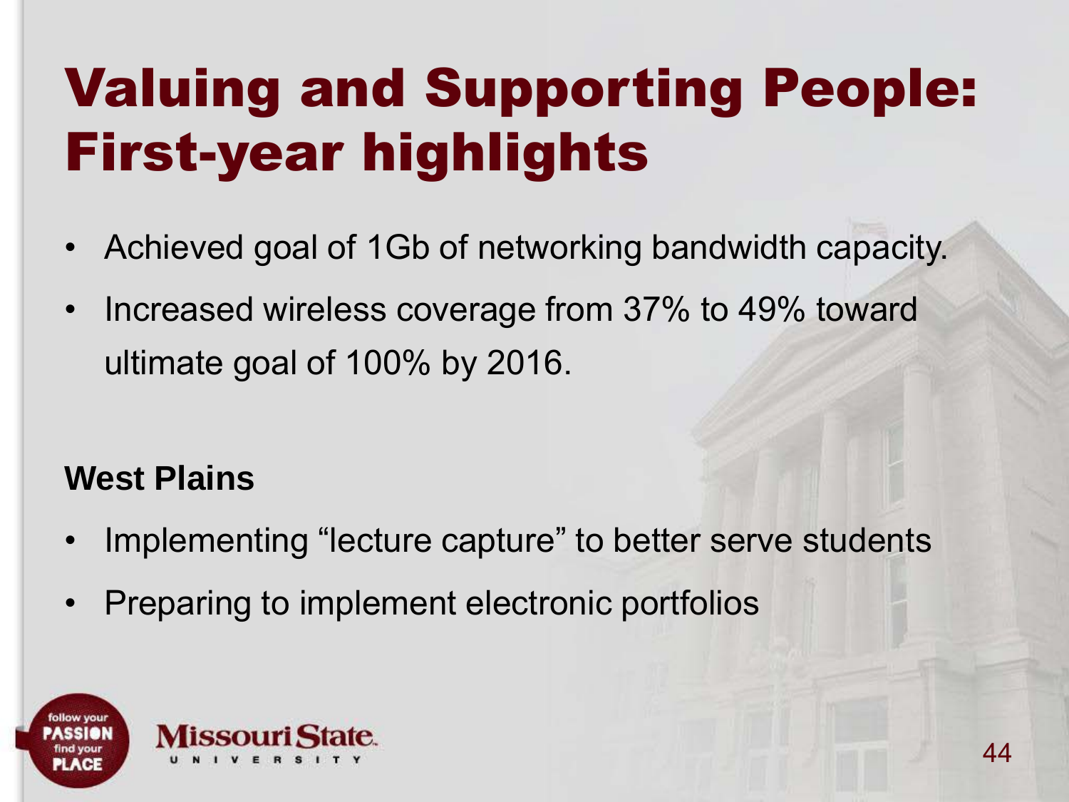# Valuing and Supporting People: First-year highlights

- Achieved goal of 1Gb of networking bandwidth capacity.
- Increased wireless coverage from 37% to 49% toward ultimate goal of 100% by 2016.

**West Plains**

- Implementing “lecture capture” to better serve students
- Preparing to implement electronic portfolios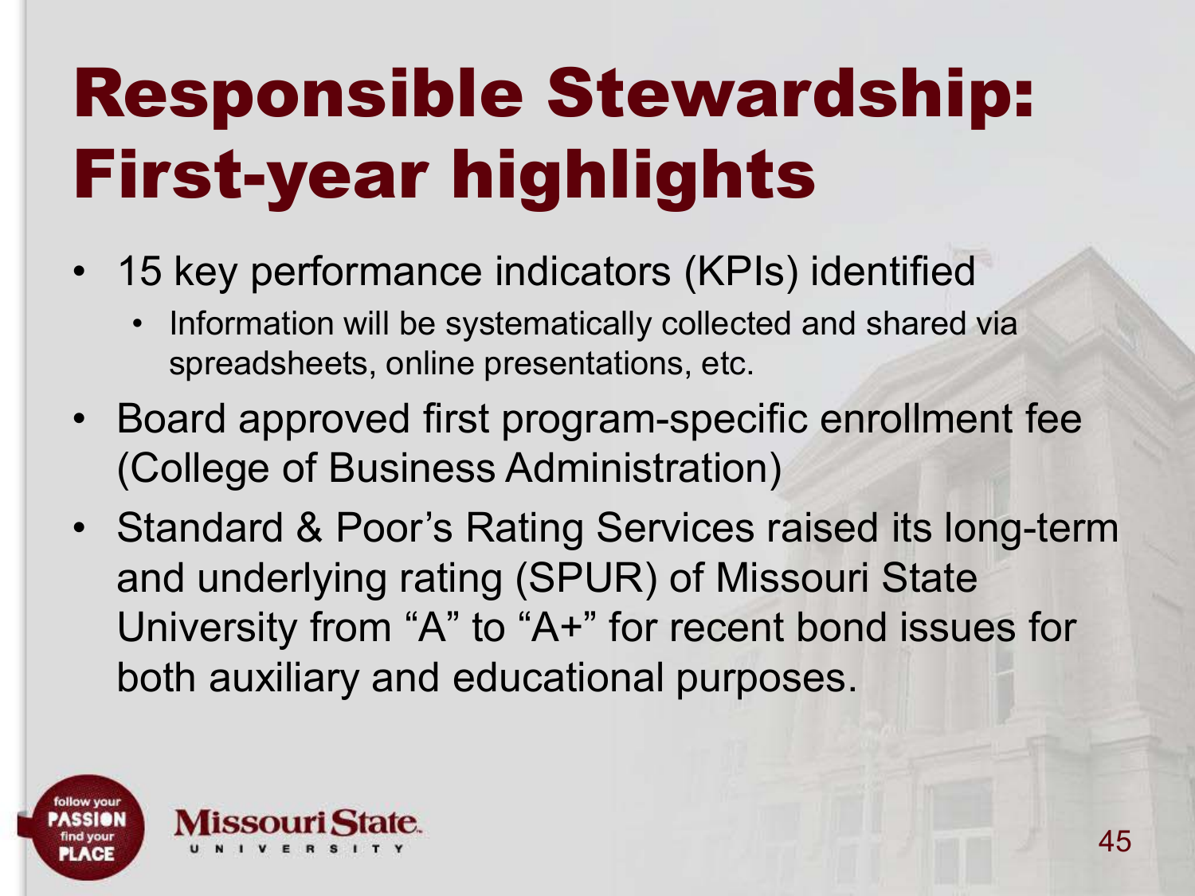# Responsible Stewardship: First-year highlights

- 15 key performance indicators (KPIs) identified
  - Information will be systematically collected and shared via spreadsheets, online presentations, etc.
- Board approved first program-specific enrollment fee (College of Business Administration)
- Standard & Poor's Rating Services raised its long-term and underlying rating (SPUR) of Missouri State University from "A" to "A+" for recent bond issues for both auxiliary and educational purposes.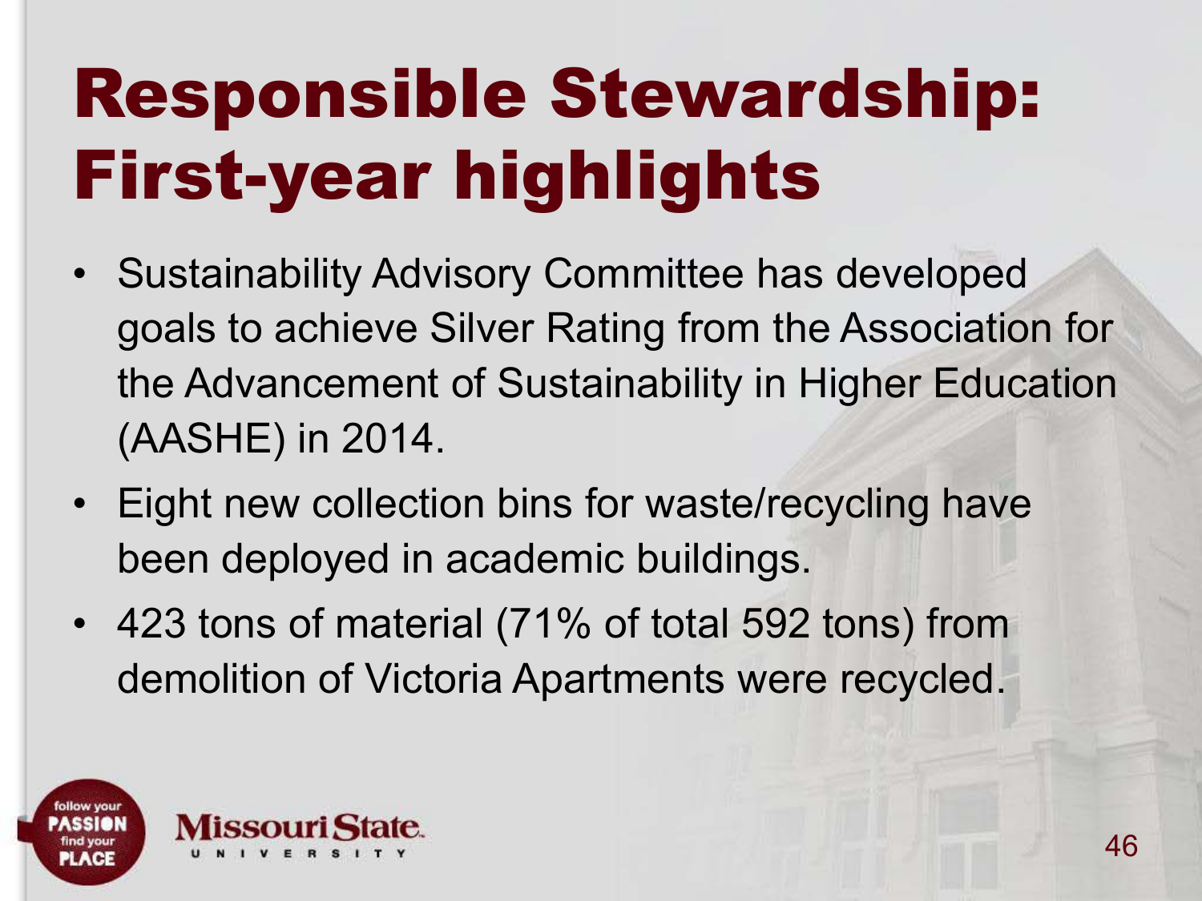# Responsible Stewardship: First-year highlights

- Sustainability Advisory Committee has developed goals to achieve Silver Rating from the Association for the Advancement of Sustainability in Higher Education (AASHE) in 2014.
- Eight new collection bins for waste/recycling have been deployed in academic buildings.
- 423 tons of material (71% of total 592 tons) from demolition of Victoria Apartments were recycled.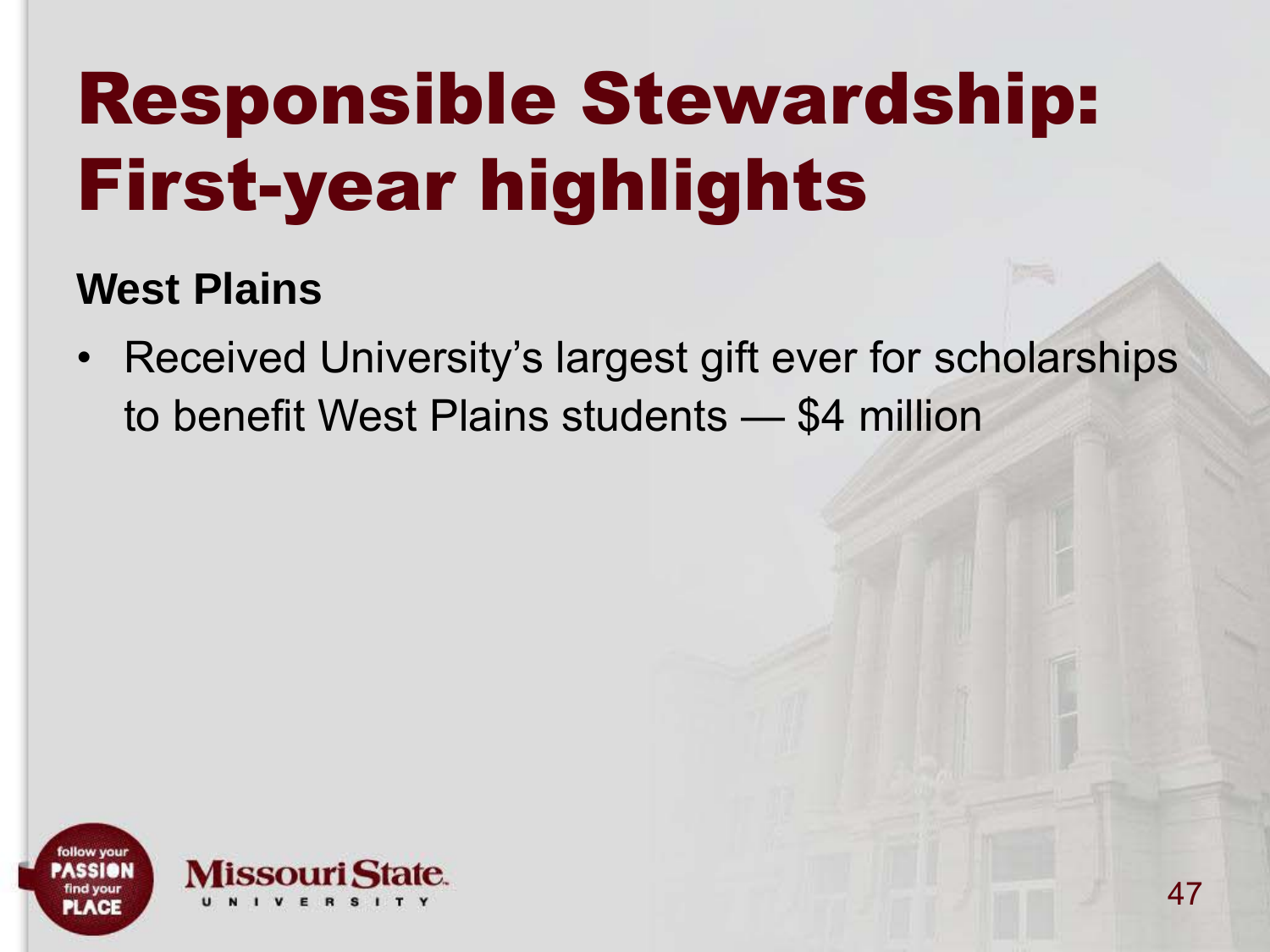# Responsible Stewardship: First-year highlights

**West Plains**

- Received University's largest gift ever for scholarships to benefit West Plains students — $4 million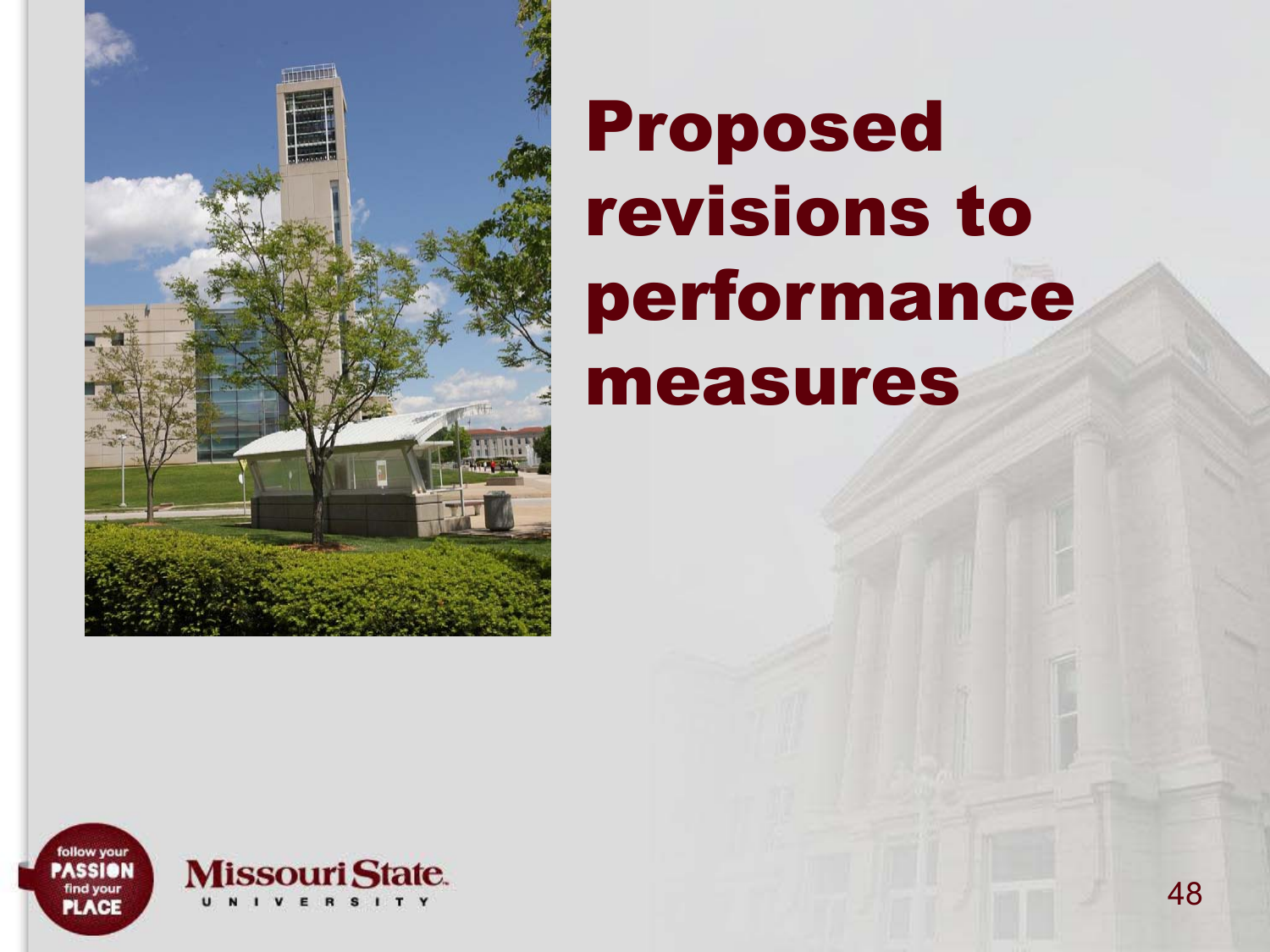# Proposed revisions to performance measures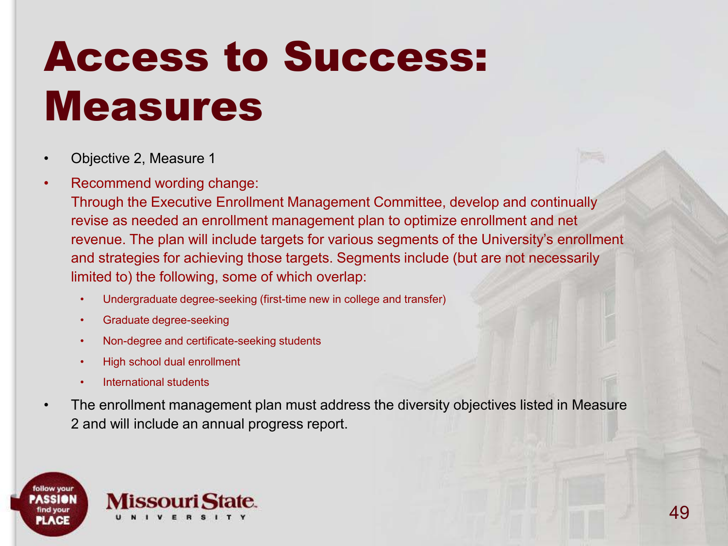# Access to Success: Measures

- Objective 2, Measure 1
- Recommend wording change:
  Through the Executive Enrollment Management Committee, develop and continually revise as needed an enrollment management plan to optimize enrollment and net revenue. The plan will include targets for various segments of the University's enrollment and strategies for achieving those targets. Segments include (but are not necessarily limited to) the following, some of which overlap:
  - Undergraduate degree-seeking (first-time new in college and transfer)
  - Graduate degree-seeking
  - Non-degree and certificate-seeking students
  - High school dual enrollment
  - International students
- The enrollment management plan must address the diversity objectives listed in Measure 2 and will include an annual progress report.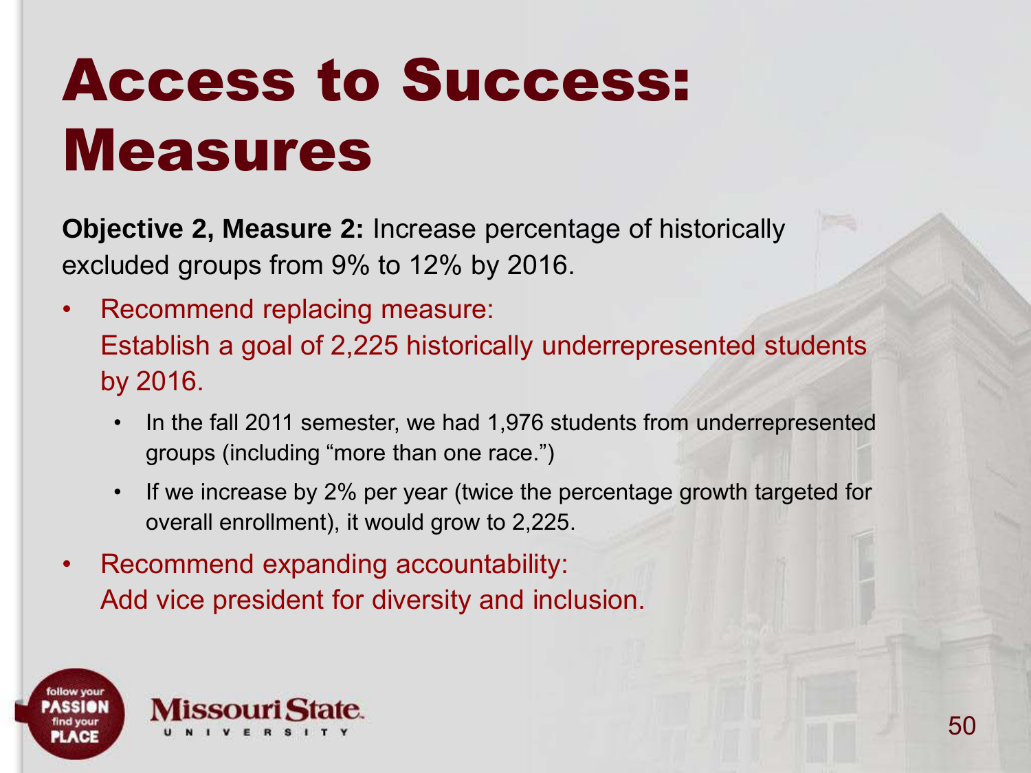# Access to Success: Measures

**Objective 2, Measure 2:** Increase percentage of historically excluded groups from 9% to 12% by 2016.

- Recommend replacing measure:
  Establish a goal of 2,225 historically underrepresented students by 2016.
  - In the fall 2011 semester, we had 1,976 students from underrepresented groups (including "more than one race.")
  - If we increase by 2% per year (twice the percentage growth targeted for overall enrollment), it would grow to 2,225.
- Recommend expanding accountability:
  Add vice president for diversity and inclusion.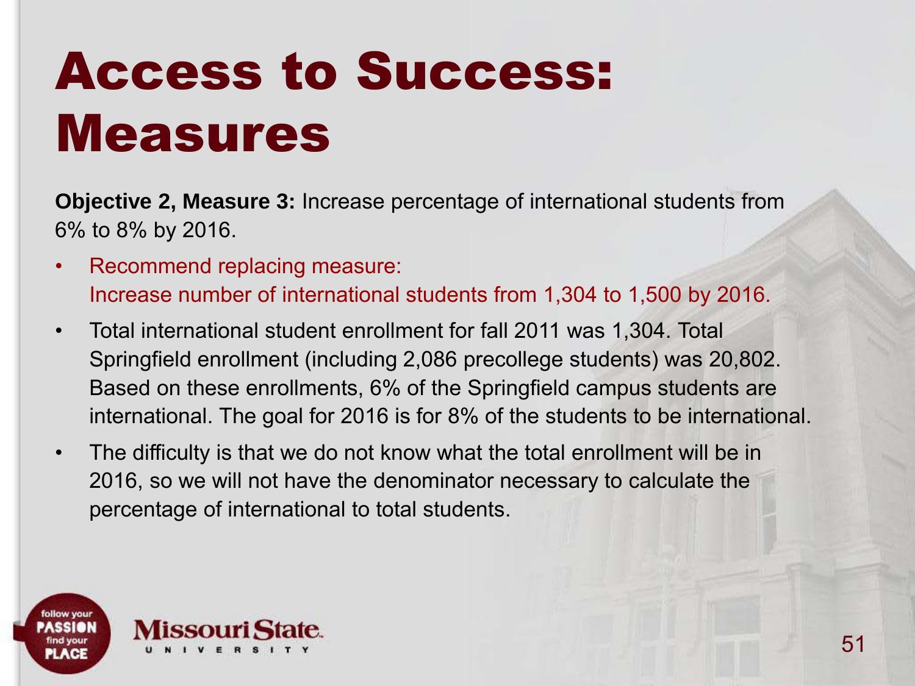# Access to Success: Measures

**Objective 2, Measure 3:** Increase percentage of international students from 6% to 8% by 2016.

- Recommend replacing measure:
  Increase number of international students from 1,304 to 1,500 by 2016.
- Total international student enrollment for fall 2011 was 1,304. Total Springfield enrollment (including 2,086 precollege students) was 20,802. Based on these enrollments, 6% of the Springfield campus students are international. The goal for 2016 is for 8% of the students to be international.
- The difficulty is that we do not know what the total enrollment will be in 2016, so we will not have the denominator necessary to calculate the percentage of international to total students.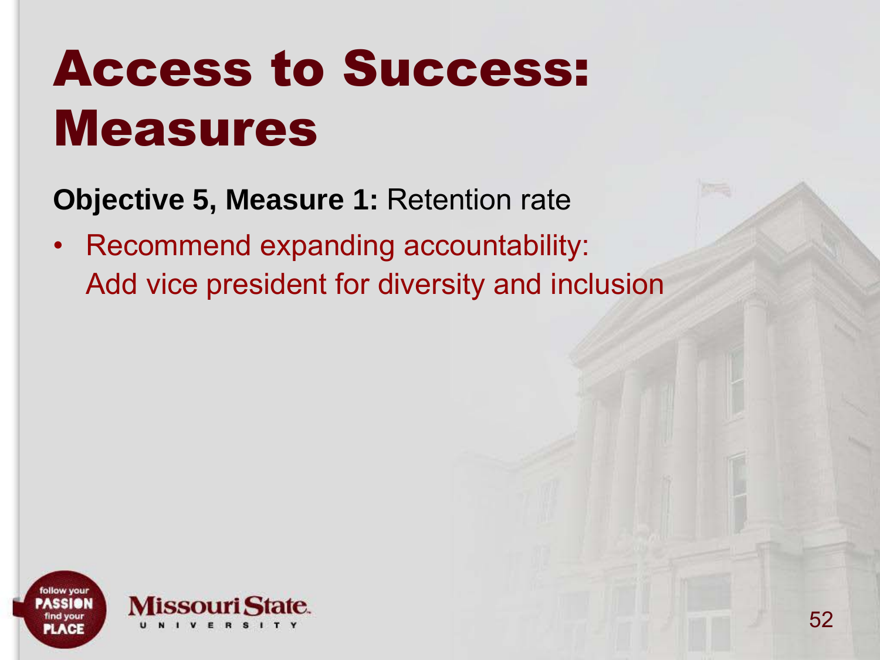# Access to Success: Measures

**Objective 5, Measure 1:** Retention rate

- Recommend expanding accountability:
  Add vice president for diversity and inclusion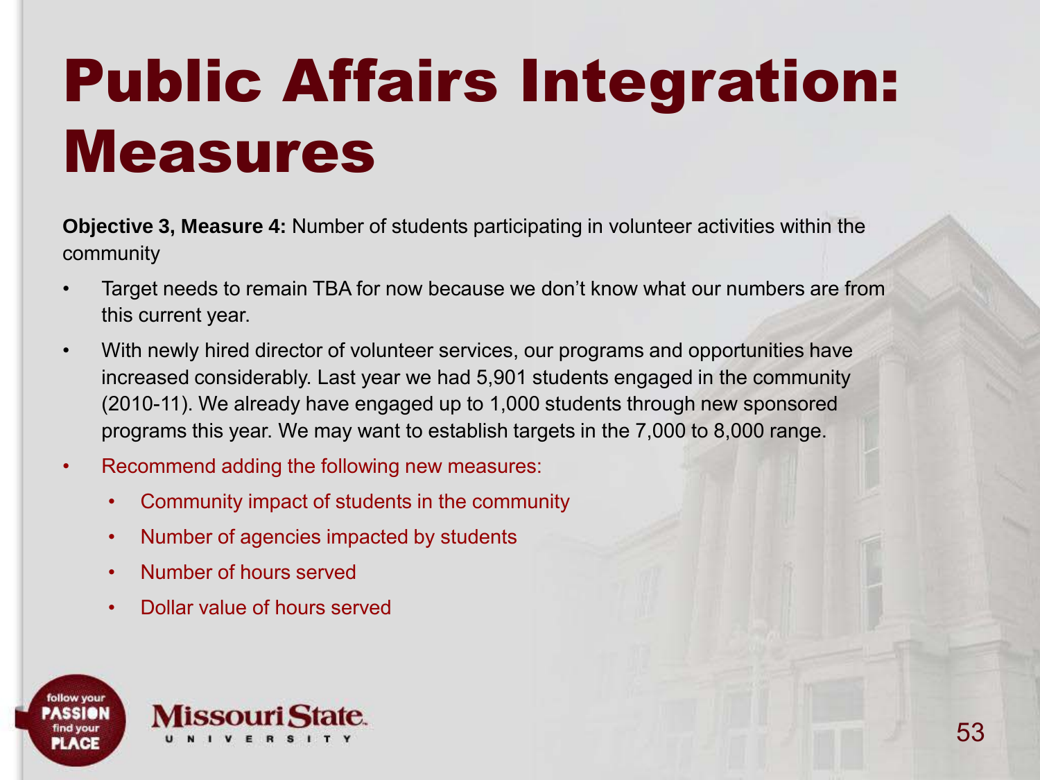# Public Affairs Integration: Measures

**Objective 3, Measure 4:** Number of students participating in volunteer activities within the community

- Target needs to remain TBA for now because we don't know what our numbers are from this current year.
- With newly hired director of volunteer services, our programs and opportunities have increased considerably. Last year we had 5,901 students engaged in the community (2010-11). We already have engaged up to 1,000 students through new sponsored programs this year. We may want to establish targets in the 7,000 to 8,000 range.
- Recommend adding the following new measures:
  - Community impact of students in the community
  - Number of agencies impacted by students
  - Number of hours served
  - Dollar value of hours served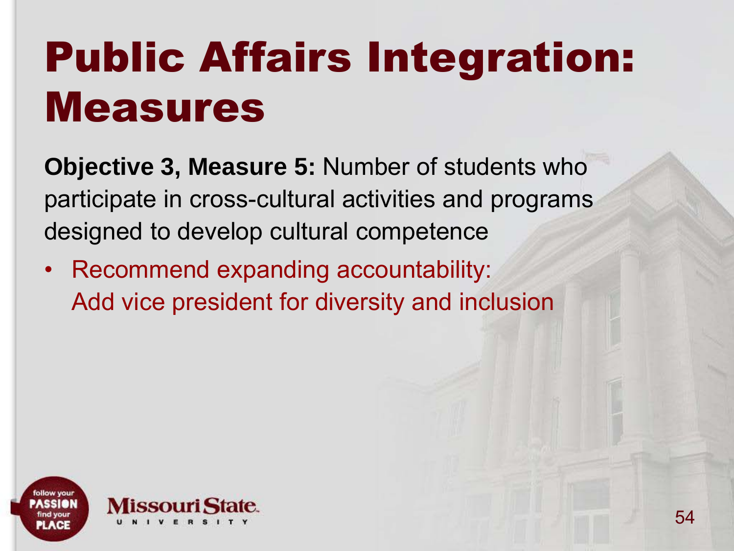# Public Affairs Integration: Measures

**Objective 3, Measure 5:** Number of students who participate in cross-cultural activities and programs designed to develop cultural competence

- Recommend expanding accountability:
  Add vice president for diversity and inclusion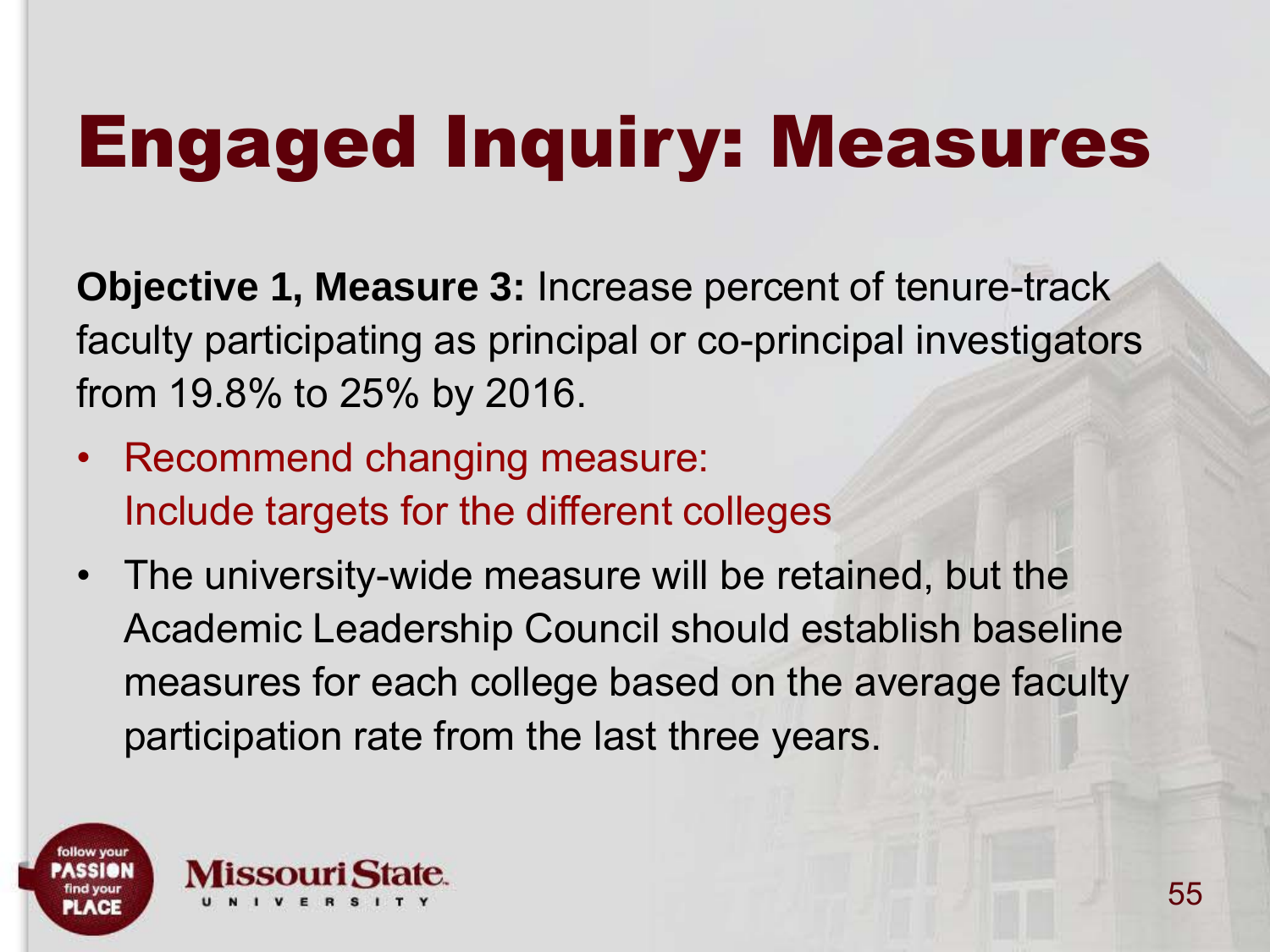# Engaged Inquiry: Measures

**Objective 1, Measure 3:** Increase percent of tenure-track faculty participating as principal or co-principal investigators from 19.8% to 25% by 2016.

- Recommend changing measure:
  Include targets for the different colleges
- The university-wide measure will be retained, but the Academic Leadership Council should establish baseline measures for each college based on the average faculty participation rate from the last three years.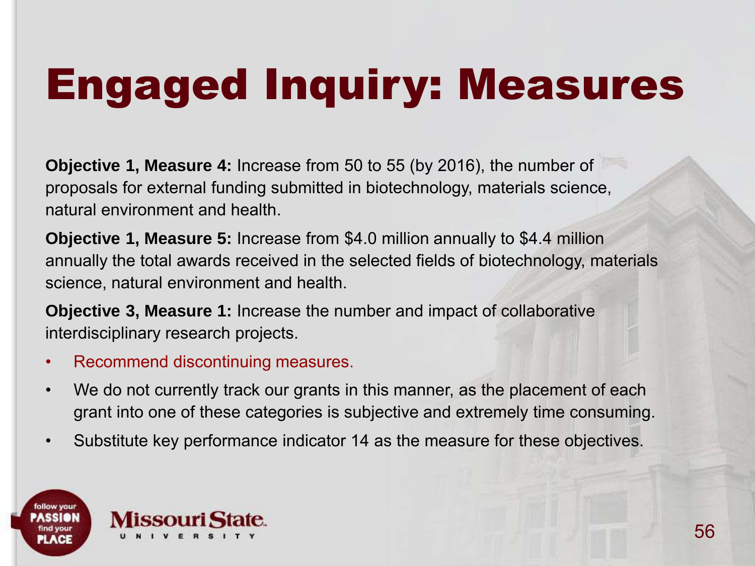# Engaged Inquiry: Measures

**Objective 1, Measure 4:** Increase from 50 to 55 (by 2016), the number of proposals for external funding submitted in biotechnology, materials science, natural environment and health.

**Objective 1, Measure 5:** Increase from $4.0 million annually to $4.4 million annually the total awards received in the selected fields of biotechnology, materials science, natural environment and health.

**Objective 3, Measure 1:** Increase the number and impact of collaborative interdisciplinary research projects.

- Recommend discontinuing measures.
- We do not currently track our grants in this manner, as the placement of each grant into one of these categories is subjective and extremely time consuming.
- Substitute key performance indicator 14 as the measure for these objectives.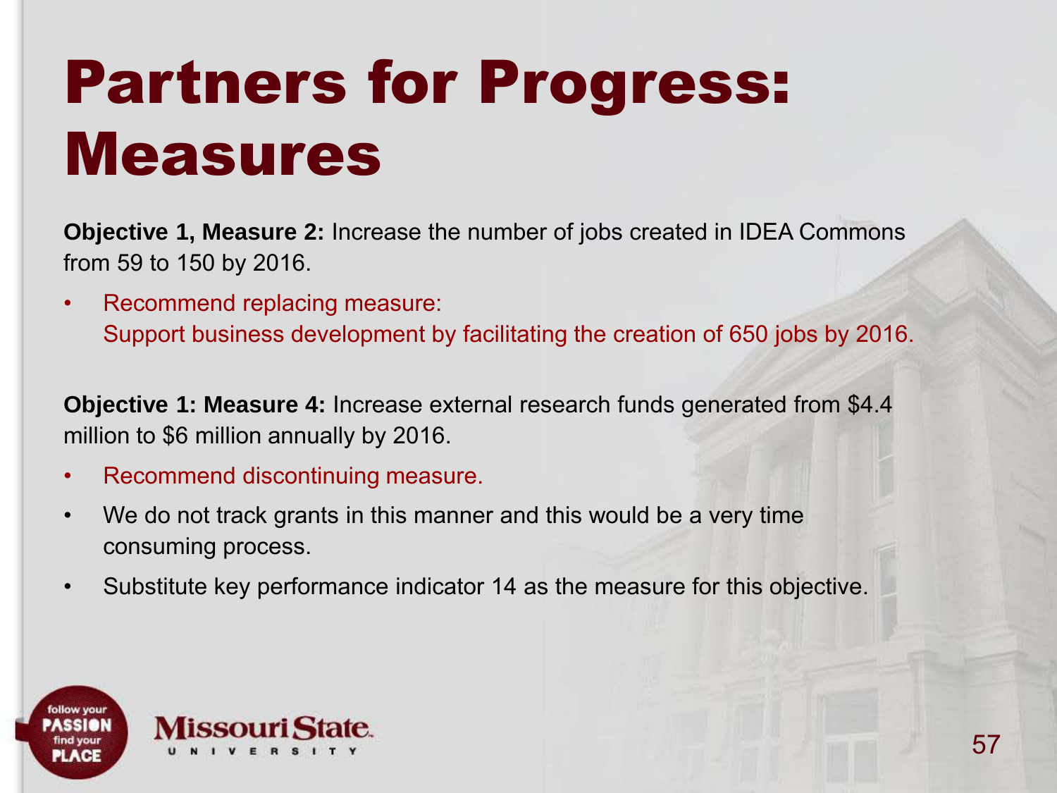# Partners for Progress: Measures

**Objective 1, Measure 2:** Increase the number of jobs created in IDEA Commons from 59 to 150 by 2016.

- Recommend replacing measure:
  Support business development by facilitating the creation of 650 jobs by 2016.

**Objective 1: Measure 4:** Increase external research funds generated from $4.4 million to $6 million annually by 2016.

- Recommend discontinuing measure.
- We do not track grants in this manner and this would be a very time consuming process.
- Substitute key performance indicator 14 as the measure for this objective.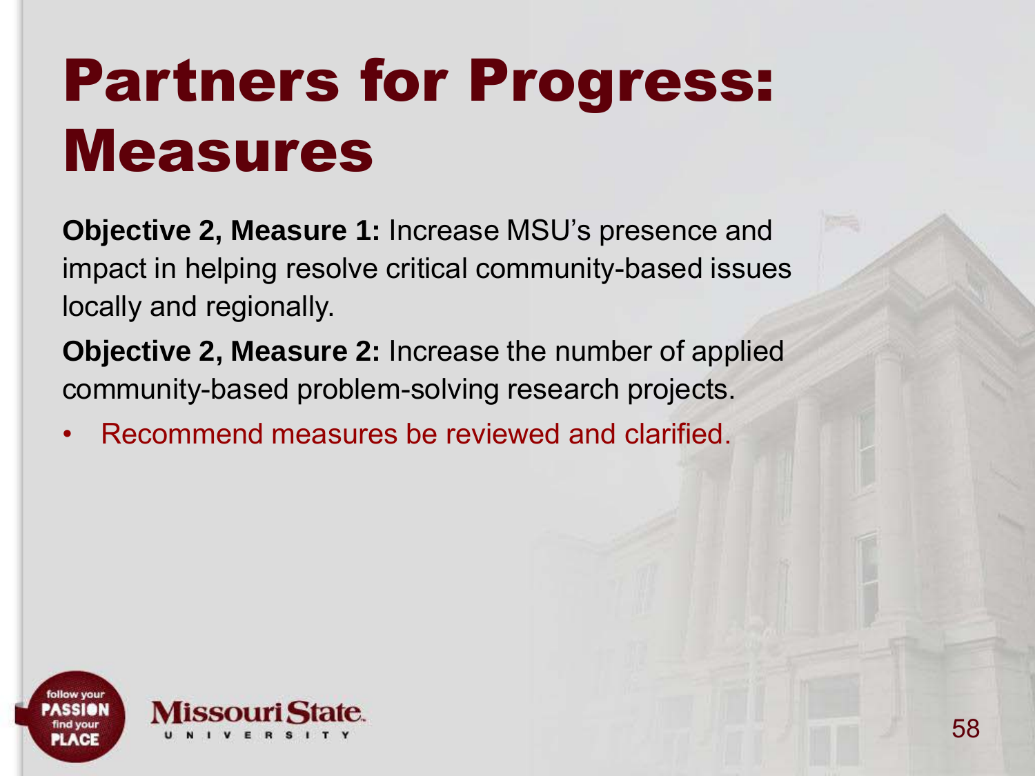# Partners for Progress: Measures

**Objective 2, Measure 1:** Increase MSU's presence and impact in helping resolve critical community-based issues locally and regionally.

**Objective 2, Measure 2:** Increase the number of applied community-based problem-solving research projects.

- Recommend measures be reviewed and clarified.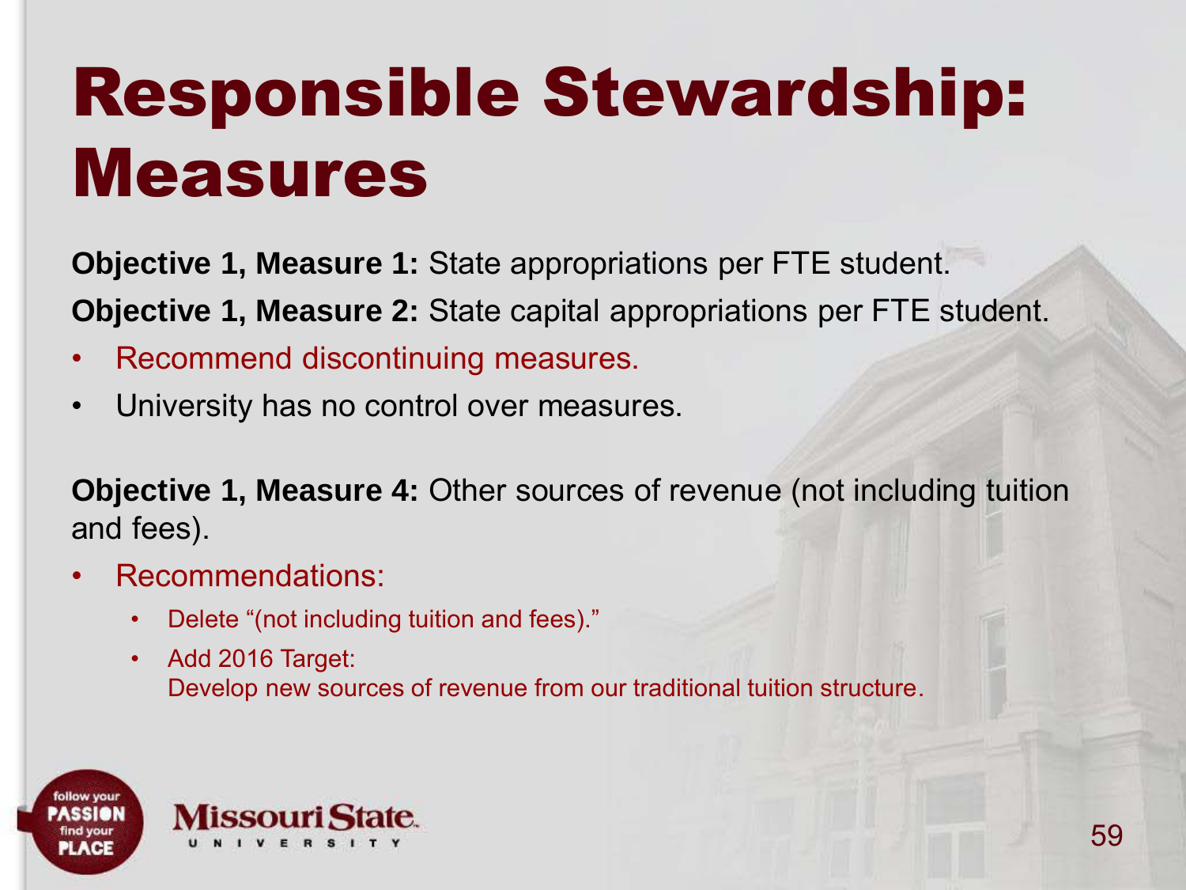# Responsible Stewardship: Measures

**Objective 1, Measure 1:** State appropriations per FTE student.

**Objective 1, Measure 2:** State capital appropriations per FTE student.

- Recommend discontinuing measures.
- University has no control over measures.

**Objective 1, Measure 4:** Other sources of revenue (not including tuition and fees).

- Recommendations:
  - Delete "(not including tuition and fees)."
  - Add 2016 Target:
    Develop new sources of revenue from our traditional tuition structure.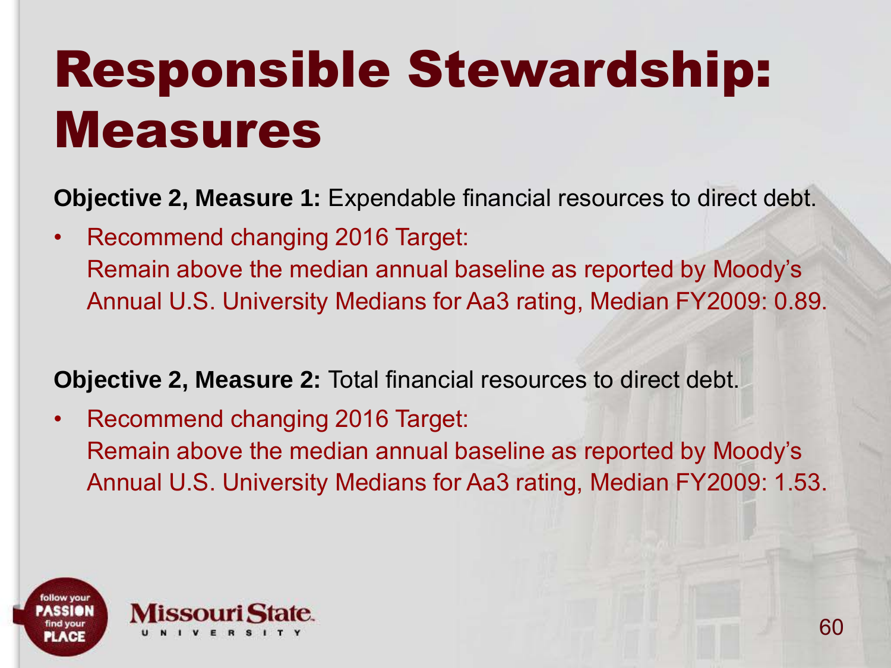# Responsible Stewardship: Measures

**Objective 2, Measure 1:** Expendable financial resources to direct debt.

- Recommend changing 2016 Target:
  Remain above the median annual baseline as reported by Moody's Annual U.S. University Medians for Aa3 rating, Median FY2009: 0.89.

**Objective 2, Measure 2:** Total financial resources to direct debt.

- Recommend changing 2016 Target:
  Remain above the median annual baseline as reported by Moody's Annual U.S. University Medians for Aa3 rating, Median FY2009: 1.53.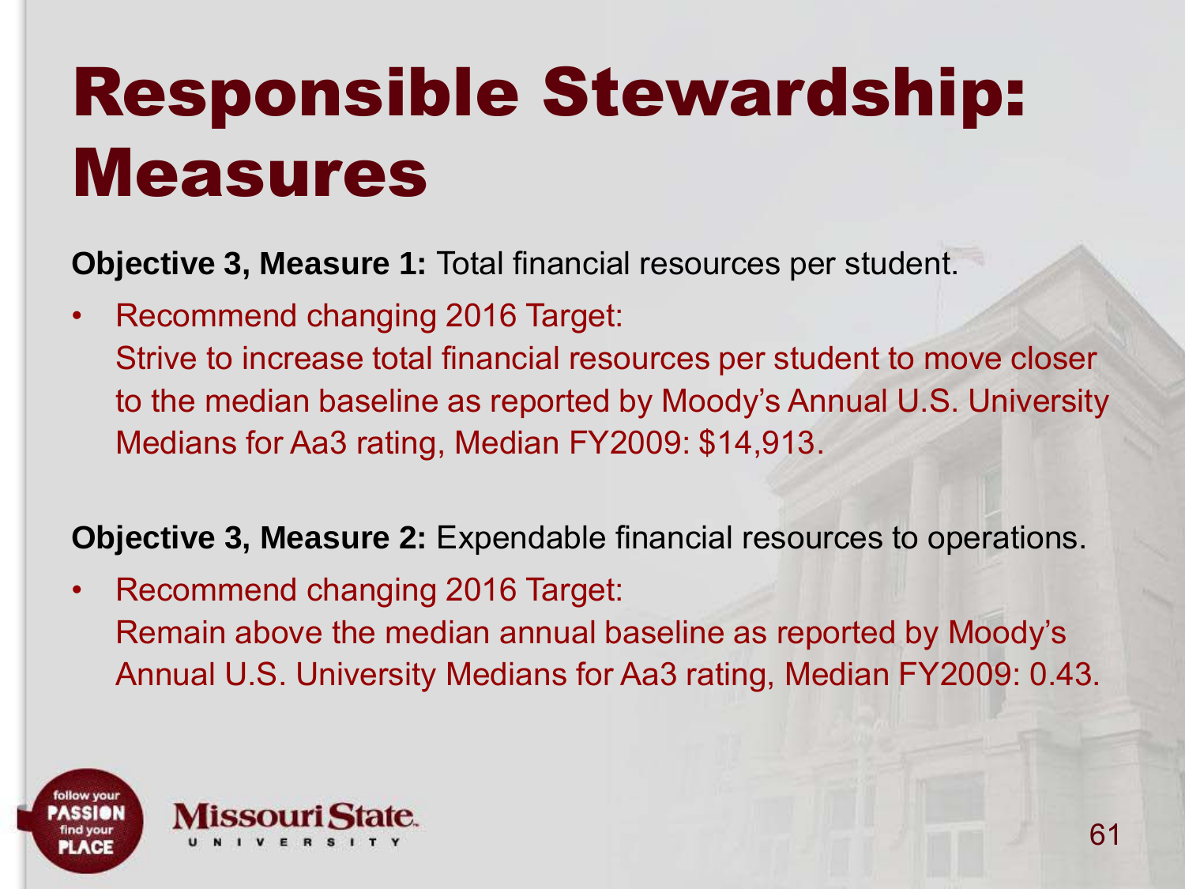# Responsible Stewardship: Measures

**Objective 3, Measure 1:** Total financial resources per student.

- Recommend changing 2016 Target:
  Strive to increase total financial resources per student to move closer to the median baseline as reported by Moody's Annual U.S. University Medians for Aa3 rating, Median FY2009: $14,913.

**Objective 3, Measure 2:** Expendable financial resources to operations.

- Recommend changing 2016 Target:
  Remain above the median annual baseline as reported by Moody's Annual U.S. University Medians for Aa3 rating, Median FY2009: 0.43.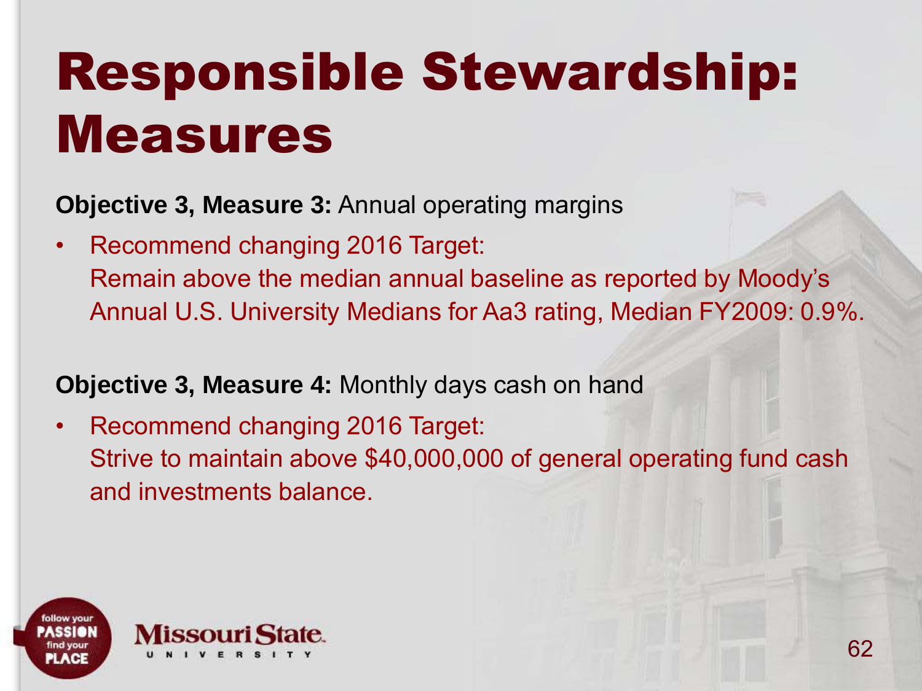# Responsible Stewardship: Measures

**Objective 3, Measure 3:** Annual operating margins

- Recommend changing 2016 Target:
  Remain above the median annual baseline as reported by Moody's Annual U.S. University Medians for Aa3 rating, Median FY2009: 0.9%.

**Objective 3, Measure 4:** Monthly days cash on hand

- Recommend changing 2016 Target:
  Strive to maintain above $40,000,000 of general operating fund cash and investments balance.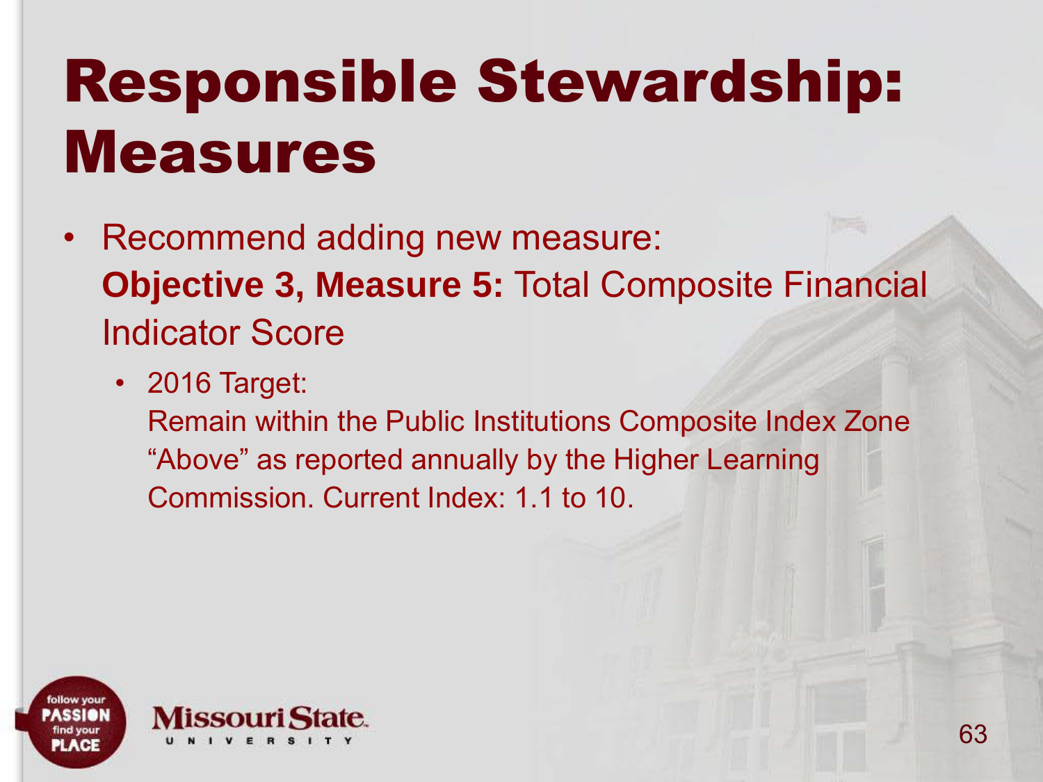# Responsible Stewardship: Measures

- Recommend adding new measure:
  **Objective 3, Measure 5:** Total Composite Financial Indicator Score
  - 2016 Target:
    Remain within the Public Institutions Composite Index Zone "Above" as reported annually by the Higher Learning Commission. Current Index: 1.1 to 10.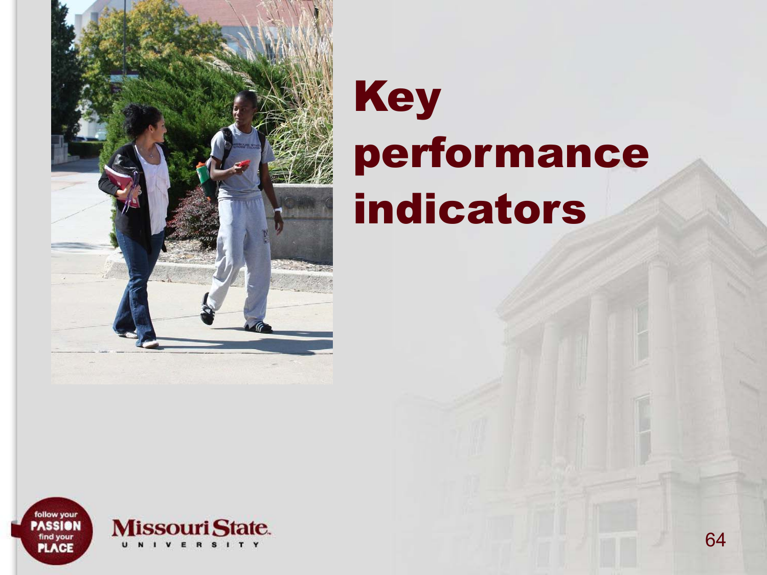# Key performance indicators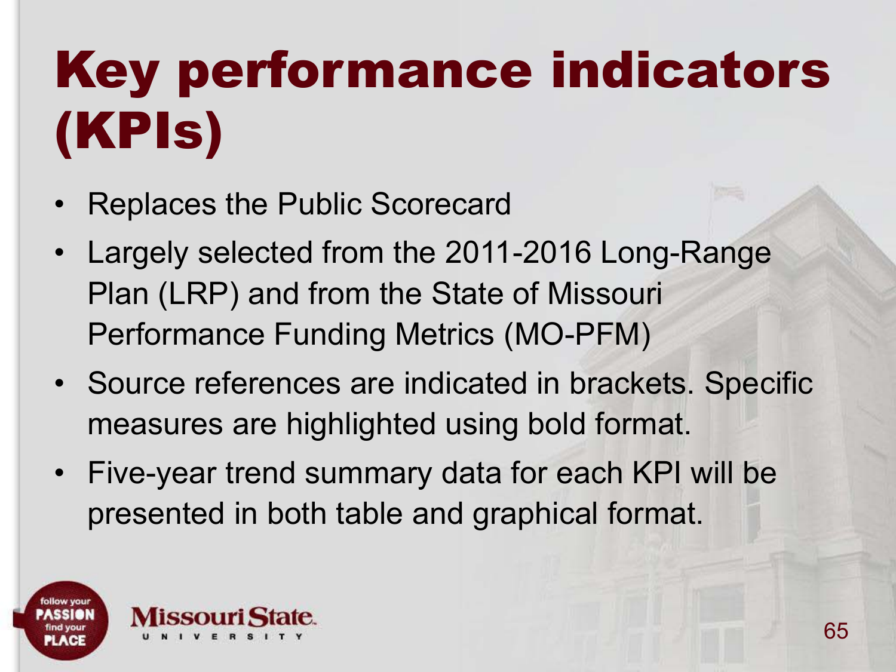# Key performance indicators (KPIs)

- Replaces the Public Scorecard
- Largely selected from the 2011-2016 Long-Range Plan (LRP) and from the State of Missouri Performance Funding Metrics (MO-PFM)
- Source references are indicated in brackets. Specific measures are highlighted using bold format.
- Five-year trend summary data for each KPI will be presented in both table and graphical format.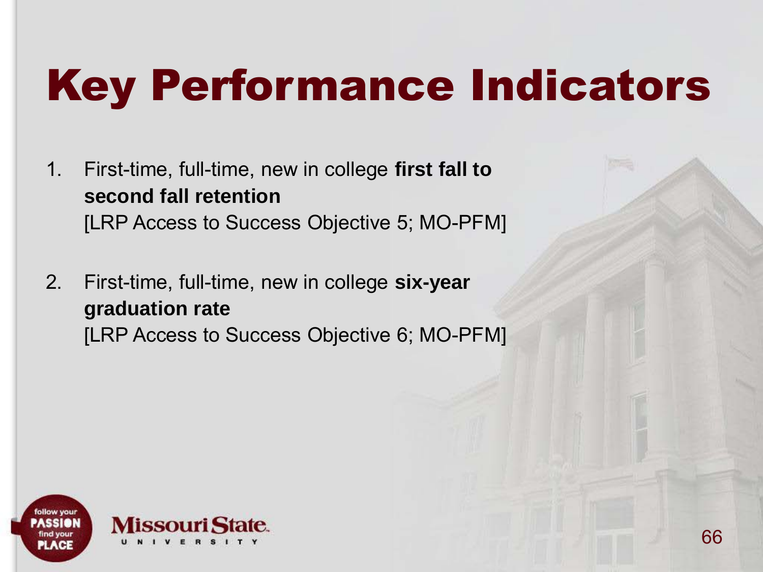# Key Performance Indicators

1. First-time, full-time, new in college **first fall to second fall retention**
   [LRP Access to Success Objective 5; MO-PFM]

2. First-time, full-time, new in college **six-year graduation rate**
   [LRP Access to Success Objective 6; MO-PFM]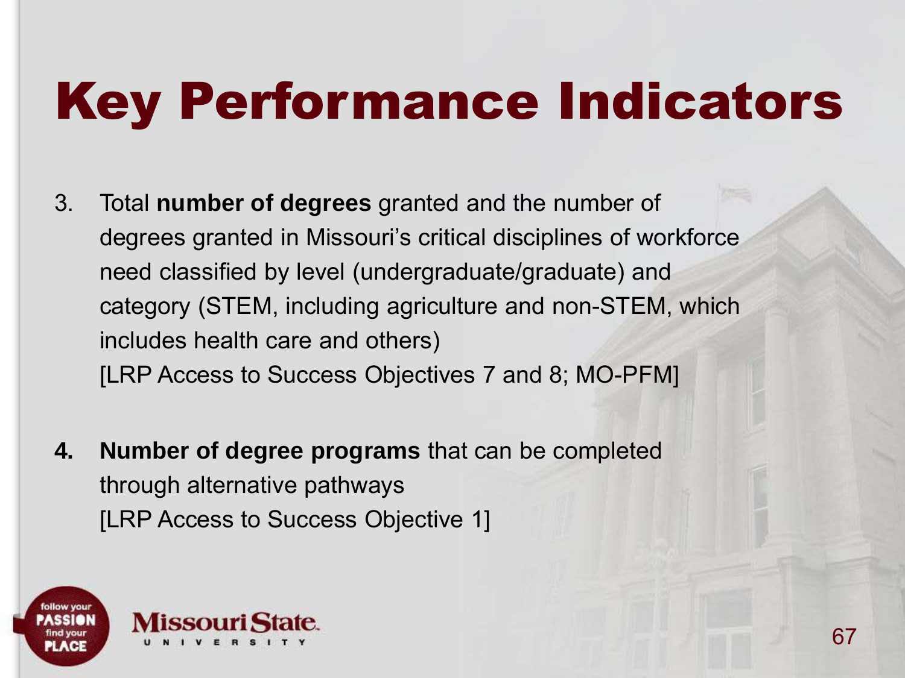# Key Performance Indicators

3. Total **number of degrees** granted and the number of degrees granted in Missouri's critical disciplines of workforce need classified by level (undergraduate/graduate) and category (STEM, including agriculture and non-STEM, which includes health care and others)
   [LRP Access to Success Objectives 7 and 8; MO-PFM]

4. **Number of degree programs** that can be completed through alternative pathways
   [LRP Access to Success Objective 1]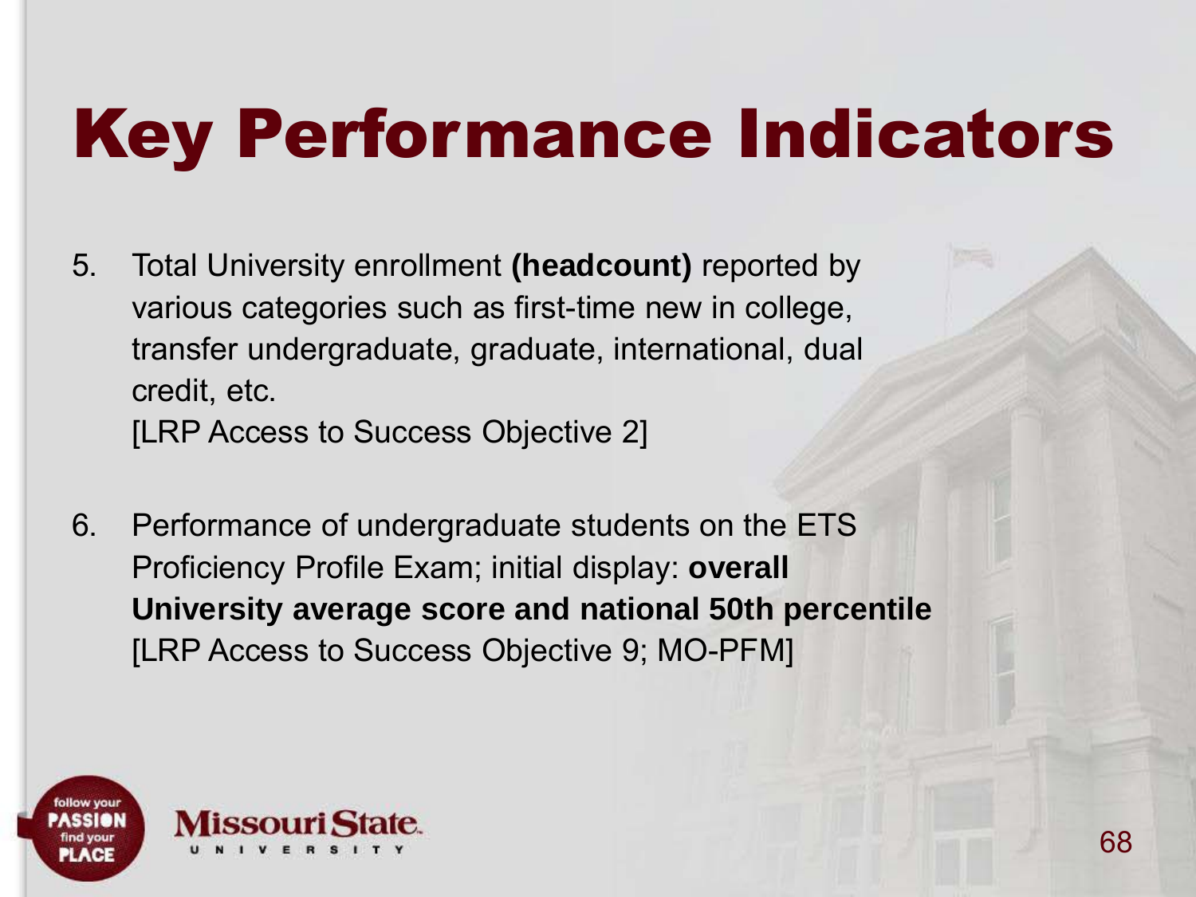# Key Performance Indicators

5. Total University enrollment **(headcount)** reported by various categories such as first-time new in college, transfer undergraduate, graduate, international, dual credit, etc.
   [LRP Access to Success Objective 2]

6. Performance of undergraduate students on the ETS Proficiency Profile Exam; initial display: **overall University average score and national 50th percentile**
   [LRP Access to Success Objective 9; MO-PFM]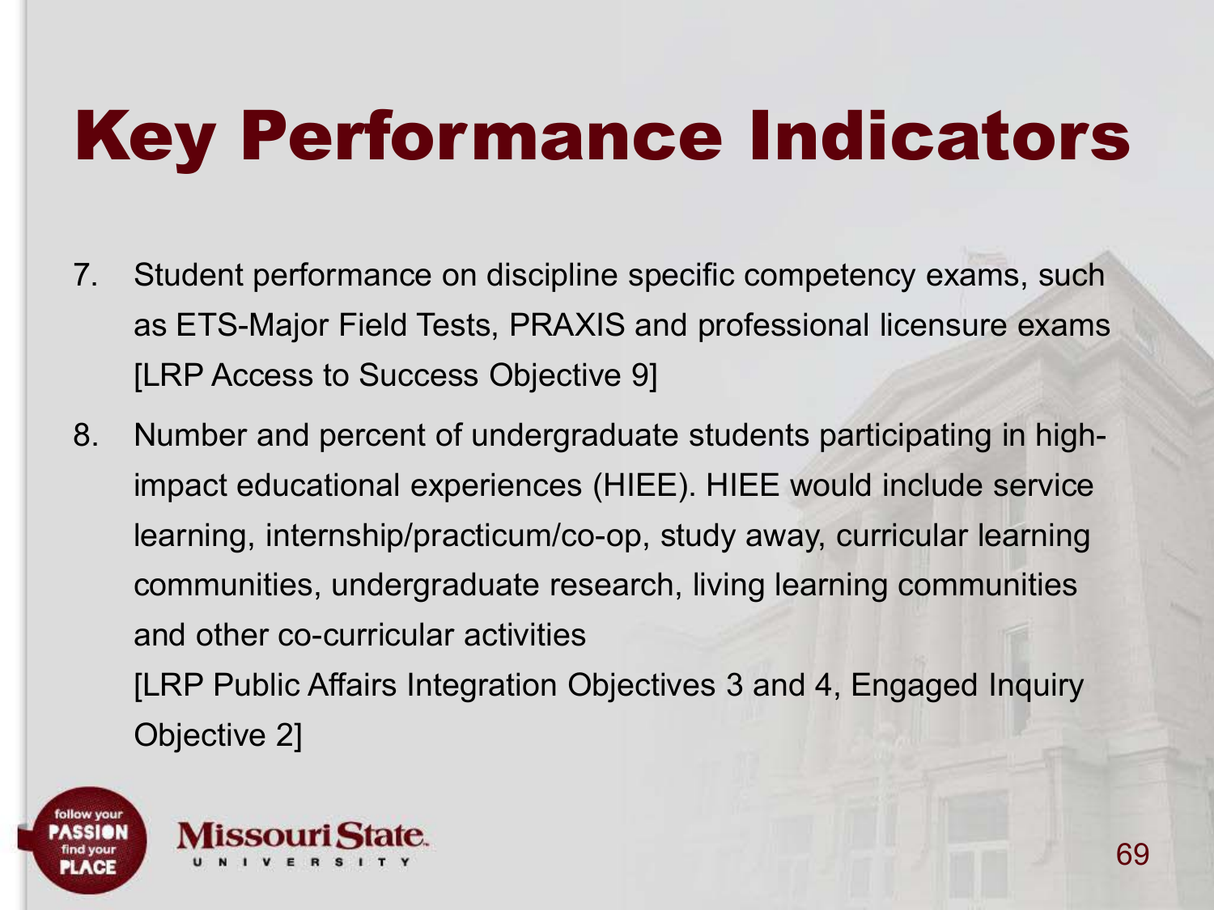# Key Performance Indicators

7. Student performance on discipline specific competency exams, such as ETS-Major Field Tests, PRAXIS and professional licensure exams [LRP Access to Success Objective 9]
8. Number and percent of undergraduate students participating in high-impact educational experiences (HIEE). HIEE would include service learning, internship/practicum/co-op, study away, curricular learning communities, undergraduate research, living learning communities and other co-curricular activities
   [LRP Public Affairs Integration Objectives 3 and 4, Engaged Inquiry Objective 2]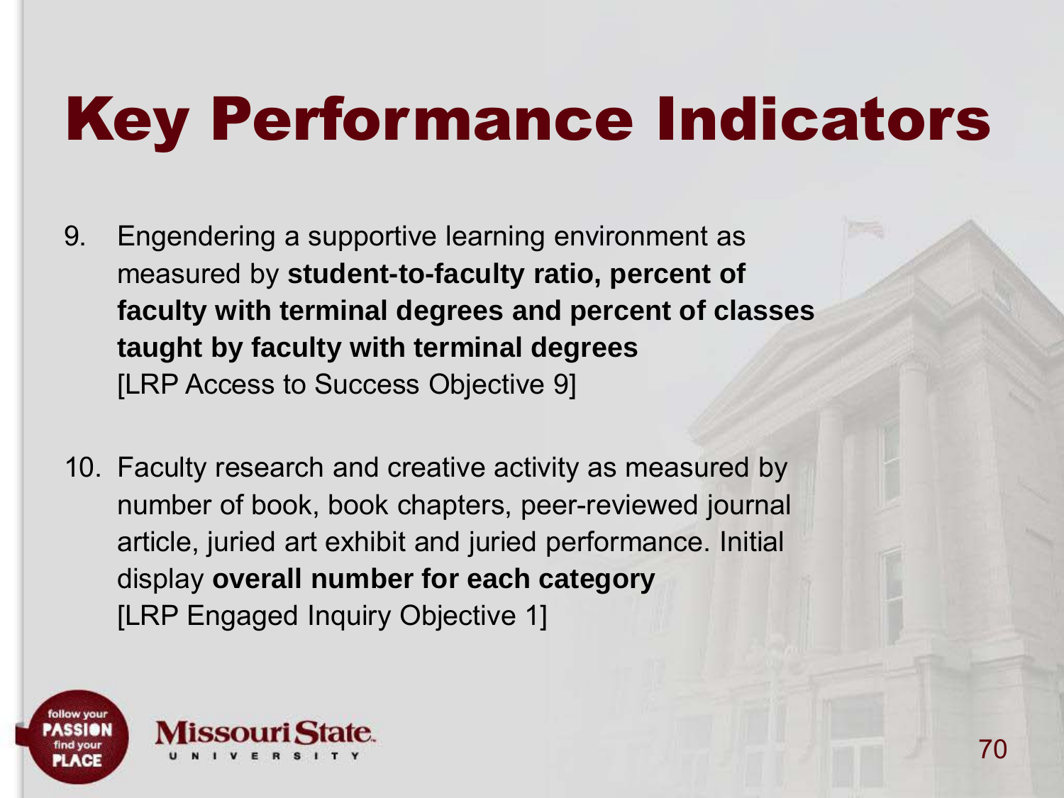# Key Performance Indicators

9. Engendering a supportive learning environment as measured by **student-to-faculty ratio, percent of faculty with terminal degrees and percent of classes taught by faculty with terminal degrees**
   [LRP Access to Success Objective 9]

10. Faculty research and creative activity as measured by number of book, book chapters, peer-reviewed journal article, juried art exhibit and juried performance. Initial display **overall number for each category**
    [LRP Engaged Inquiry Objective 1]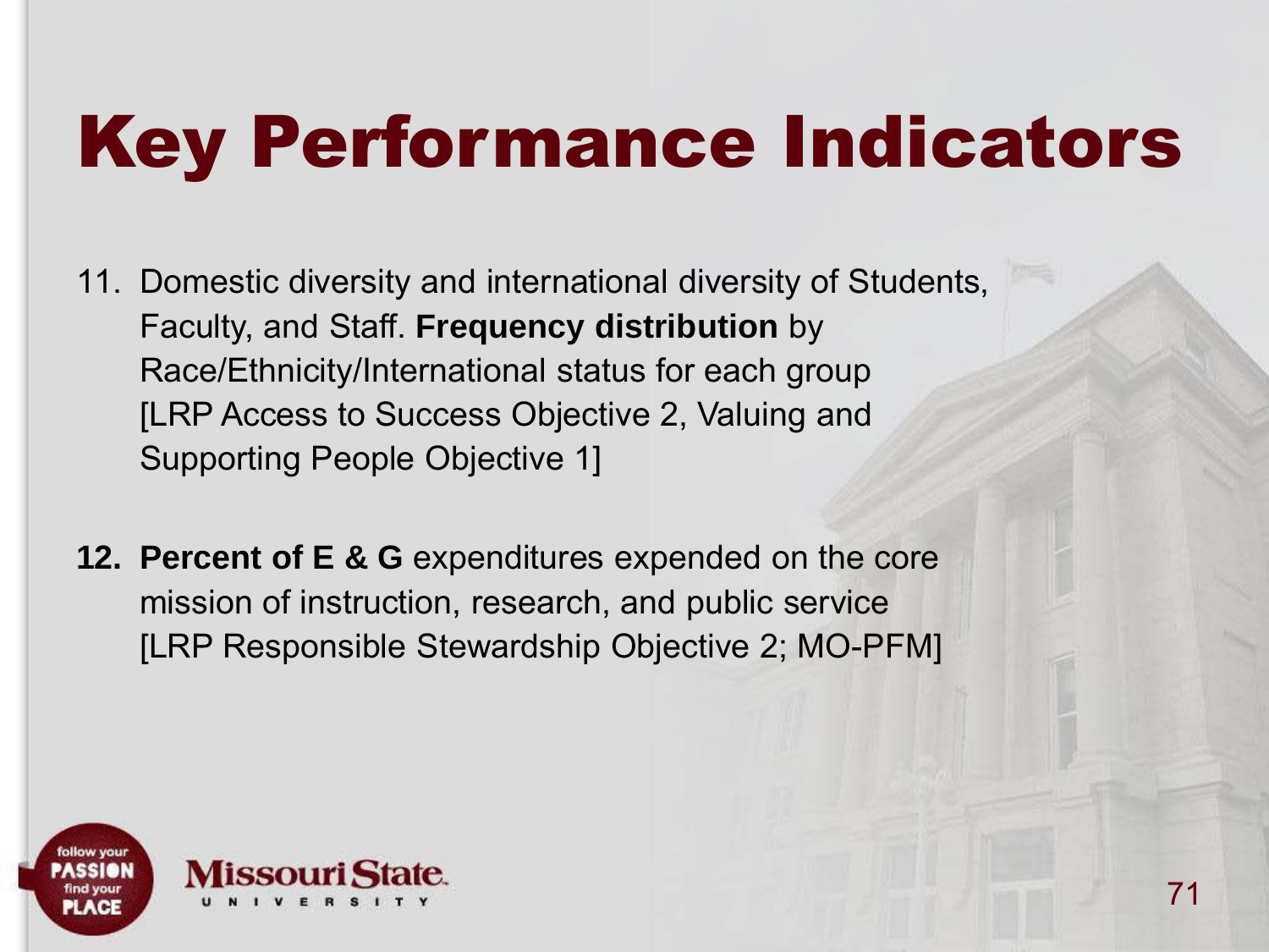# Key Performance Indicators

11. Domestic diversity and international diversity of Students, Faculty, and Staff. **Frequency distribution** by Race/Ethnicity/International status for each group [LRP Access to Success Objective 2, Valuing and Supporting People Objective 1]

**12.** **Percent of E & G** expenditures expended on the core mission of instruction, research, and public service [LRP Responsible Stewardship Objective 2; MO-PFM]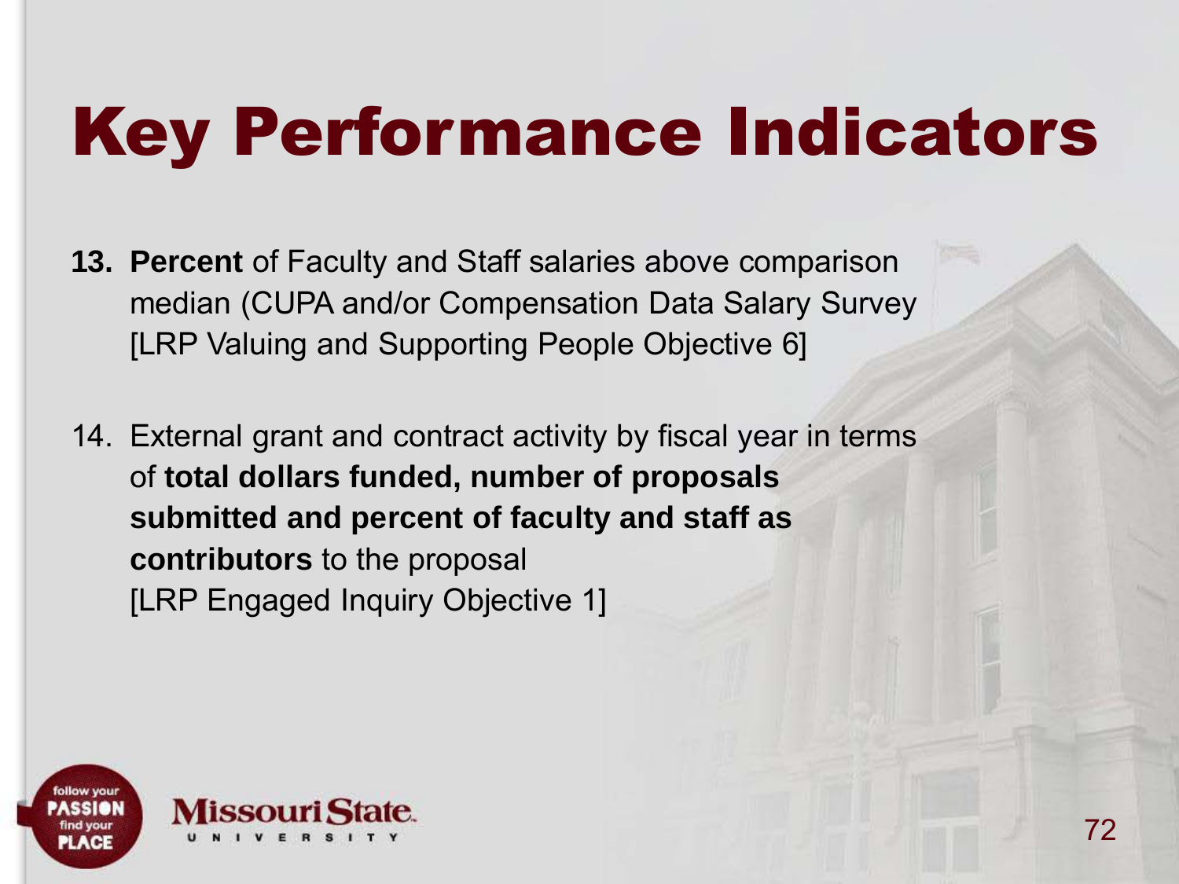# Key Performance Indicators

13. **Percent** of Faculty and Staff salaries above comparison median (CUPA and/or Compensation Data Salary Survey [LRP Valuing and Supporting People Objective 6]

14. External grant and contract activity by fiscal year in terms of **total dollars funded, number of proposals submitted and percent of faculty and staff as contributors** to the proposal [LRP Engaged Inquiry Objective 1]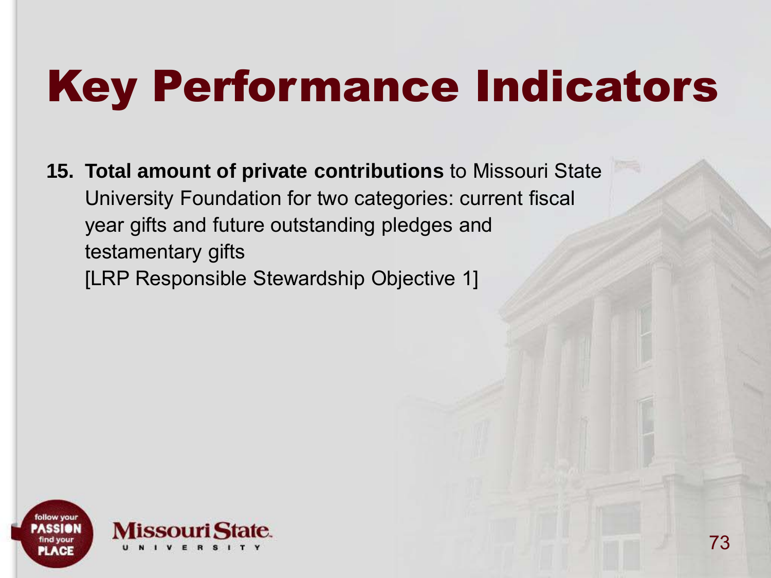# Key Performance Indicators

15. **Total amount of private contributions** to Missouri State University Foundation for two categories: current fiscal year gifts and future outstanding pledges and testamentary gifts
 [LRP Responsible Stewardship Objective 1]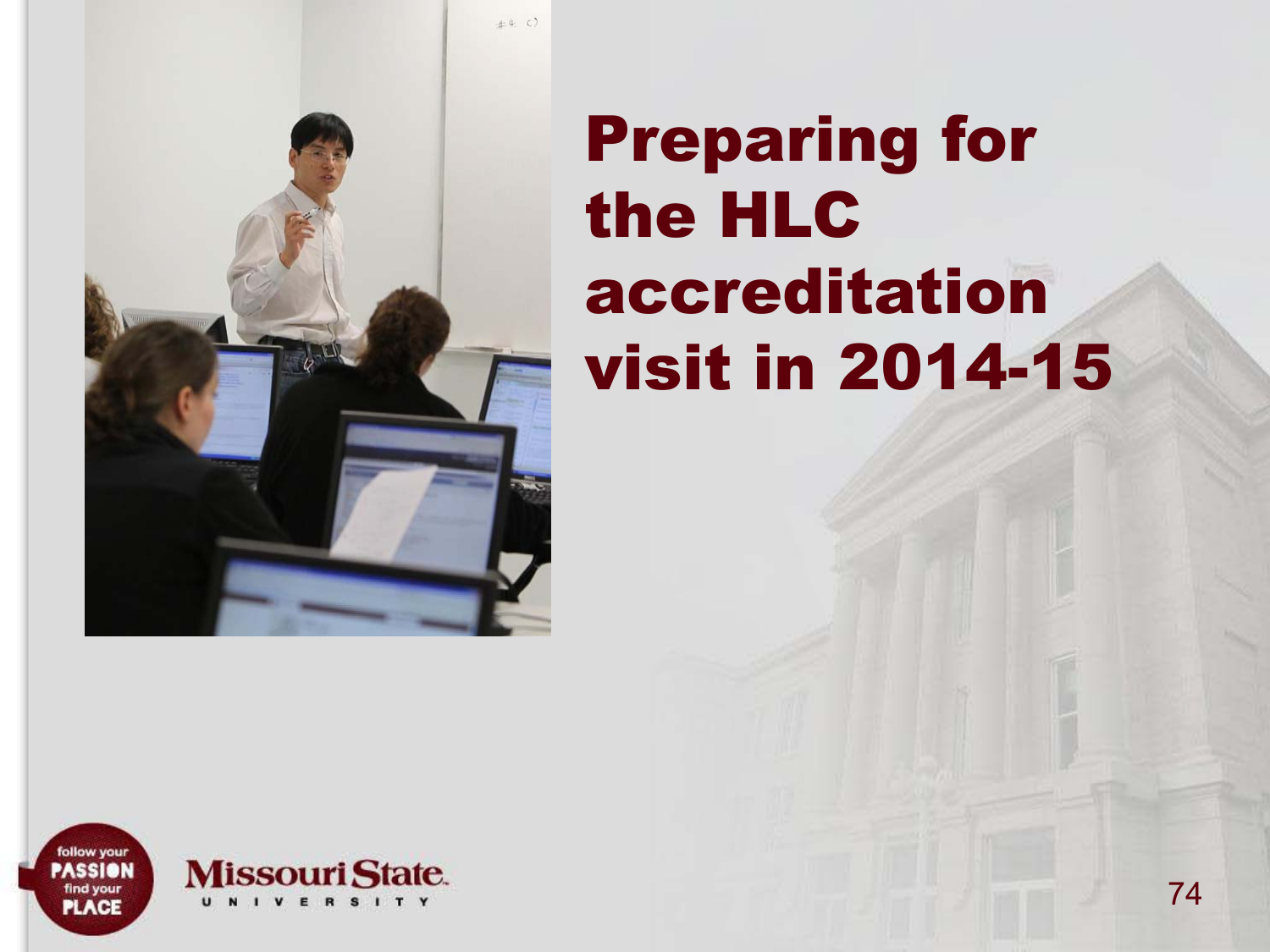# Preparing for the HLC accreditation visit in 2014-15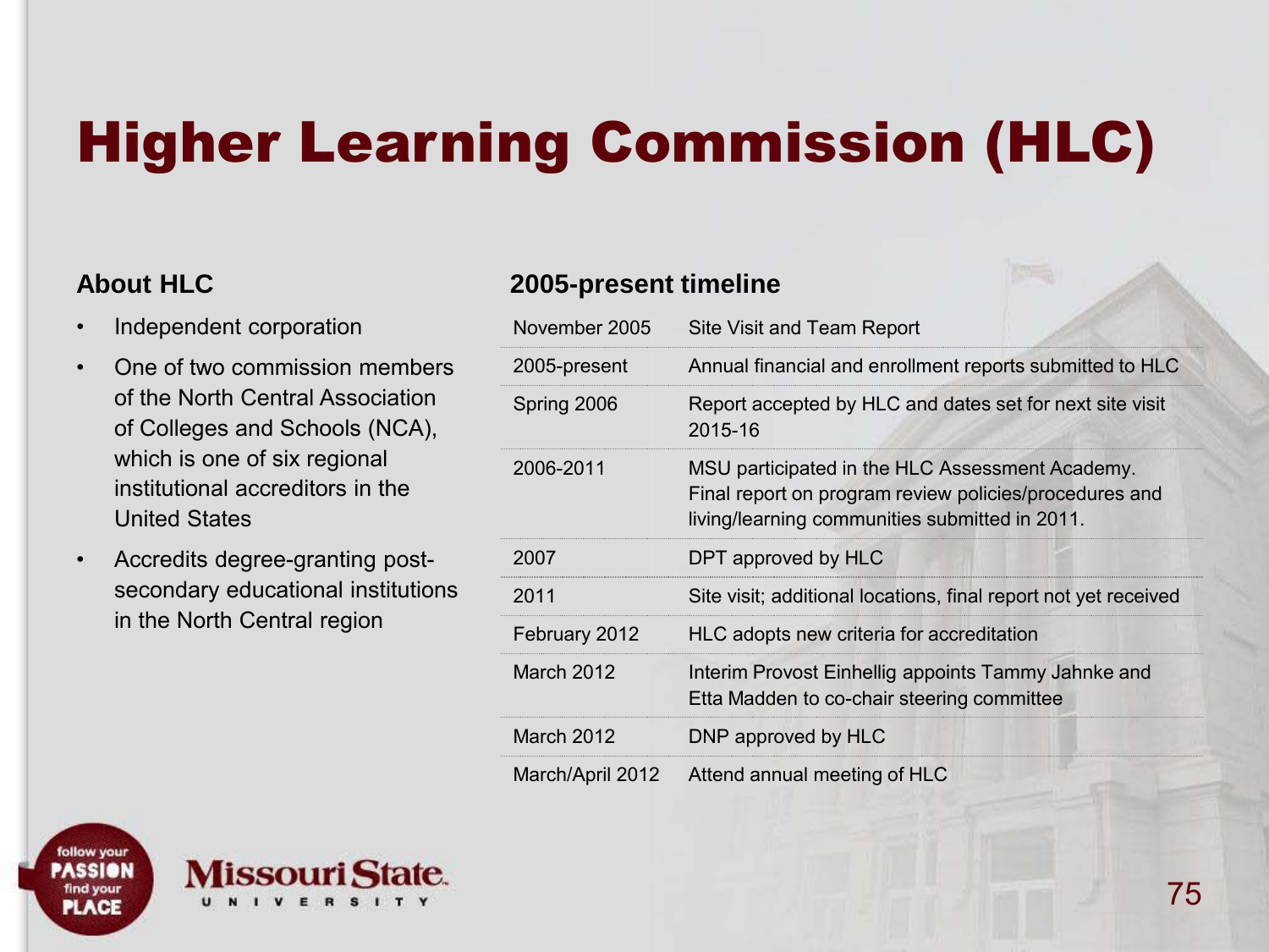# Higher Learning Commission (HLC)

### About HLC

- Independent corporation
- One of two commission members of the North Central Association of Colleges and Schools (NCA), which is one of six regional institutional accreditors in the United States
- Accredits degree-granting post-secondary educational institutions in the North Central region

### 2005-present timeline

| | |
|---|---|
| November 2005 | Site Visit and Team Report |
| 2005-present | Annual financial and enrollment reports submitted to HLC |
| Spring 2006 | Report accepted by HLC and dates set for next site visit 2015-16 |
| 2006-2011 | MSU participated in the HLC Assessment Academy. Final report on program review policies/procedures and living/learning communities submitted in 2011. |
| 2007 | DPT approved by HLC |
| 2011 | Site visit; additional locations, final report not yet received |
| February 2012 | HLC adopts new criteria for accreditation |
| March 2012 | Interim Provost Einhellig appoints Tammy Jahnke and Etta Madden to co-chair steering committee |
| March 2012 | DNP approved by HLC |
| March/April 2012 | Attend annual meeting of HLC |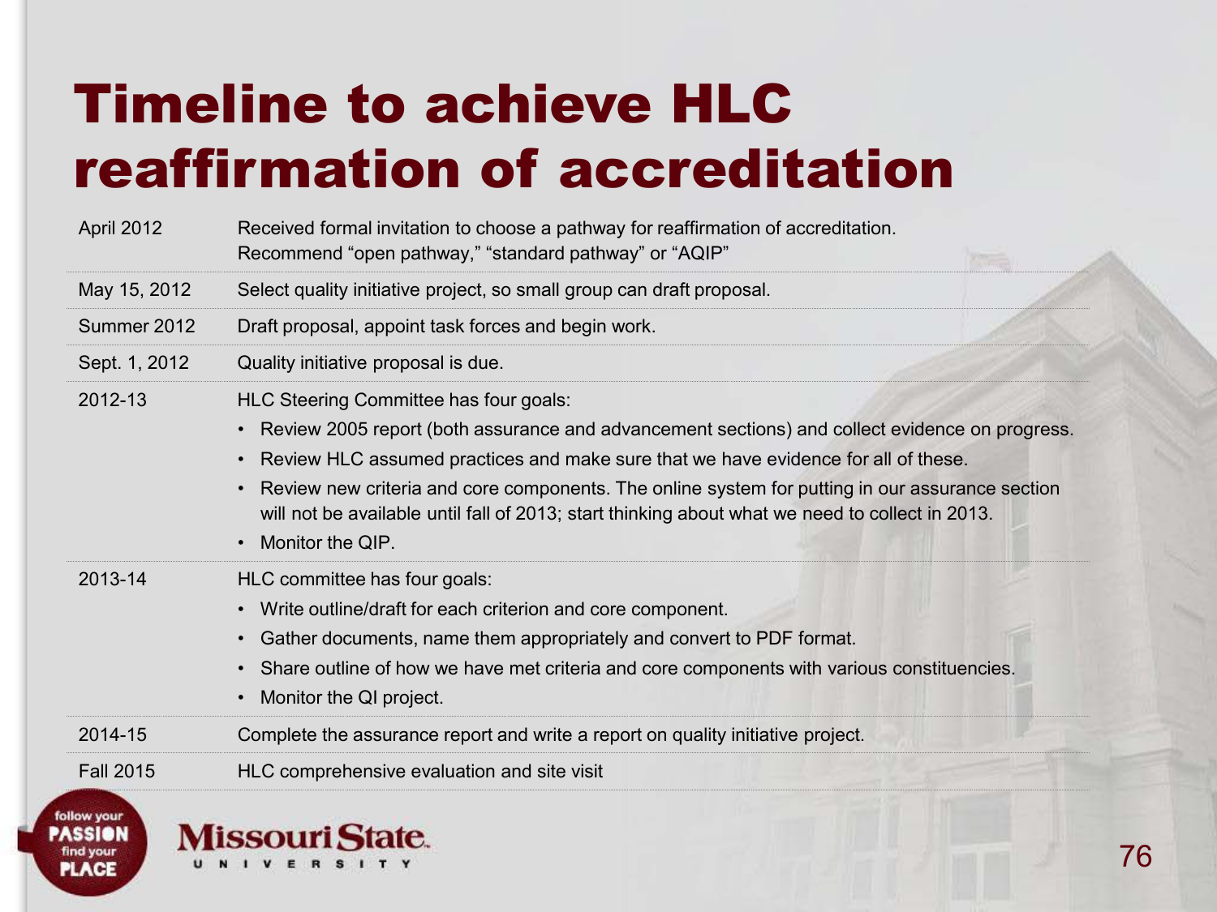# Timeline to achieve HLC reaffirmation of accreditation

| | |
|---|---|
| April 2012 | Received formal invitation to choose a pathway for reaffirmation of accreditation. Recommend "open pathway," "standard pathway" or "AQIP" |
| May 15, 2012 | Select quality initiative project, so small group can draft proposal. |
| Summer 2012 | Draft proposal, appoint task forces and begin work. |
| Sept. 1, 2012 | Quality initiative proposal is due. |
| 2012-13 | HLC Steering Committee has four goals:<br>• Review 2005 report (both assurance and advancement sections) and collect evidence on progress.<br>• Review HLC assumed practices and make sure that we have evidence for all of these.<br>• Review new criteria and core components. The online system for putting in our assurance section will not be available until fall of 2013; start thinking about what we need to collect in 2013.<br>• Monitor the QIP. |
| 2013-14 | HLC committee has four goals:<br>• Write outline/draft for each criterion and core component.<br>• Gather documents, name them appropriately and convert to PDF format.<br>• Share outline of how we have met criteria and core components with various constituencies.<br>• Monitor the QI project. |
| 2014-15 | Complete the assurance report and write a report on quality initiative project. |
| Fall 2015 | HLC comprehensive evaluation and site visit |

follow your PASSION find your PLACE

Missouri State UNIVERSITY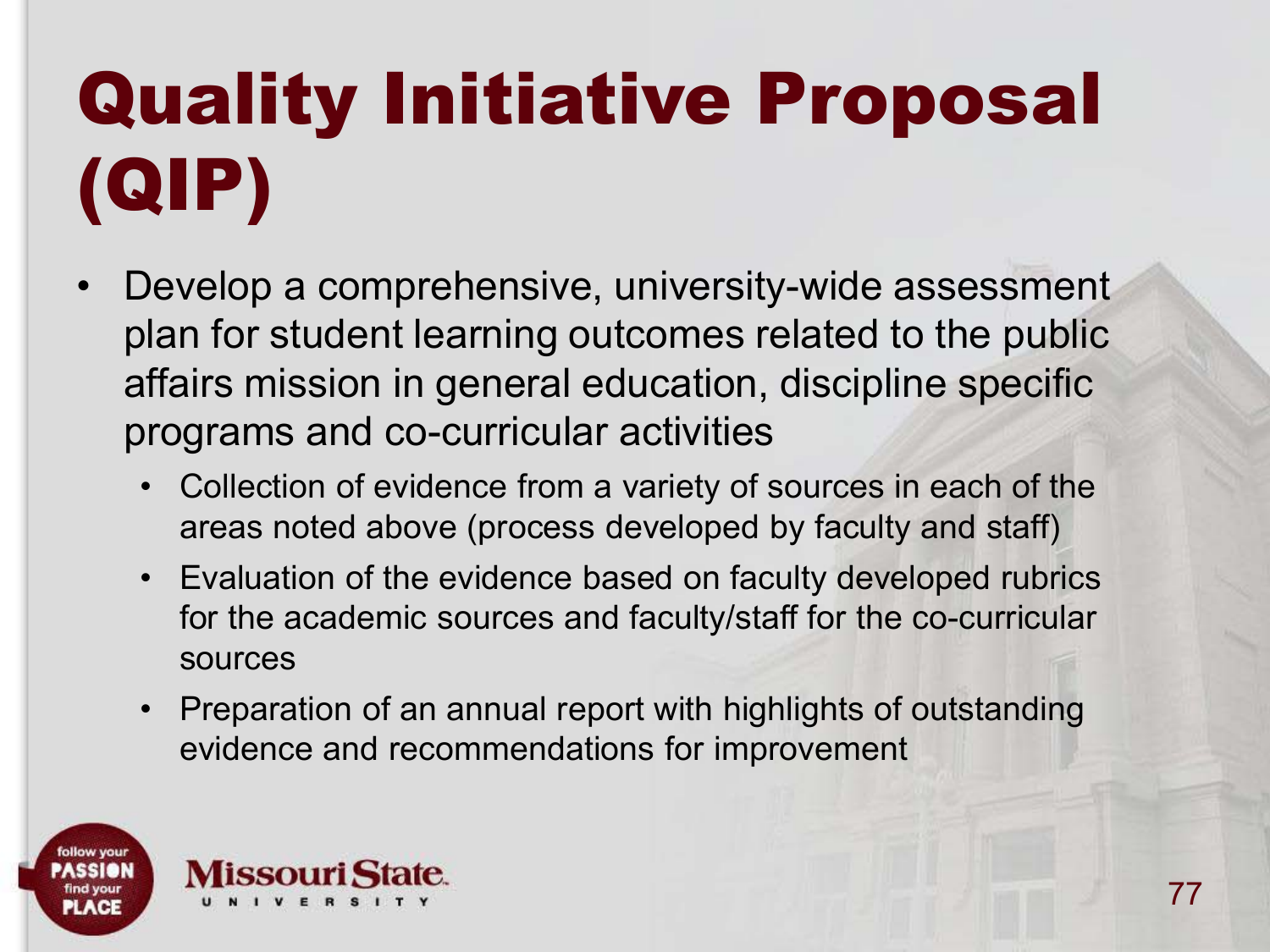# Quality Initiative Proposal (QIP)

- Develop a comprehensive, university-wide assessment plan for student learning outcomes related to the public affairs mission in general education, discipline specific programs and co-curricular activities
  - Collection of evidence from a variety of sources in each of the areas noted above (process developed by faculty and staff)
  - Evaluation of the evidence based on faculty developed rubrics for the academic sources and faculty/staff for the co-curricular sources
  - Preparation of an annual report with highlights of outstanding evidence and recommendations for improvement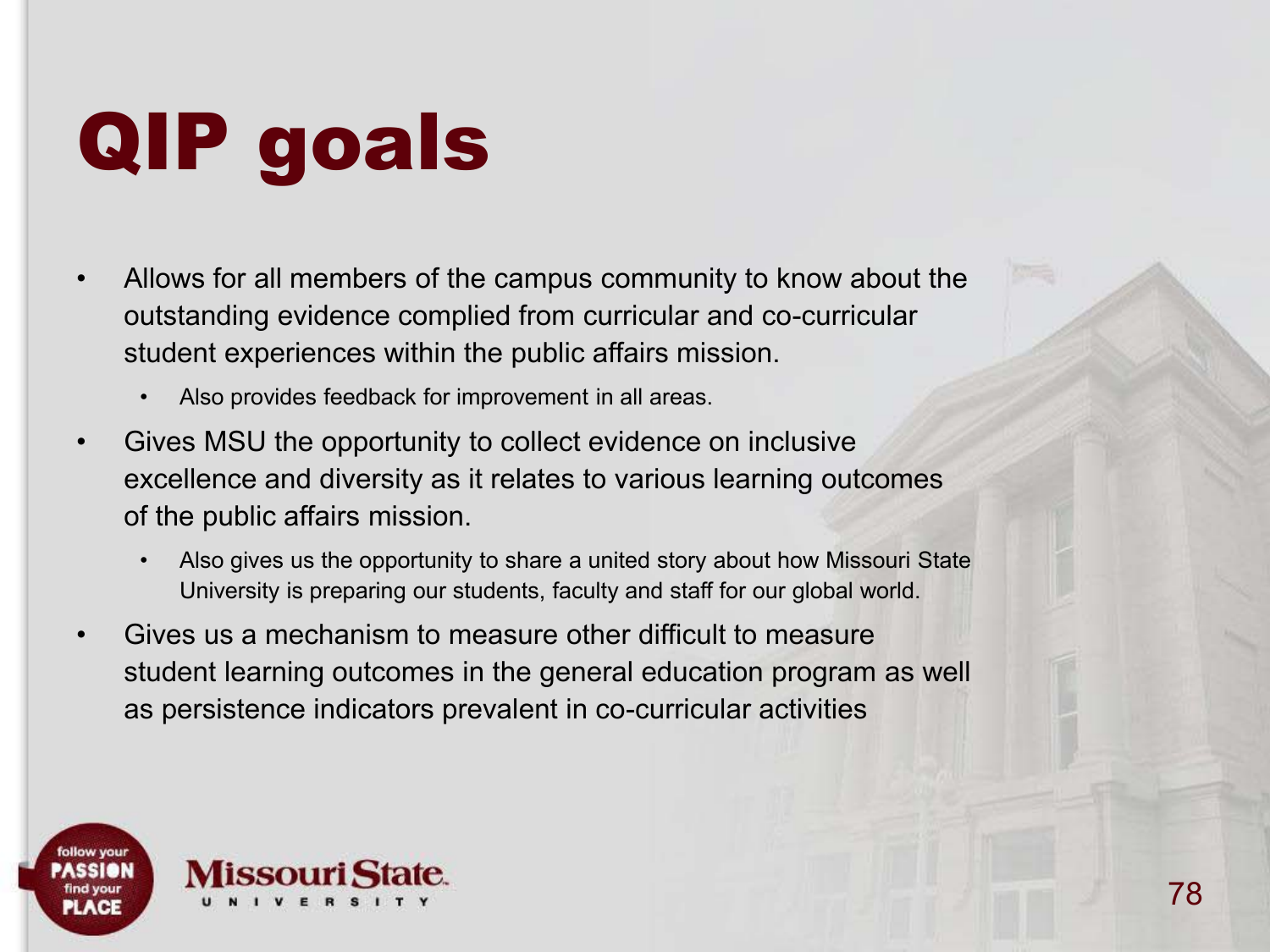# QIP goals

- Allows for all members of the campus community to know about the outstanding evidence complied from curricular and co-curricular student experiences within the public affairs mission.
  - Also provides feedback for improvement in all areas.
- Gives MSU the opportunity to collect evidence on inclusive excellence and diversity as it relates to various learning outcomes of the public affairs mission.
  - Also gives us the opportunity to share a united story about how Missouri State University is preparing our students, faculty and staff for our global world.
- Gives us a mechanism to measure other difficult to measure student learning outcomes in the general education program as well as persistence indicators prevalent in co-curricular activities